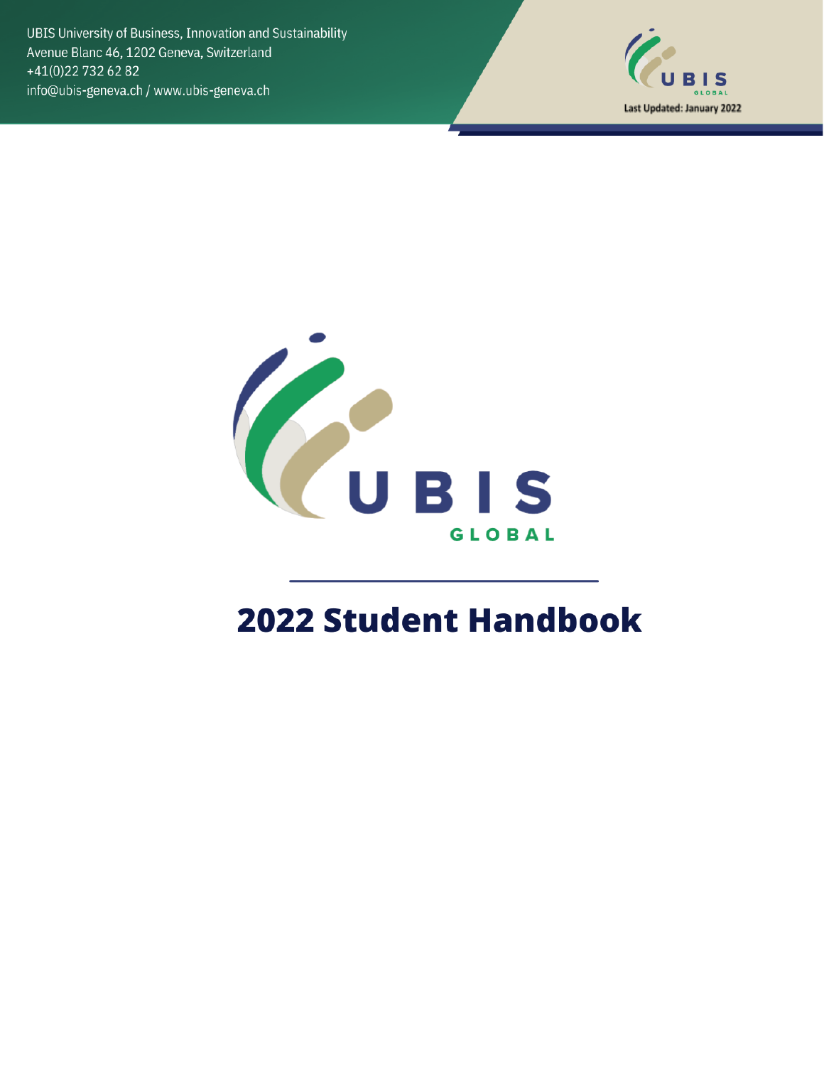UBIS University of Business, Innovation and Sustainability
Avenue Blanc 46, 1202 Geneva, Switzerland
+41(0)22 732 62 82
info@ubis-geneva.ch / www.ubis-geneva.ch

Last Updated: January 2022

UBIS GLOBAL

# 2022 Student Handbook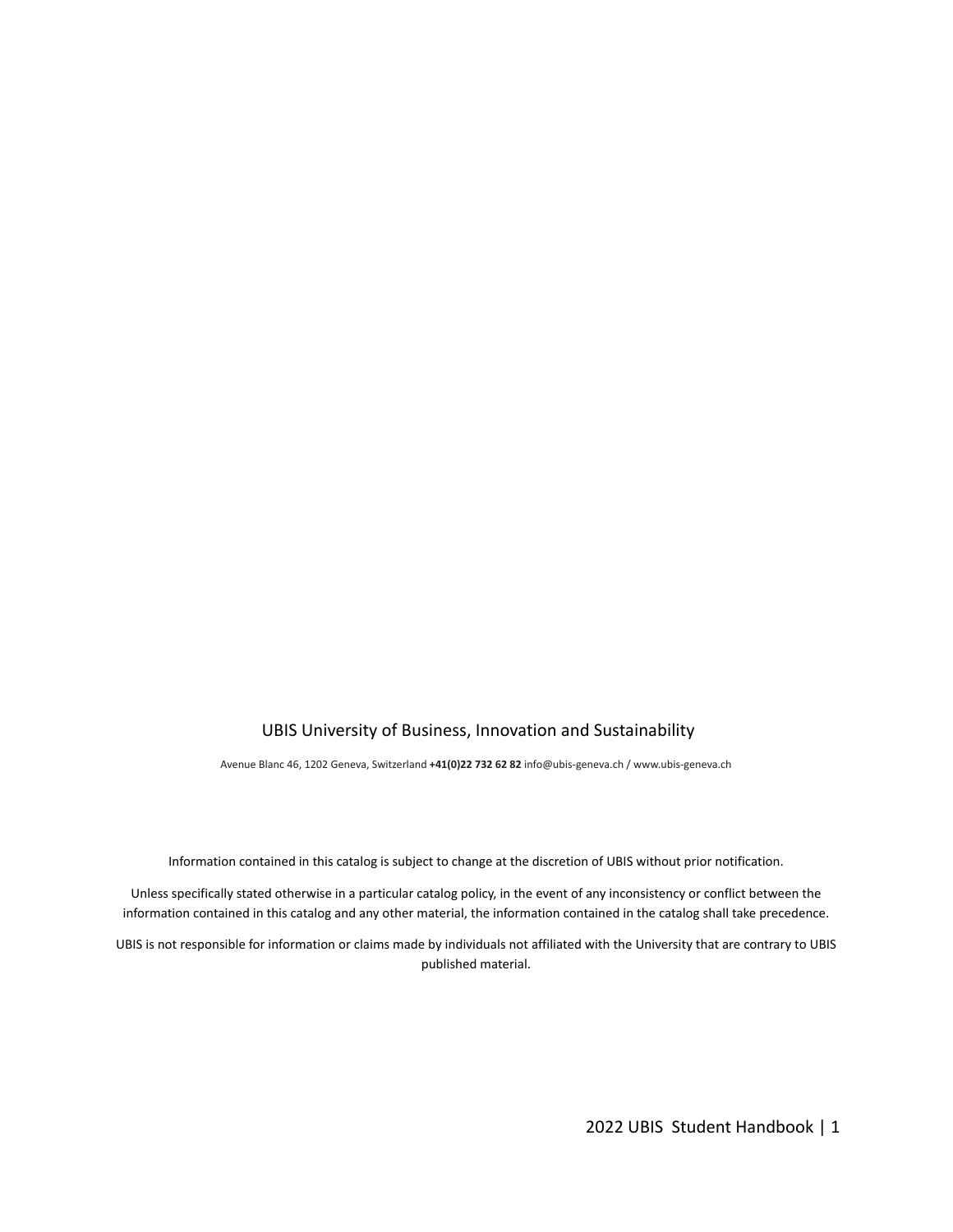UBIS University of Business, Innovation and Sustainability

Avenue Blanc 46, 1202 Geneva, Switzerland **+41(0)22 732 62 82** info@ubis-geneva.ch / www.ubis-geneva.ch

Information contained in this catalog is subject to change at the discretion of UBIS without prior notification.

Unless specifically stated otherwise in a particular catalog policy, in the event of any inconsistency or conflict between the information contained in this catalog and any other material, the information contained in the catalog shall take precedence.

UBIS is not responsible for information or claims made by individuals not affiliated with the University that are contrary to UBIS published material.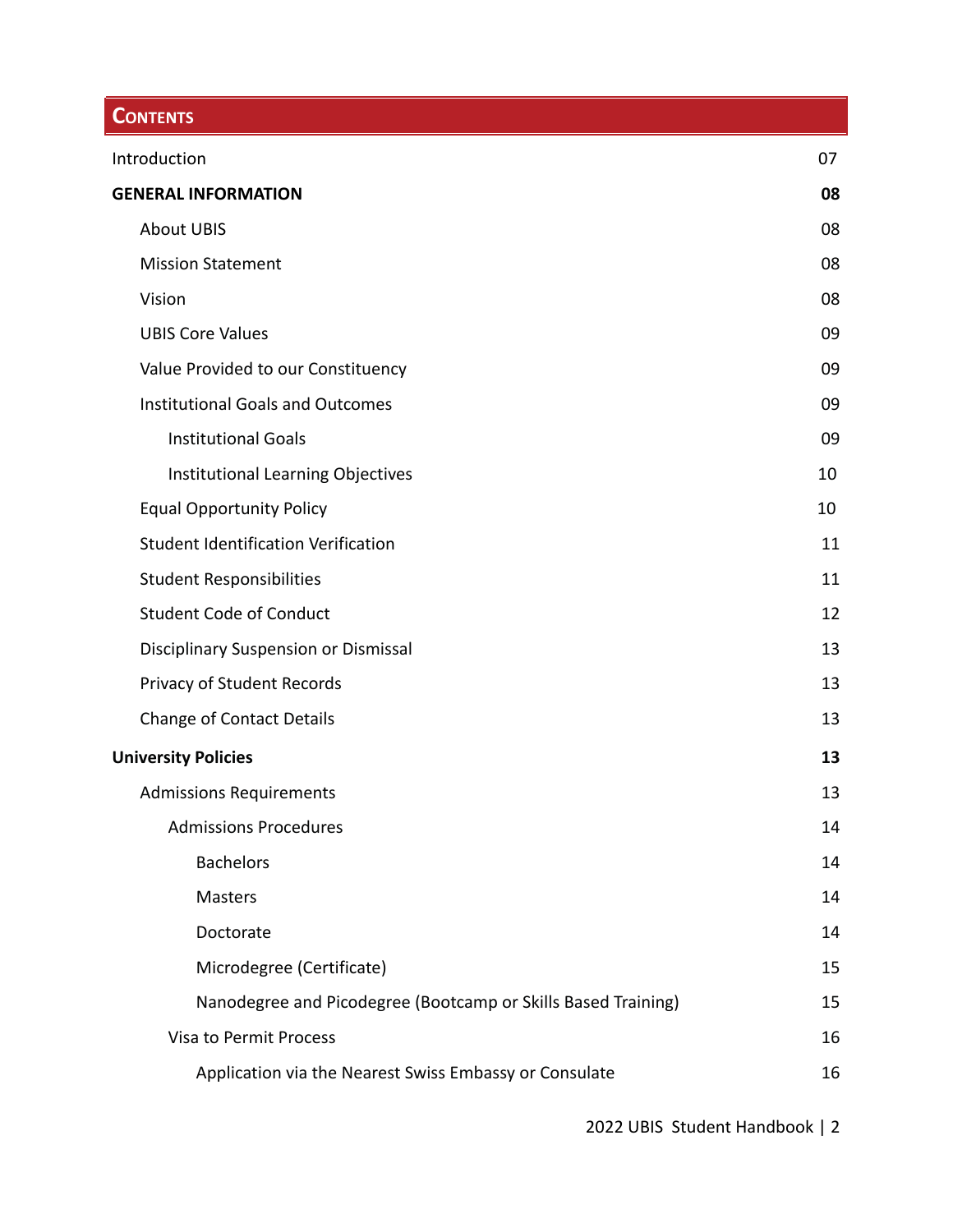## Contents

| | |
|---|---|
| Introduction | 07 |
| **GENERAL INFORMATION** | **08** |
| About UBIS | 08 |
| Mission Statement | 08 |
| Vision | 08 |
| UBIS Core Values | 09 |
| Value Provided to our Constituency | 09 |
| Institutional Goals and Outcomes | 09 |
| Institutional Goals | 09 |
| Institutional Learning Objectives | 10 |
| Equal Opportunity Policy | 10 |
| Student Identification Verification | 11 |
| Student Responsibilities | 11 |
| Student Code of Conduct | 12 |
| Disciplinary Suspension or Dismissal | 13 |
| Privacy of Student Records | 13 |
| Change of Contact Details | 13 |
| **University Policies** | **13** |
| Admissions Requirements | 13 |
| Admissions Procedures | 14 |
| Bachelors | 14 |
| Masters | 14 |
| Doctorate | 14 |
| Microdegree (Certificate) | 15 |
| Nanodegree and Picodegree (Bootcamp or Skills Based Training) | 15 |
| Visa to Permit Process | 16 |
| Application via the Nearest Swiss Embassy or Consulate | 16 |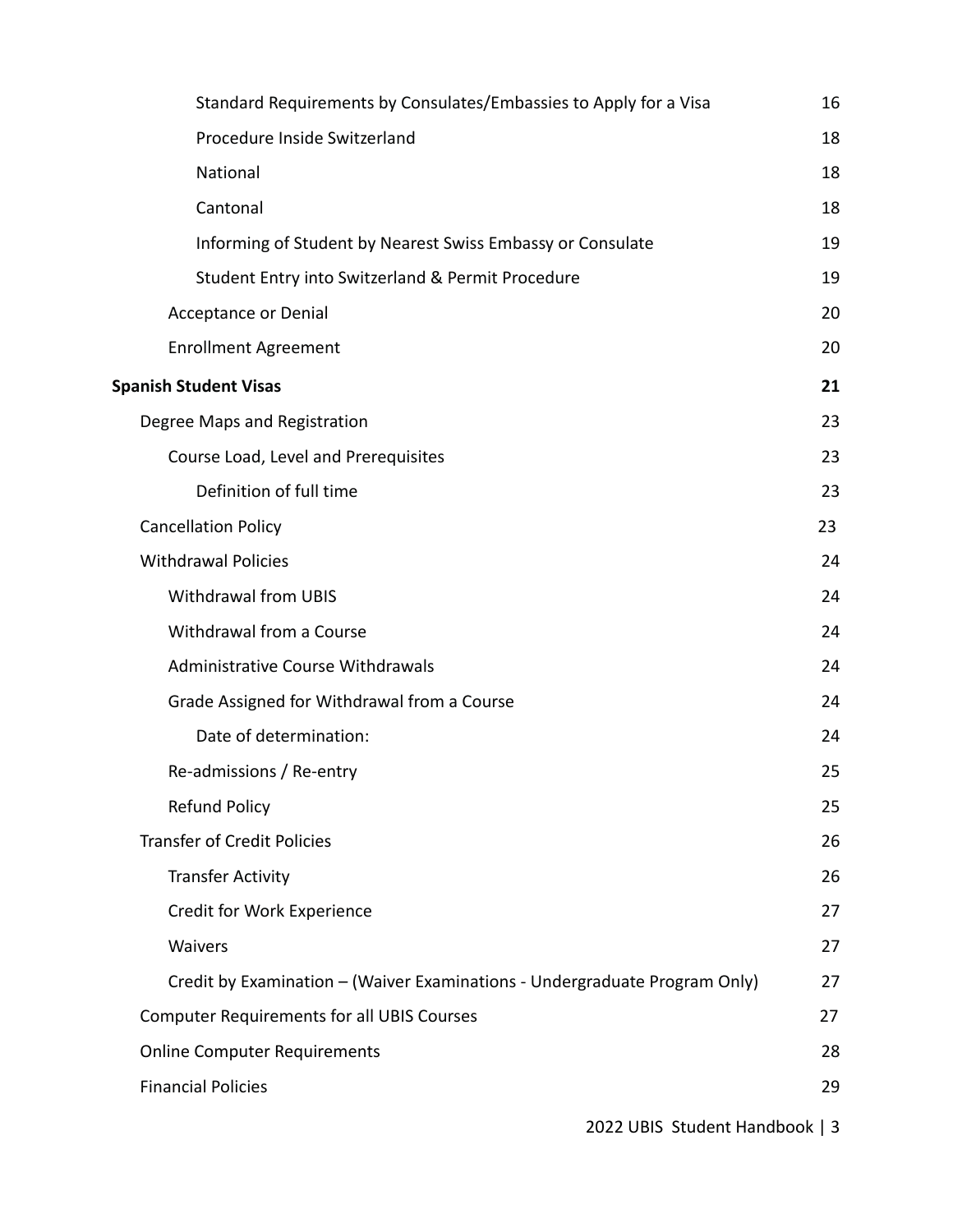- Standard Requirements by Consulates/Embassies to Apply for a Visa 16
- Procedure Inside Switzerland 18
- National 18
- Cantonal 18
- Informing of Student by Nearest Swiss Embassy or Consulate 19
- Student Entry into Switzerland & Permit Procedure 19
- Acceptance or Denial 20
- Enrollment Agreement 20

**Spanish Student Visas 21**

- Degree Maps and Registration 23
  - Course Load, Level and Prerequisites 23
    - Definition of full time 23
- Cancellation Policy 23
- Withdrawal Policies 24
  - Withdrawal from UBIS 24
  - Withdrawal from a Course 24
  - Administrative Course Withdrawals 24
  - Grade Assigned for Withdrawal from a Course 24
    - Date of determination: 24
  - Re-admissions / Re-entry 25
  - Refund Policy 25
- Transfer of Credit Policies 26
  - Transfer Activity 26
  - Credit for Work Experience 27
  - Waivers 27
  - Credit by Examination – (Waiver Examinations - Undergraduate Program Only) 27
- Computer Requirements for all UBIS Courses 27
- Online Computer Requirements 28
- Financial Policies 29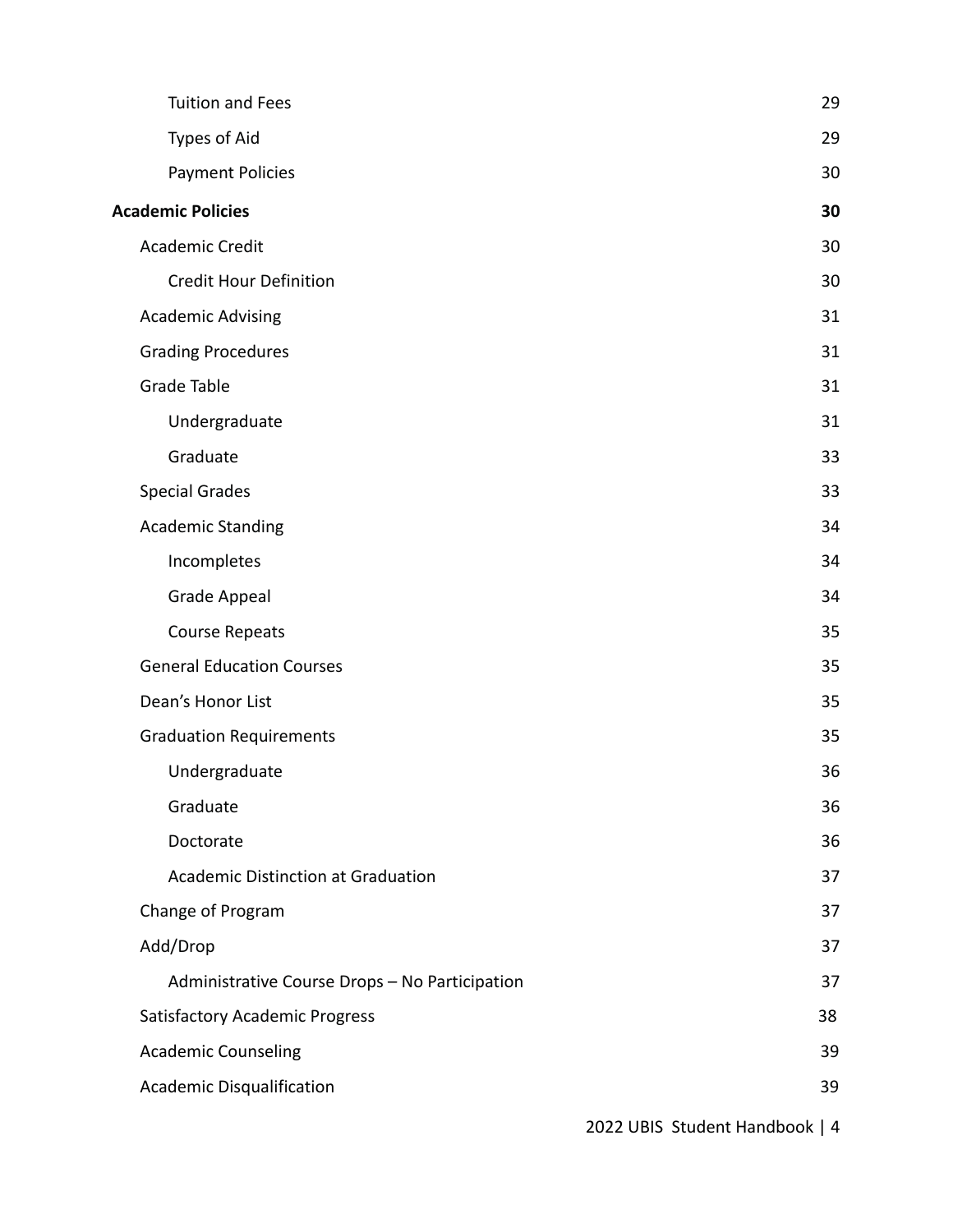| | |
|---|---|
| Tuition and Fees | 29 |
| Types of Aid | 29 |
| Payment Policies | 30 |
| **Academic Policies** | **30** |
| Academic Credit | 30 |
| Credit Hour Definition | 30 |
| Academic Advising | 31 |
| Grading Procedures | 31 |
| Grade Table | 31 |
| Undergraduate | 31 |
| Graduate | 33 |
| Special Grades | 33 |
| Academic Standing | 34 |
| Incompletes | 34 |
| Grade Appeal | 34 |
| Course Repeats | 35 |
| General Education Courses | 35 |
| Dean's Honor List | 35 |
| Graduation Requirements | 35 |
| Undergraduate | 36 |
| Graduate | 36 |
| Doctorate | 36 |
| Academic Distinction at Graduation | 37 |
| Change of Program | 37 |
| Add/Drop | 37 |
| Administrative Course Drops – No Participation | 37 |
| Satisfactory Academic Progress | 38 |
| Academic Counseling | 39 |
| Academic Disqualification | 39 |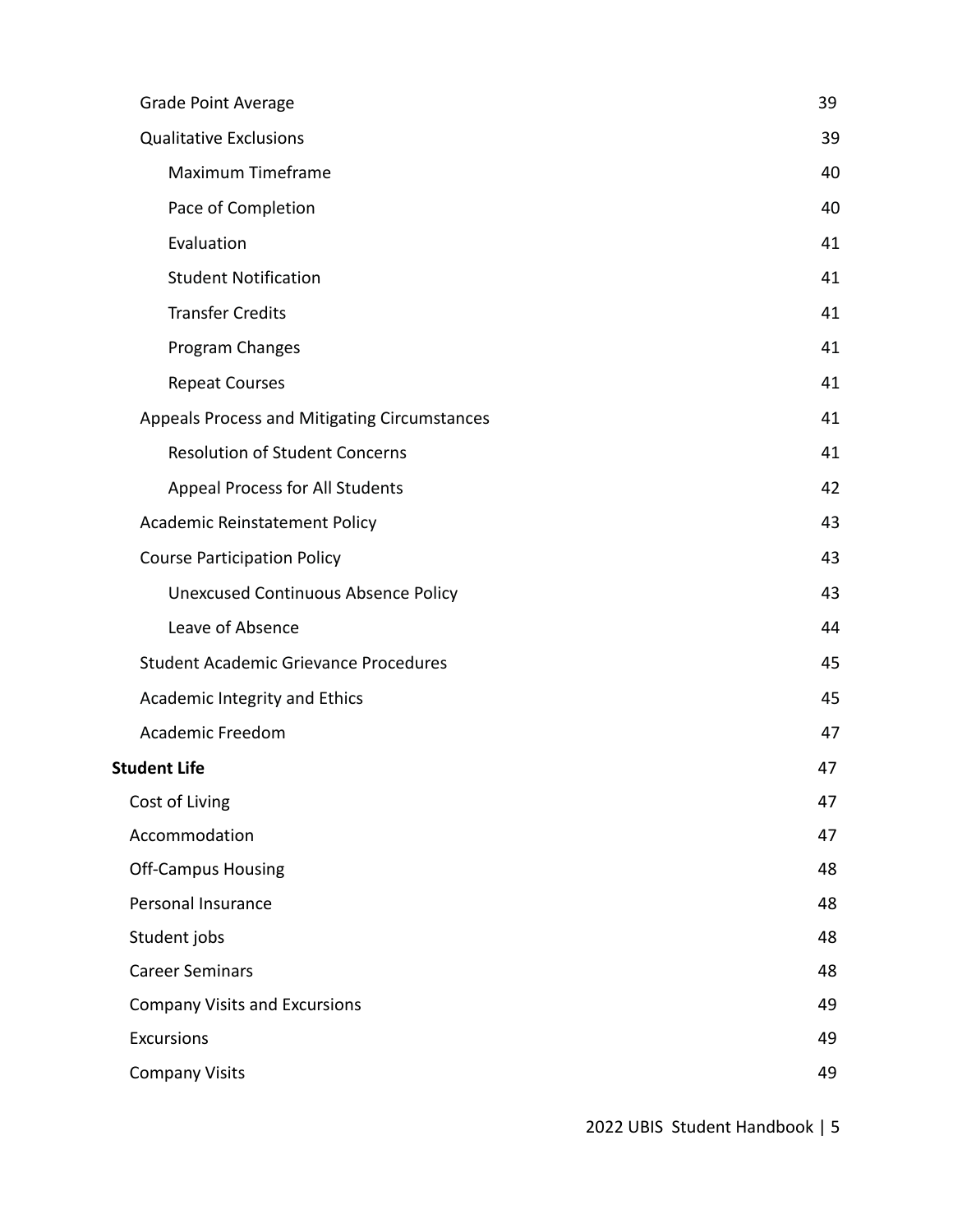| | |
|---|---|
| Grade Point Average | 39 |
| Qualitative Exclusions | 39 |
| Maximum Timeframe | 40 |
| Pace of Completion | 40 |
| Evaluation | 41 |
| Student Notification | 41 |
| Transfer Credits | 41 |
| Program Changes | 41 |
| Repeat Courses | 41 |
| Appeals Process and Mitigating Circumstances | 41 |
| Resolution of Student Concerns | 41 |
| Appeal Process for All Students | 42 |
| Academic Reinstatement Policy | 43 |
| Course Participation Policy | 43 |
| Unexcused Continuous Absence Policy | 43 |
| Leave of Absence | 44 |
| Student Academic Grievance Procedures | 45 |
| Academic Integrity and Ethics | 45 |
| Academic Freedom | 47 |
| **Student Life** | 47 |
| Cost of Living | 47 |
| Accommodation | 47 |
| Off-Campus Housing | 48 |
| Personal Insurance | 48 |
| Student jobs | 48 |
| Career Seminars | 48 |
| Company Visits and Excursions | 49 |
| Excursions | 49 |
| Company Visits | 49 |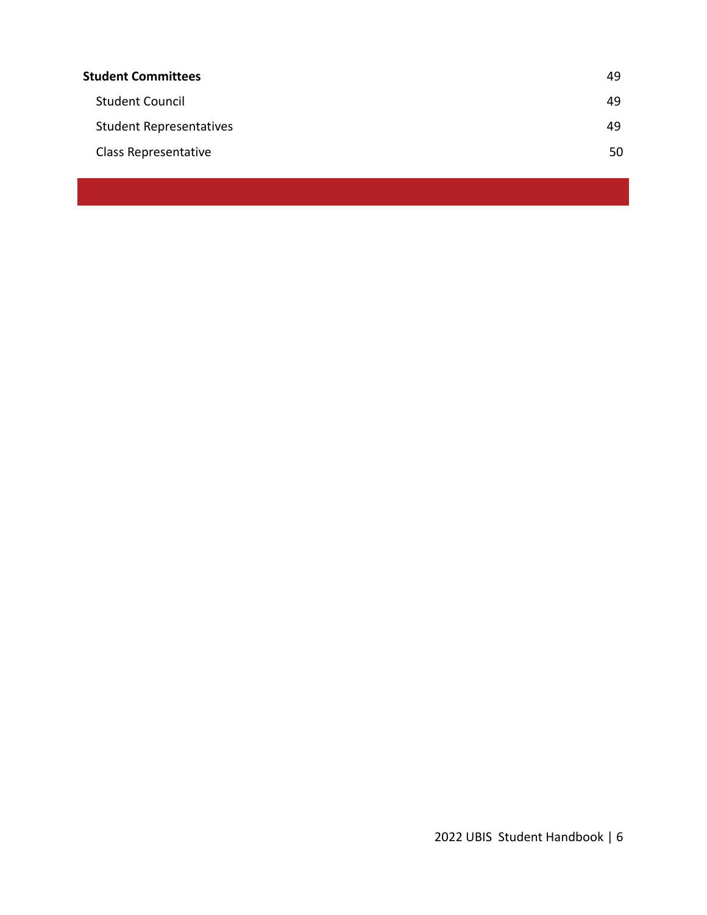| | |
|---|---|
| **Student Committees** | 49 |
| Student Council | 49 |
| Student Representatives | 49 |
| Class Representative | 50 |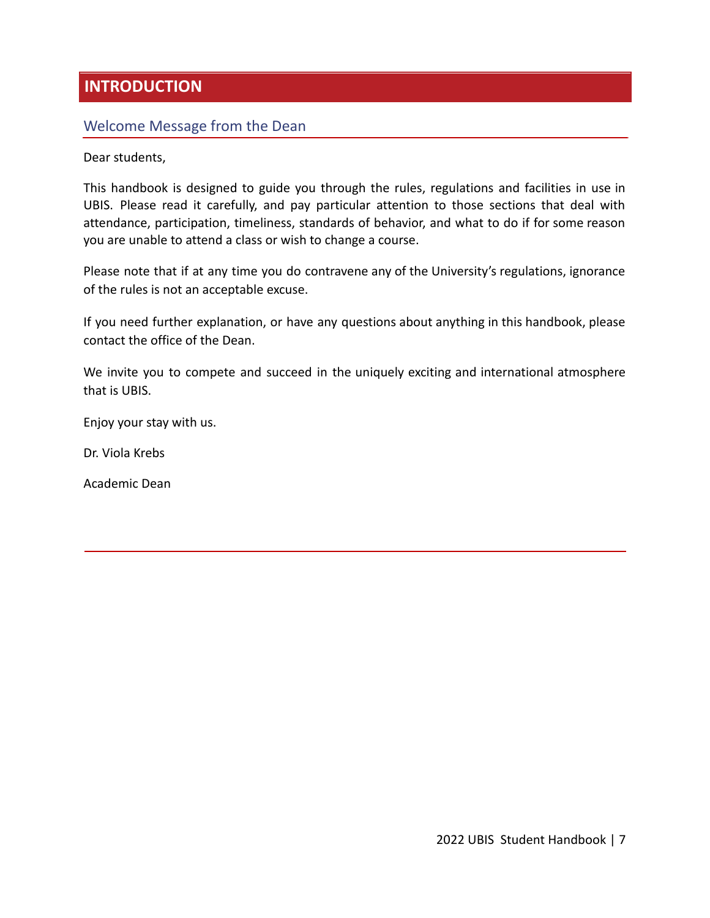# INTRODUCTION

## Welcome Message from the Dean

Dear students,

This handbook is designed to guide you through the rules, regulations and facilities in use in UBIS. Please read it carefully, and pay particular attention to those sections that deal with attendance, participation, timeliness, standards of behavior, and what to do if for some reason you are unable to attend a class or wish to change a course.

Please note that if at any time you do contravene any of the University's regulations, ignorance of the rules is not an acceptable excuse.

If you need further explanation, or have any questions about anything in this handbook, please contact the office of the Dean.

We invite you to compete and succeed in the uniquely exciting and international atmosphere that is UBIS.

Enjoy your stay with us.

Dr. Viola Krebs

Academic Dean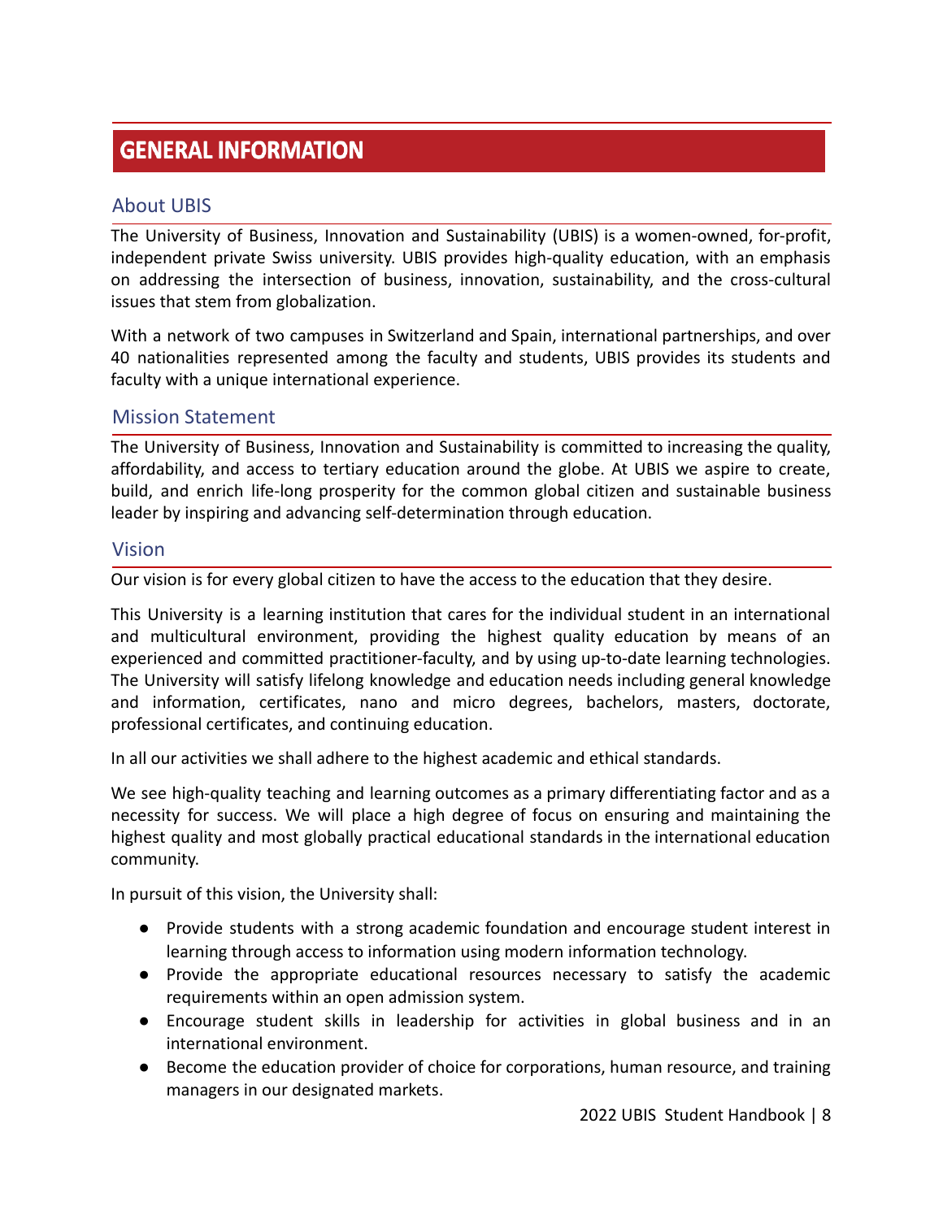# GENERAL INFORMATION

## About UBIS

The University of Business, Innovation and Sustainability (UBIS) is a women-owned, for-profit, independent private Swiss university. UBIS provides high-quality education, with an emphasis on addressing the intersection of business, innovation, sustainability, and the cross-cultural issues that stem from globalization.

With a network of two campuses in Switzerland and Spain, international partnerships, and over 40 nationalities represented among the faculty and students, UBIS provides its students and faculty with a unique international experience.

## Mission Statement

The University of Business, Innovation and Sustainability is committed to increasing the quality, affordability, and access to tertiary education around the globe. At UBIS we aspire to create, build, and enrich life-long prosperity for the common global citizen and sustainable business leader by inspiring and advancing self-determination through education.

## Vision

Our vision is for every global citizen to have the access to the education that they desire.

This University is a learning institution that cares for the individual student in an international and multicultural environment, providing the highest quality education by means of an experienced and committed practitioner-faculty, and by using up-to-date learning technologies. The University will satisfy lifelong knowledge and education needs including general knowledge and information, certificates, nano and micro degrees, bachelors, masters, doctorate, professional certificates, and continuing education.

In all our activities we shall adhere to the highest academic and ethical standards.

We see high-quality teaching and learning outcomes as a primary differentiating factor and as a necessity for success. We will place a high degree of focus on ensuring and maintaining the highest quality and most globally practical educational standards in the international education community.

In pursuit of this vision, the University shall:

- Provide students with a strong academic foundation and encourage student interest in learning through access to information using modern information technology.
- Provide the appropriate educational resources necessary to satisfy the academic requirements within an open admission system.
- Encourage student skills in leadership for activities in global business and in an international environment.
- Become the education provider of choice for corporations, human resource, and training managers in our designated markets.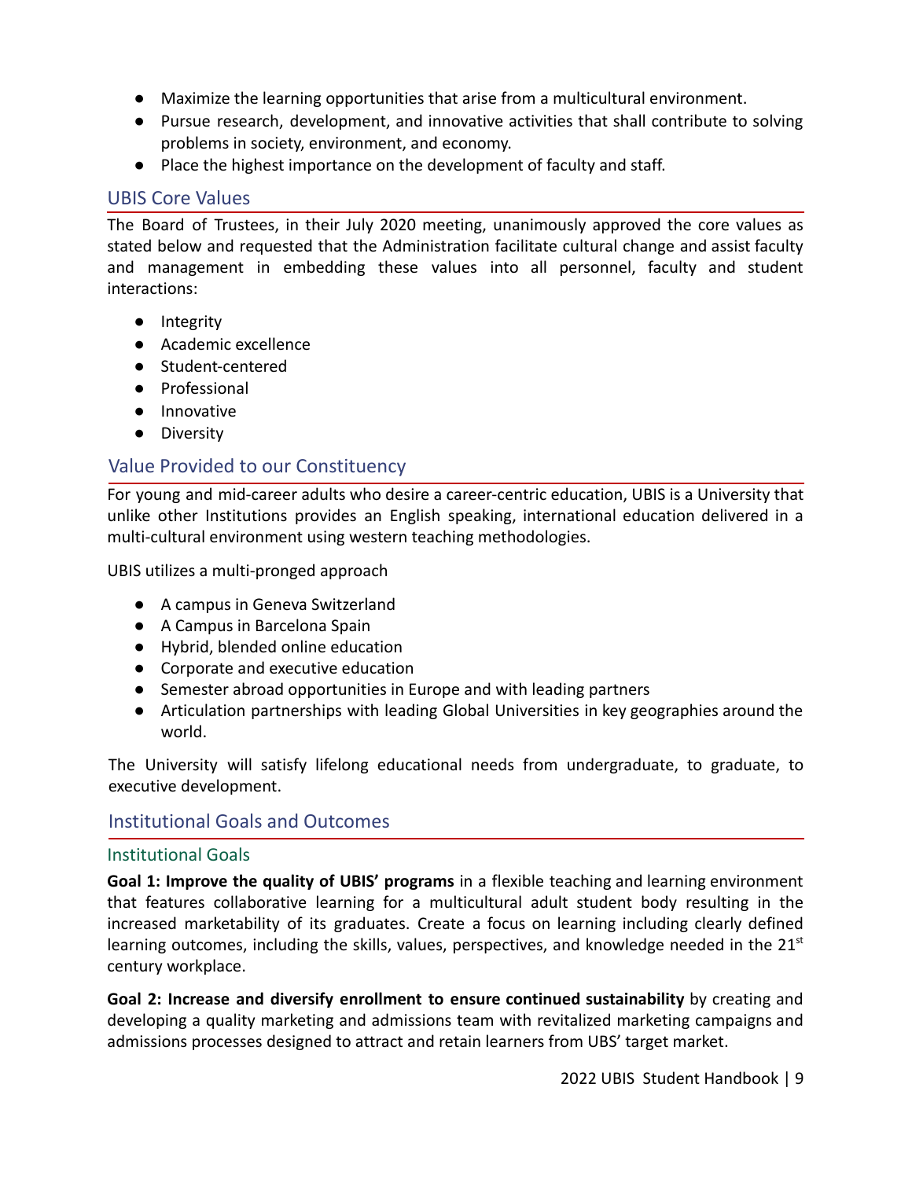- Maximize the learning opportunities that arise from a multicultural environment.
- Pursue research, development, and innovative activities that shall contribute to solving problems in society, environment, and economy.
- Place the highest importance on the development of faculty and staff.

## UBIS Core Values

The Board of Trustees, in their July 2020 meeting, unanimously approved the core values as stated below and requested that the Administration facilitate cultural change and assist faculty and management in embedding these values into all personnel, faculty and student interactions:

- Integrity
- Academic excellence
- Student-centered
- Professional
- Innovative
- Diversity

## Value Provided to our Constituency

For young and mid-career adults who desire a career-centric education, UBIS is a University that unlike other Institutions provides an English speaking, international education delivered in a multi-cultural environment using western teaching methodologies.

UBIS utilizes a multi-pronged approach

- A campus in Geneva Switzerland
- A Campus in Barcelona Spain
- Hybrid, blended online education
- Corporate and executive education
- Semester abroad opportunities in Europe and with leading partners
- Articulation partnerships with leading Global Universities in key geographies around the world.

The University will satisfy lifelong educational needs from undergraduate, to graduate, to executive development.

## Institutional Goals and Outcomes

### Institutional Goals

**Goal 1: Improve the quality of UBIS' programs** in a flexible teaching and learning environment that features collaborative learning for a multicultural adult student body resulting in the increased marketability of its graduates. Create a focus on learning including clearly defined learning outcomes, including the skills, values, perspectives, and knowledge needed in the 21st century workplace.

**Goal 2: Increase and diversify enrollment to ensure continued sustainability** by creating and developing a quality marketing and admissions team with revitalized marketing campaigns and admissions processes designed to attract and retain learners from UBS' target market.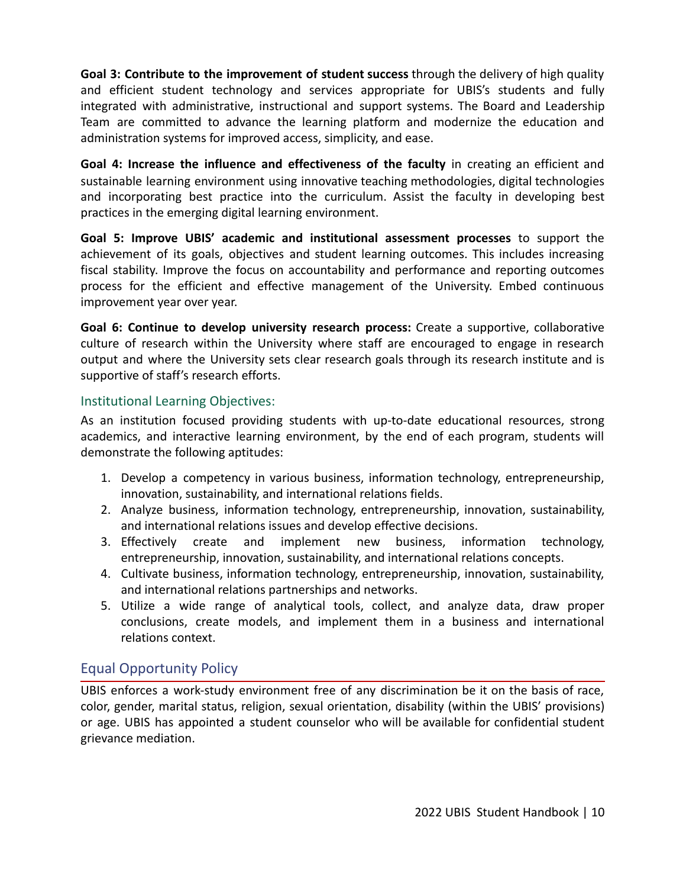**Goal 3: Contribute to the improvement of student success** through the delivery of high quality and efficient student technology and services appropriate for UBIS's students and fully integrated with administrative, instructional and support systems. The Board and Leadership Team are committed to advance the learning platform and modernize the education and administration systems for improved access, simplicity, and ease.

**Goal 4: Increase the influence and effectiveness of the faculty** in creating an efficient and sustainable learning environment using innovative teaching methodologies, digital technologies and incorporating best practice into the curriculum. Assist the faculty in developing best practices in the emerging digital learning environment.

**Goal 5: Improve UBIS' academic and institutional assessment processes** to support the achievement of its goals, objectives and student learning outcomes. This includes increasing fiscal stability. Improve the focus on accountability and performance and reporting outcomes process for the efficient and effective management of the University. Embed continuous improvement year over year.

**Goal 6: Continue to develop university research process:** Create a supportive, collaborative culture of research within the University where staff are encouraged to engage in research output and where the University sets clear research goals through its research institute and is supportive of staff's research efforts.

### Institutional Learning Objectives:

As an institution focused providing students with up-to-date educational resources, strong academics, and interactive learning environment, by the end of each program, students will demonstrate the following aptitudes:

1. Develop a competency in various business, information technology, entrepreneurship, innovation, sustainability, and international relations fields.
2. Analyze business, information technology, entrepreneurship, innovation, sustainability, and international relations issues and develop effective decisions.
3. Effectively create and implement new business, information technology, entrepreneurship, innovation, sustainability, and international relations concepts.
4. Cultivate business, information technology, entrepreneurship, innovation, sustainability, and international relations partnerships and networks.
5. Utilize a wide range of analytical tools, collect, and analyze data, draw proper conclusions, create models, and implement them in a business and international relations context.

## Equal Opportunity Policy

UBIS enforces a work-study environment free of any discrimination be it on the basis of race, color, gender, marital status, religion, sexual orientation, disability (within the UBIS' provisions) or age. UBIS has appointed a student counselor who will be available for confidential student grievance mediation.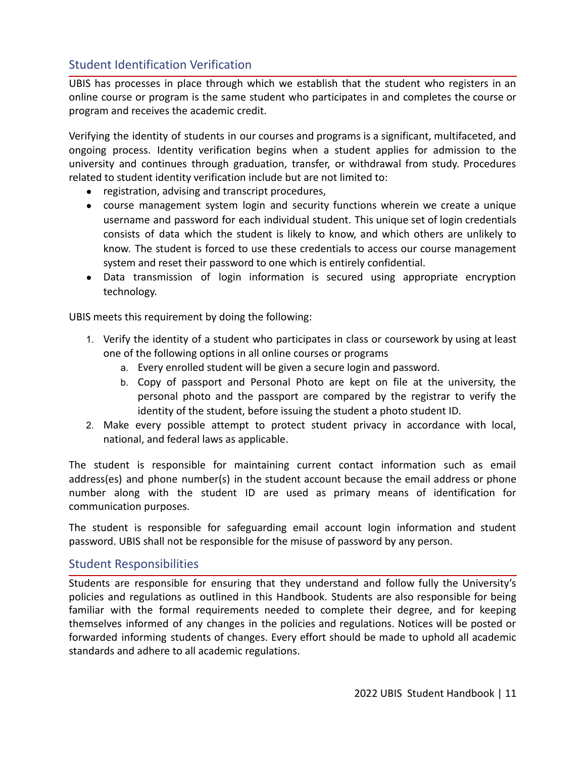## Student Identification Verification

UBIS has processes in place through which we establish that the student who registers in an online course or program is the same student who participates in and completes the course or program and receives the academic credit.

Verifying the identity of students in our courses and programs is a significant, multifaceted, and ongoing process. Identity verification begins when a student applies for admission to the university and continues through graduation, transfer, or withdrawal from study. Procedures related to student identity verification include but are not limited to:

- registration, advising and transcript procedures,
- course management system login and security functions wherein we create a unique username and password for each individual student. This unique set of login credentials consists of data which the student is likely to know, and which others are unlikely to know. The student is forced to use these credentials to access our course management system and reset their password to one which is entirely confidential.
- Data transmission of login information is secured using appropriate encryption technology.

UBIS meets this requirement by doing the following:

1. Verify the identity of a student who participates in class or coursework by using at least one of the following options in all online courses or programs
   a. Every enrolled student will be given a secure login and password.
   b. Copy of passport and Personal Photo are kept on file at the university, the personal photo and the passport are compared by the registrar to verify the identity of the student, before issuing the student a photo student ID.
2. Make every possible attempt to protect student privacy in accordance with local, national, and federal laws as applicable.

The student is responsible for maintaining current contact information such as email address(es) and phone number(s) in the student account because the email address or phone number along with the student ID are used as primary means of identification for communication purposes.

The student is responsible for safeguarding email account login information and student password. UBIS shall not be responsible for the misuse of password by any person.

## Student Responsibilities

Students are responsible for ensuring that they understand and follow fully the University's policies and regulations as outlined in this Handbook. Students are also responsible for being familiar with the formal requirements needed to complete their degree, and for keeping themselves informed of any changes in the policies and regulations. Notices will be posted or forwarded informing students of changes. Every effort should be made to uphold all academic standards and adhere to all academic regulations.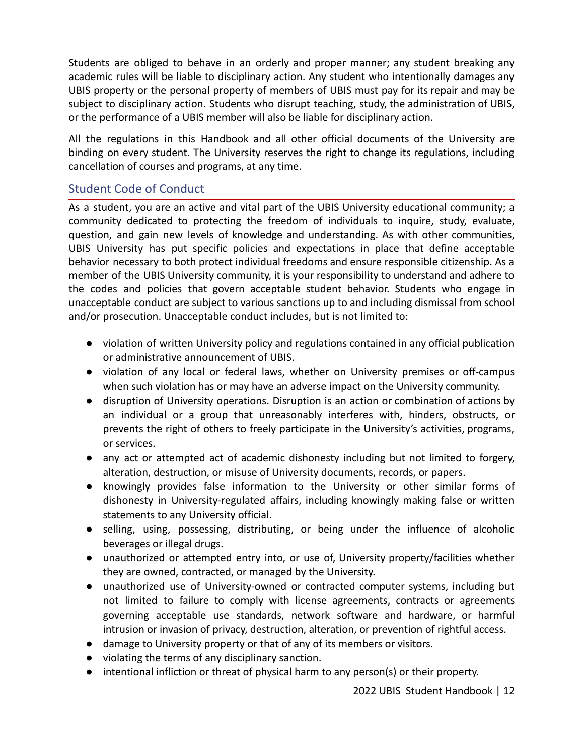Students are obliged to behave in an orderly and proper manner; any student breaking any academic rules will be liable to disciplinary action. Any student who intentionally damages any UBIS property or the personal property of members of UBIS must pay for its repair and may be subject to disciplinary action. Students who disrupt teaching, study, the administration of UBIS, or the performance of a UBIS member will also be liable for disciplinary action.

All the regulations in this Handbook and all other official documents of the University are binding on every student. The University reserves the right to change its regulations, including cancellation of courses and programs, at any time.

## Student Code of Conduct

As a student, you are an active and vital part of the UBIS University educational community; a community dedicated to protecting the freedom of individuals to inquire, study, evaluate, question, and gain new levels of knowledge and understanding. As with other communities, UBIS University has put specific policies and expectations in place that define acceptable behavior necessary to both protect individual freedoms and ensure responsible citizenship. As a member of the UBIS University community, it is your responsibility to understand and adhere to the codes and policies that govern acceptable student behavior. Students who engage in unacceptable conduct are subject to various sanctions up to and including dismissal from school and/or prosecution. Unacceptable conduct includes, but is not limited to:

- violation of written University policy and regulations contained in any official publication or administrative announcement of UBIS.
- violation of any local or federal laws, whether on University premises or off-campus when such violation has or may have an adverse impact on the University community.
- disruption of University operations. Disruption is an action or combination of actions by an individual or a group that unreasonably interferes with, hinders, obstructs, or prevents the right of others to freely participate in the University's activities, programs, or services.
- any act or attempted act of academic dishonesty including but not limited to forgery, alteration, destruction, or misuse of University documents, records, or papers.
- knowingly provides false information to the University or other similar forms of dishonesty in University-regulated affairs, including knowingly making false or written statements to any University official.
- selling, using, possessing, distributing, or being under the influence of alcoholic beverages or illegal drugs.
- unauthorized or attempted entry into, or use of, University property/facilities whether they are owned, contracted, or managed by the University.
- unauthorized use of University-owned or contracted computer systems, including but not limited to failure to comply with license agreements, contracts or agreements governing acceptable use standards, network software and hardware, or harmful intrusion or invasion of privacy, destruction, alteration, or prevention of rightful access.
- damage to University property or that of any of its members or visitors.
- violating the terms of any disciplinary sanction.
- intentional infliction or threat of physical harm to any person(s) or their property.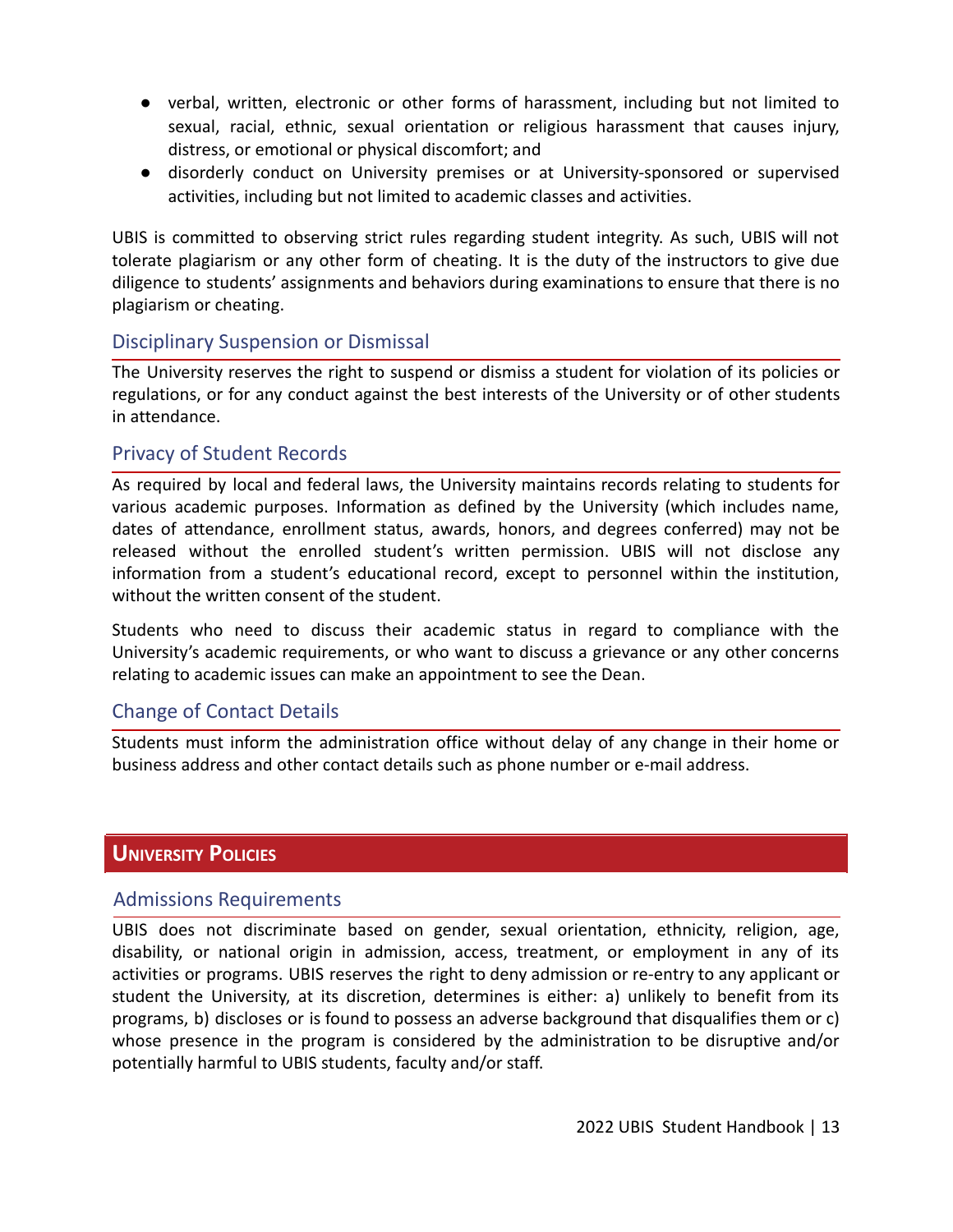- verbal, written, electronic or other forms of harassment, including but not limited to sexual, racial, ethnic, sexual orientation or religious harassment that causes injury, distress, or emotional or physical discomfort; and
- disorderly conduct on University premises or at University-sponsored or supervised activities, including but not limited to academic classes and activities.

UBIS is committed to observing strict rules regarding student integrity. As such, UBIS will not tolerate plagiarism or any other form of cheating. It is the duty of the instructors to give due diligence to students' assignments and behaviors during examinations to ensure that there is no plagiarism or cheating.

### Disciplinary Suspension or Dismissal

The University reserves the right to suspend or dismiss a student for violation of its policies or regulations, or for any conduct against the best interests of the University or of other students in attendance.

### Privacy of Student Records

As required by local and federal laws, the University maintains records relating to students for various academic purposes. Information as defined by the University (which includes name, dates of attendance, enrollment status, awards, honors, and degrees conferred) may not be released without the enrolled student's written permission. UBIS will not disclose any information from a student's educational record, except to personnel within the institution, without the written consent of the student.

Students who need to discuss their academic status in regard to compliance with the University's academic requirements, or who want to discuss a grievance or any other concerns relating to academic issues can make an appointment to see the Dean.

### Change of Contact Details

Students must inform the administration office without delay of any change in their home or business address and other contact details such as phone number or e-mail address.

## University Policies

### Admissions Requirements

UBIS does not discriminate based on gender, sexual orientation, ethnicity, religion, age, disability, or national origin in admission, access, treatment, or employment in any of its activities or programs. UBIS reserves the right to deny admission or re-entry to any applicant or student the University, at its discretion, determines is either: a) unlikely to benefit from its programs, b) discloses or is found to possess an adverse background that disqualifies them or c) whose presence in the program is considered by the administration to be disruptive and/or potentially harmful to UBIS students, faculty and/or staff.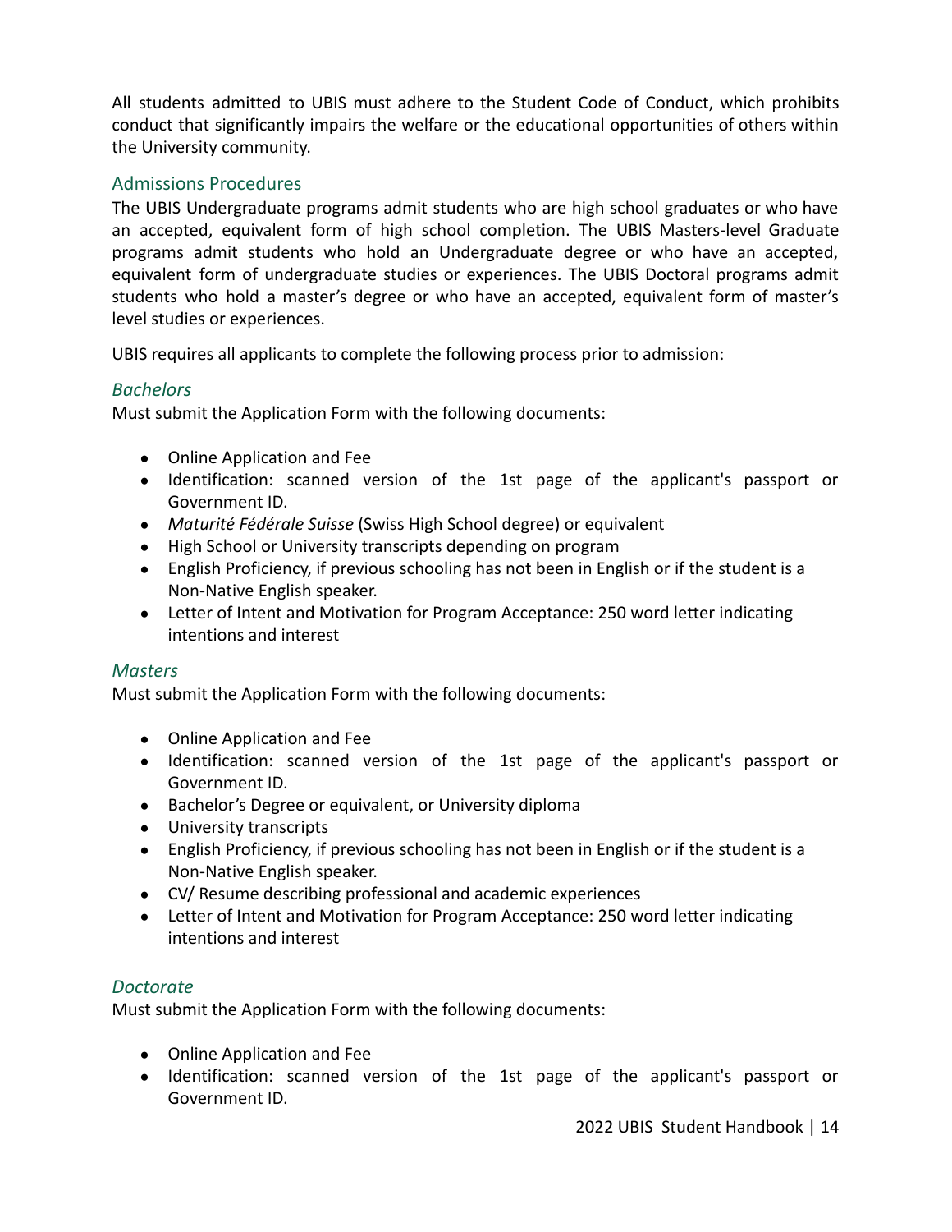All students admitted to UBIS must adhere to the Student Code of Conduct, which prohibits conduct that significantly impairs the welfare or the educational opportunities of others within the University community.

## Admissions Procedures

The UBIS Undergraduate programs admit students who are high school graduates or who have an accepted, equivalent form of high school completion. The UBIS Masters-level Graduate programs admit students who hold an Undergraduate degree or who have an accepted, equivalent form of undergraduate studies or experiences. The UBIS Doctoral programs admit students who hold a master's degree or who have an accepted, equivalent form of master's level studies or experiences.

UBIS requires all applicants to complete the following process prior to admission:

### *Bachelors*

Must submit the Application Form with the following documents:

- Online Application and Fee
- Identification: scanned version of the 1st page of the applicant's passport or Government ID.
- *Maturité Fédérale Suisse* (Swiss High School degree) or equivalent
- High School or University transcripts depending on program
- English Proficiency, if previous schooling has not been in English or if the student is a Non-Native English speaker.
- Letter of Intent and Motivation for Program Acceptance: 250 word letter indicating intentions and interest

### *Masters*

Must submit the Application Form with the following documents:

- Online Application and Fee
- Identification: scanned version of the 1st page of the applicant's passport or Government ID.
- Bachelor's Degree or equivalent, or University diploma
- University transcripts
- English Proficiency, if previous schooling has not been in English or if the student is a Non-Native English speaker.
- CV/ Resume describing professional and academic experiences
- Letter of Intent and Motivation for Program Acceptance: 250 word letter indicating intentions and interest

### *Doctorate*

Must submit the Application Form with the following documents:

- Online Application and Fee
- Identification: scanned version of the 1st page of the applicant's passport or Government ID.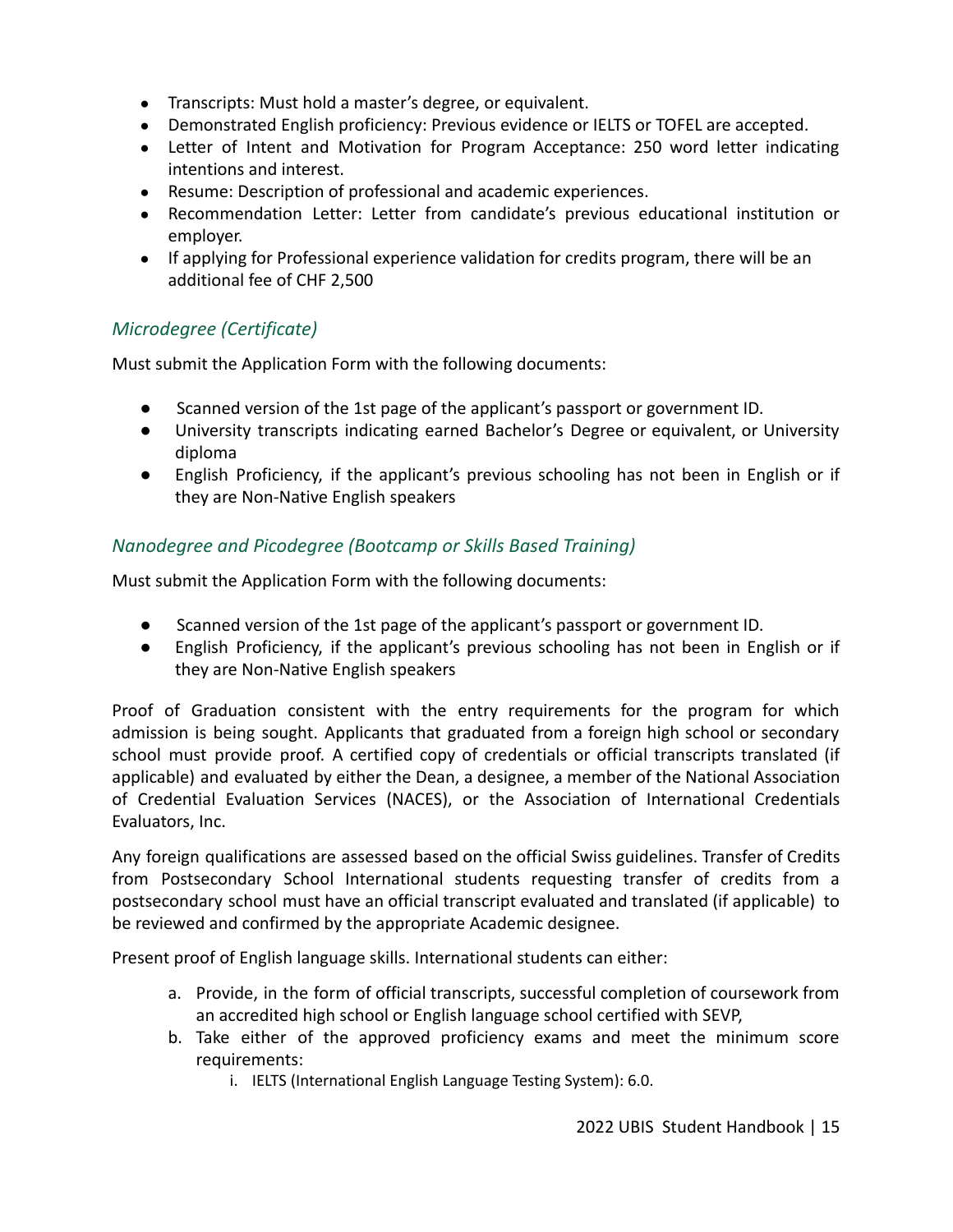- Transcripts: Must hold a master's degree, or equivalent.
- Demonstrated English proficiency: Previous evidence or IELTS or TOFEL are accepted.
- Letter of Intent and Motivation for Program Acceptance: 250 word letter indicating intentions and interest.
- Resume: Description of professional and academic experiences.
- Recommendation Letter: Letter from candidate's previous educational institution or employer.
- If applying for Professional experience validation for credits program, there will be an additional fee of CHF 2,500

### *Microdegree (Certificate)*

Must submit the Application Form with the following documents:

- Scanned version of the 1st page of the applicant's passport or government ID.
- University transcripts indicating earned Bachelor's Degree or equivalent, or University diploma
- English Proficiency, if the applicant's previous schooling has not been in English or if they are Non-Native English speakers

### *Nanodegree and Picodegree (Bootcamp or Skills Based Training)*

Must submit the Application Form with the following documents:

- Scanned version of the 1st page of the applicant's passport or government ID.
- English Proficiency, if the applicant's previous schooling has not been in English or if they are Non-Native English speakers

Proof of Graduation consistent with the entry requirements for the program for which admission is being sought. Applicants that graduated from a foreign high school or secondary school must provide proof. A certified copy of credentials or official transcripts translated (if applicable) and evaluated by either the Dean, a designee, a member of the National Association of Credential Evaluation Services (NACES), or the Association of International Credentials Evaluators, Inc.

Any foreign qualifications are assessed based on the official Swiss guidelines. Transfer of Credits from Postsecondary School International students requesting transfer of credits from a postsecondary school must have an official transcript evaluated and translated (if applicable) to be reviewed and confirmed by the appropriate Academic designee.

Present proof of English language skills. International students can either:

a. Provide, in the form of official transcripts, successful completion of coursework from an accredited high school or English language school certified with SEVP,
b. Take either of the approved proficiency exams and meet the minimum score requirements:
    i. IELTS (International English Language Testing System): 6.0.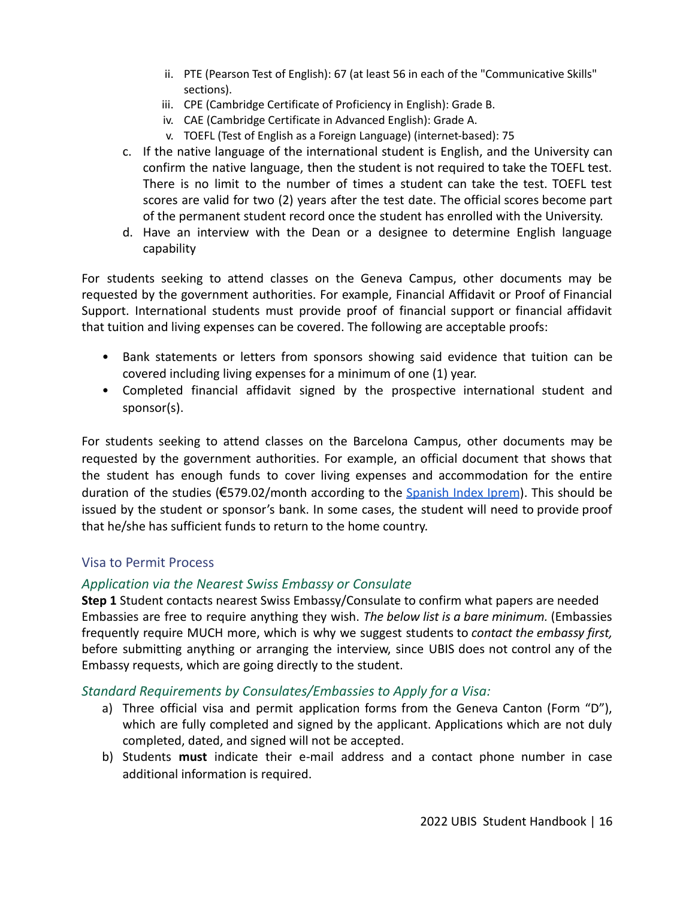ii. PTE (Pearson Test of English): 67 (at least 56 in each of the "Communicative Skills" sections).
   iii. CPE (Cambridge Certificate of Proficiency in English): Grade B.
   iv. CAE (Cambridge Certificate in Advanced English): Grade A.
   v. TOEFL (Test of English as a Foreign Language) (internet-based): 75

c. If the native language of the international student is English, and the University can confirm the native language, then the student is not required to take the TOEFL test. There is no limit to the number of times a student can take the test. TOEFL test scores are valid for two (2) years after the test date. The official scores become part of the permanent student record once the student has enrolled with the University.
d. Have an interview with the Dean or a designee to determine English language capability

For students seeking to attend classes on the Geneva Campus, other documents may be requested by the government authorities. For example, Financial Affidavit or Proof of Financial Support. International students must provide proof of financial support or financial affidavit that tuition and living expenses can be covered. The following are acceptable proofs:

- Bank statements or letters from sponsors showing said evidence that tuition can be covered including living expenses for a minimum of one (1) year.
- Completed financial affidavit signed by the prospective international student and sponsor(s).

For students seeking to attend classes on the Barcelona Campus, other documents may be requested by the government authorities. For example, an official document that shows that the student has enough funds to cover living expenses and accommodation for the entire duration of the studies (€579.02/month according to the Spanish Index Iprem). This should be issued by the student or sponsor's bank. In some cases, the student will need to provide proof that he/she has sufficient funds to return to the home country.

## Visa to Permit Process

### *Application via the Nearest Swiss Embassy or Consulate*

**Step 1** Student contacts nearest Swiss Embassy/Consulate to confirm what papers are needed Embassies are free to require anything they wish. *The below list is a bare minimum.* (Embassies frequently require MUCH more, which is why we suggest students to *contact the embassy first,* before submitting anything or arranging the interview, since UBIS does not control any of the Embassy requests, which are going directly to the student.

### *Standard Requirements by Consulates/Embassies to Apply for a Visa:*

a) Three official visa and permit application forms from the Geneva Canton (Form "D"), which are fully completed and signed by the applicant. Applications which are not duly completed, dated, and signed will not be accepted.
b) Students **must** indicate their e-mail address and a contact phone number in case additional information is required.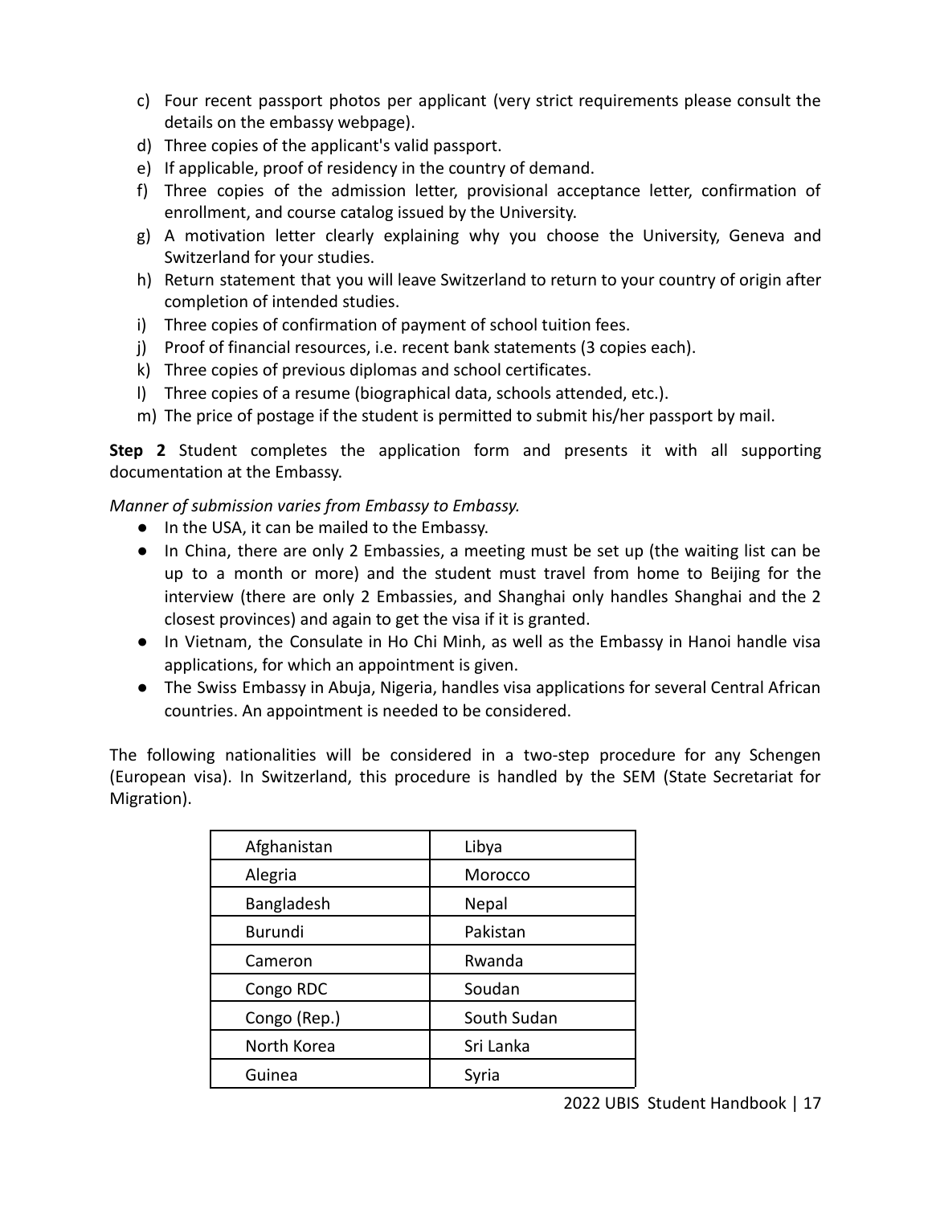c) Four recent passport photos per applicant (very strict requirements please consult the details on the embassy webpage).
d) Three copies of the applicant's valid passport.
e) If applicable, proof of residency in the country of demand.
f) Three copies of the admission letter, provisional acceptance letter, confirmation of enrollment, and course catalog issued by the University.
g) A motivation letter clearly explaining why you choose the University, Geneva and Switzerland for your studies.
h) Return statement that you will leave Switzerland to return to your country of origin after completion of intended studies.
i) Three copies of confirmation of payment of school tuition fees.
j) Proof of financial resources, i.e. recent bank statements (3 copies each).
k) Three copies of previous diplomas and school certificates.
l) Three copies of a resume (biographical data, schools attended, etc.).
m) The price of postage if the student is permitted to submit his/her passport by mail.

**Step 2** Student completes the application form and presents it with all supporting documentation at the Embassy.

*Manner of submission varies from Embassy to Embassy.*

- In the USA, it can be mailed to the Embassy.
- In China, there are only 2 Embassies, a meeting must be set up (the waiting list can be up to a month or more) and the student must travel from home to Beijing for the interview (there are only 2 Embassies, and Shanghai only handles Shanghai and the 2 closest provinces) and again to get the visa if it is granted.
- In Vietnam, the Consulate in Ho Chi Minh, as well as the Embassy in Hanoi handle visa applications, for which an appointment is given.
- The Swiss Embassy in Abuja, Nigeria, handles visa applications for several Central African countries. An appointment is needed to be considered.

The following nationalities will be considered in a two-step procedure for any Schengen (European visa). In Switzerland, this procedure is handled by the SEM (State Secretariat for Migration).

| | |
|---|---|
| Afghanistan | Libya |
| Alegria | Morocco |
| Bangladesh | Nepal |
| Burundi | Pakistan |
| Cameron | Rwanda |
| Congo RDC | Soudan |
| Congo (Rep.) | South Sudan |
| North Korea | Sri Lanka |
| Guinea | Syria |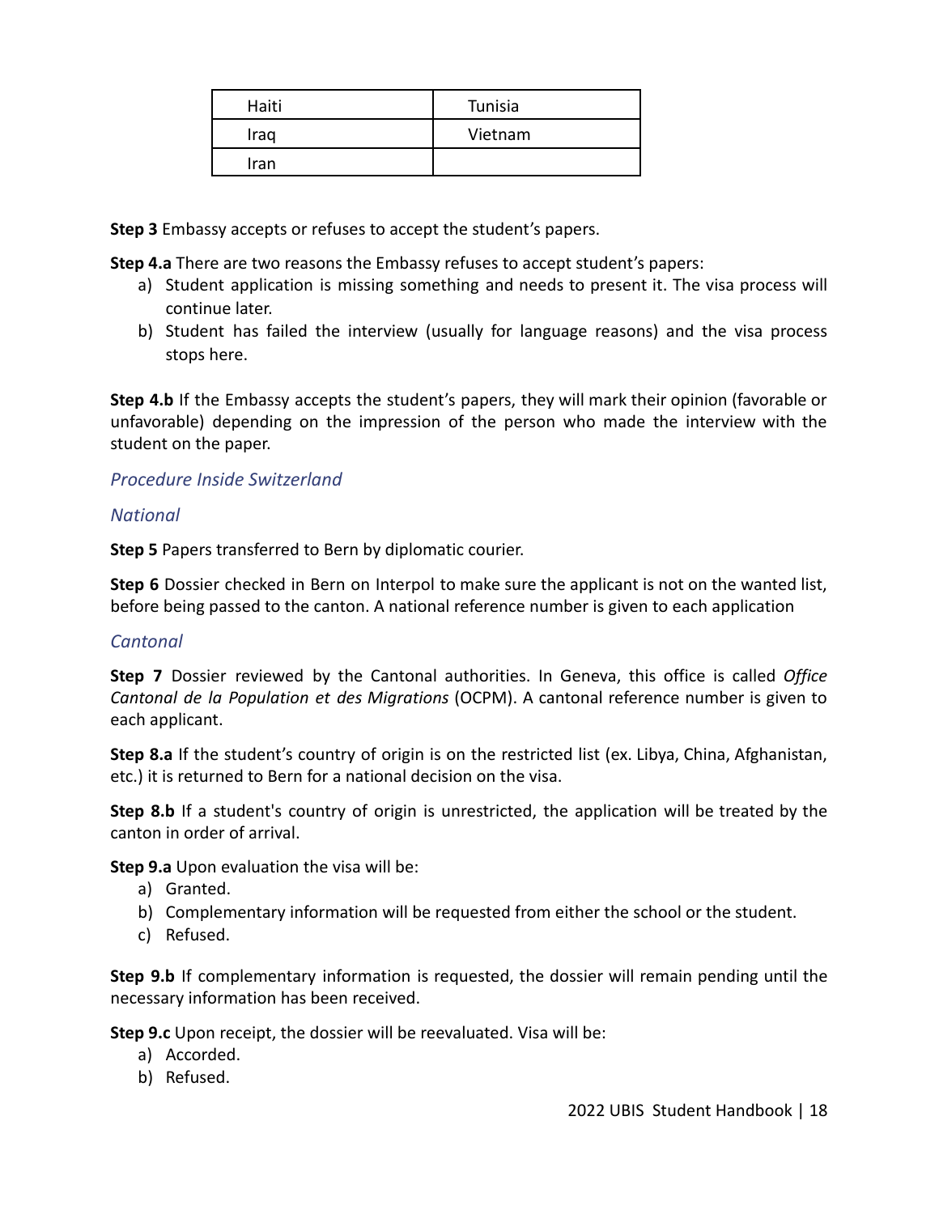| Haiti | Tunisia |
|---|---|
| Iraq | Vietnam |
| Iran | |

**Step 3** Embassy accepts or refuses to accept the student's papers.

**Step 4.a** There are two reasons the Embassy refuses to accept student's papers:

a) Student application is missing something and needs to present it. The visa process will continue later.
b) Student has failed the interview (usually for language reasons) and the visa process stops here.

**Step 4.b** If the Embassy accepts the student's papers, they will mark their opinion (favorable or unfavorable) depending on the impression of the person who made the interview with the student on the paper.

### *Procedure Inside Switzerland*

### *National*

**Step 5** Papers transferred to Bern by diplomatic courier.

**Step 6** Dossier checked in Bern on Interpol to make sure the applicant is not on the wanted list, before being passed to the canton. A national reference number is given to each application

### *Cantonal*

**Step 7** Dossier reviewed by the Cantonal authorities. In Geneva, this office is called *Office Cantonal de la Population et des Migrations* (OCPM). A cantonal reference number is given to each applicant.

**Step 8.a** If the student's country of origin is on the restricted list (ex. Libya, China, Afghanistan, etc.) it is returned to Bern for a national decision on the visa.

**Step 8.b** If a student's country of origin is unrestricted, the application will be treated by the canton in order of arrival.

**Step 9.a** Upon evaluation the visa will be:

a) Granted.
b) Complementary information will be requested from either the school or the student.
c) Refused.

**Step 9.b** If complementary information is requested, the dossier will remain pending until the necessary information has been received.

**Step 9.c** Upon receipt, the dossier will be reevaluated. Visa will be:

a) Accorded.
b) Refused.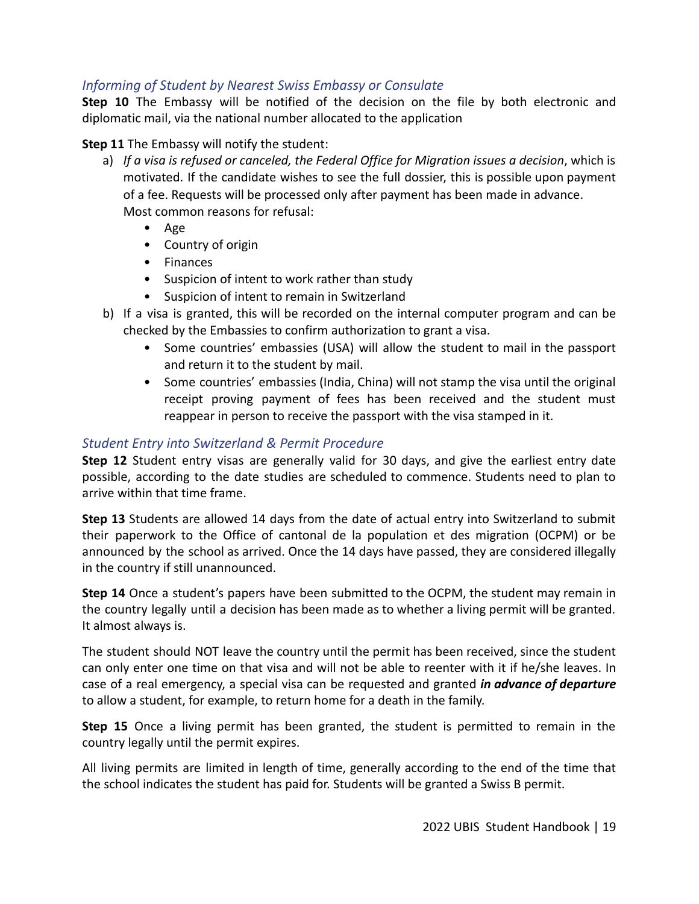### *Informing of Student by Nearest Swiss Embassy or Consulate*

**Step 10** The Embassy will be notified of the decision on the file by both electronic and diplomatic mail, via the national number allocated to the application

**Step 11** The Embassy will notify the student:

a) *If a visa is refused or canceled, the Federal Office for Migration issues a decision*, which is motivated. If the candidate wishes to see the full dossier, this is possible upon payment of a fee. Requests will be processed only after payment has been made in advance.
   Most common reasons for refusal:
   - Age
   - Country of origin
   - Finances
   - Suspicion of intent to work rather than study
   - Suspicion of intent to remain in Switzerland

b) If a visa is granted, this will be recorded on the internal computer program and can be checked by the Embassies to confirm authorization to grant a visa.
   - Some countries' embassies (USA) will allow the student to mail in the passport and return it to the student by mail.
   - Some countries' embassies (India, China) will not stamp the visa until the original receipt proving payment of fees has been received and the student must reappear in person to receive the passport with the visa stamped in it.

### *Student Entry into Switzerland & Permit Procedure*

**Step 12** Student entry visas are generally valid for 30 days, and give the earliest entry date possible, according to the date studies are scheduled to commence. Students need to plan to arrive within that time frame.

**Step 13** Students are allowed 14 days from the date of actual entry into Switzerland to submit their paperwork to the Office of cantonal de la population et des migration (OCPM) or be announced by the school as arrived. Once the 14 days have passed, they are considered illegally in the country if still unannounced.

**Step 14** Once a student's papers have been submitted to the OCPM, the student may remain in the country legally until a decision has been made as to whether a living permit will be granted. It almost always is.

The student should NOT leave the country until the permit has been received, since the student can only enter one time on that visa and will not be able to reenter with it if he/she leaves. In case of a real emergency, a special visa can be requested and granted ***in advance of departure*** to allow a student, for example, to return home for a death in the family.

**Step 15** Once a living permit has been granted, the student is permitted to remain in the country legally until the permit expires.

All living permits are limited in length of time, generally according to the end of the time that the school indicates the student has paid for. Students will be granted a Swiss B permit.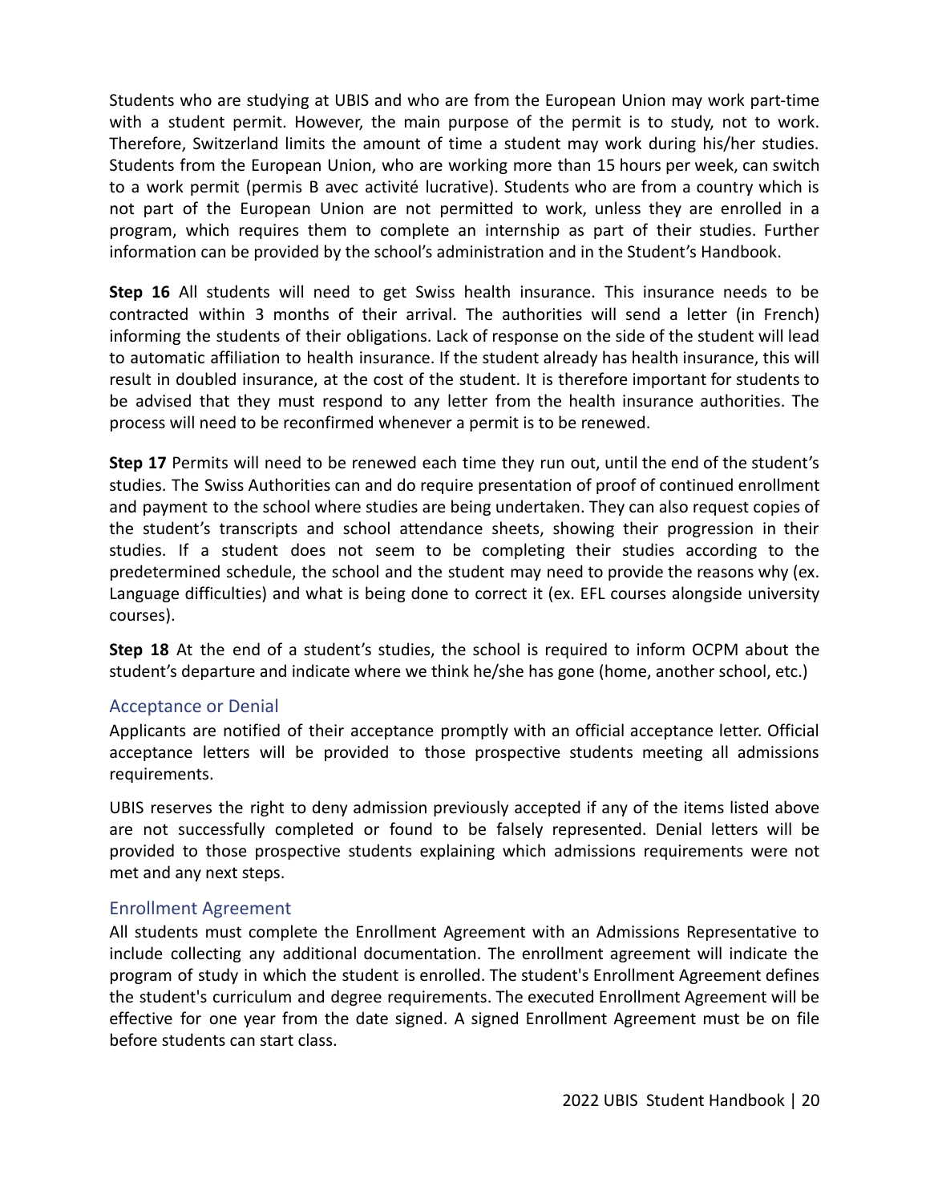Students who are studying at UBIS and who are from the European Union may work part-time with a student permit. However, the main purpose of the permit is to study, not to work. Therefore, Switzerland limits the amount of time a student may work during his/her studies. Students from the European Union, who are working more than 15 hours per week, can switch to a work permit (permis B avec activité lucrative). Students who are from a country which is not part of the European Union are not permitted to work, unless they are enrolled in a program, which requires them to complete an internship as part of their studies. Further information can be provided by the school's administration and in the Student's Handbook.

**Step 16** All students will need to get Swiss health insurance. This insurance needs to be contracted within 3 months of their arrival. The authorities will send a letter (in French) informing the students of their obligations. Lack of response on the side of the student will lead to automatic affiliation to health insurance. If the student already has health insurance, this will result in doubled insurance, at the cost of the student. It is therefore important for students to be advised that they must respond to any letter from the health insurance authorities. The process will need to be reconfirmed whenever a permit is to be renewed.

**Step 17** Permits will need to be renewed each time they run out, until the end of the student's studies. The Swiss Authorities can and do require presentation of proof of continued enrollment and payment to the school where studies are being undertaken. They can also request copies of the student's transcripts and school attendance sheets, showing their progression in their studies. If a student does not seem to be completing their studies according to the predetermined schedule, the school and the student may need to provide the reasons why (ex. Language difficulties) and what is being done to correct it (ex. EFL courses alongside university courses).

**Step 18** At the end of a student's studies, the school is required to inform OCPM about the student's departure and indicate where we think he/she has gone (home, another school, etc.)

## Acceptance or Denial

Applicants are notified of their acceptance promptly with an official acceptance letter. Official acceptance letters will be provided to those prospective students meeting all admissions requirements.

UBIS reserves the right to deny admission previously accepted if any of the items listed above are not successfully completed or found to be falsely represented. Denial letters will be provided to those prospective students explaining which admissions requirements were not met and any next steps.

## Enrollment Agreement

All students must complete the Enrollment Agreement with an Admissions Representative to include collecting any additional documentation. The enrollment agreement will indicate the program of study in which the student is enrolled. The student's Enrollment Agreement defines the student's curriculum and degree requirements. The executed Enrollment Agreement will be effective for one year from the date signed. A signed Enrollment Agreement must be on file before students can start class.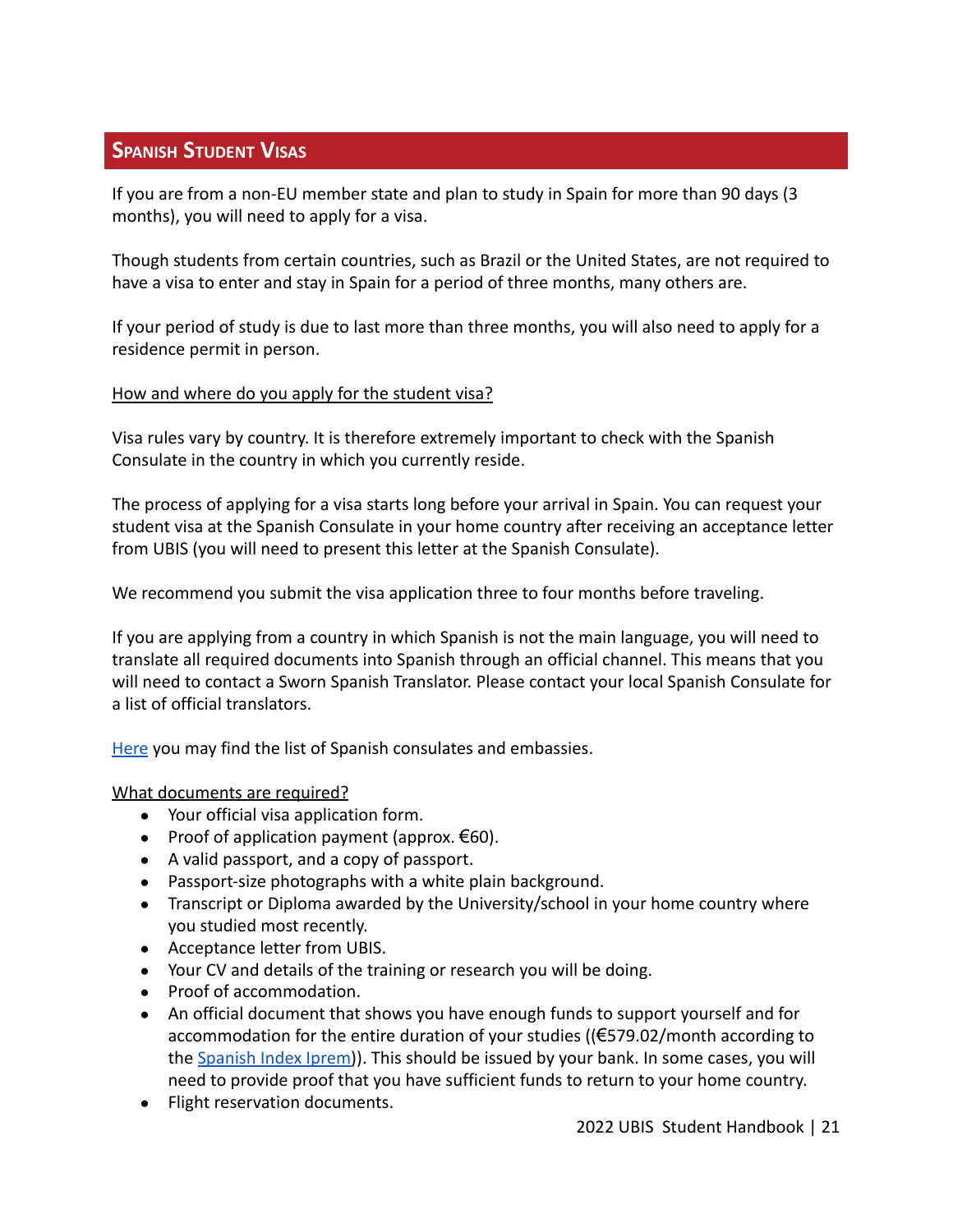## Spanish Student Visas

If you are from a non-EU member state and plan to study in Spain for more than 90 days (3 months), you will need to apply for a visa.

Though students from certain countries, such as Brazil or the United States, are not required to have a visa to enter and stay in Spain for a period of three months, many others are.

If your period of study is due to last more than three months, you will also need to apply for a residence permit in person.

<u>How and where do you apply for the student visa?</u>

Visa rules vary by country. It is therefore extremely important to check with the Spanish Consulate in the country in which you currently reside.

The process of applying for a visa starts long before your arrival in Spain. You can request your student visa at the Spanish Consulate in your home country after receiving an acceptance letter from UBIS (you will need to present this letter at the Spanish Consulate).

We recommend you submit the visa application three to four months before traveling.

If you are applying from a country in which Spanish is not the main language, you will need to translate all required documents into Spanish through an official channel. This means that you will need to contact a Sworn Spanish Translator. Please contact your local Spanish Consulate for a list of official translators.

Here you may find the list of Spanish consulates and embassies.

<u>What documents are required?</u>

- Your official visa application form.
- Proof of application payment (approx. €60).
- A valid passport, and a copy of passport.
- Passport-size photographs with a white plain background.
- Transcript or Diploma awarded by the University/school in your home country where you studied most recently.
- Acceptance letter from UBIS.
- Your CV and details of the training or research you will be doing.
- Proof of accommodation.
- An official document that shows you have enough funds to support yourself and for accommodation for the entire duration of your studies ((€579.02/month according to the Spanish Index Iprem)). This should be issued by your bank. In some cases, you will need to provide proof that you have sufficient funds to return to your home country.
- Flight reservation documents.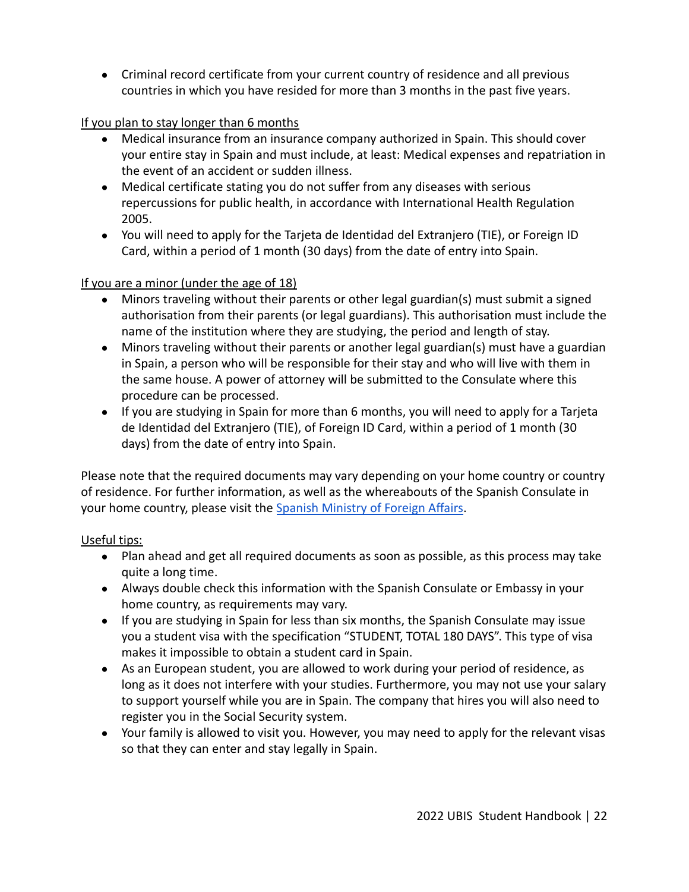- Criminal record certificate from your current country of residence and all previous countries in which you have resided for more than 3 months in the past five years.

<u>If you plan to stay longer than 6 months</u>

- Medical insurance from an insurance company authorized in Spain. This should cover your entire stay in Spain and must include, at least: Medical expenses and repatriation in the event of an accident or sudden illness.
- Medical certificate stating you do not suffer from any diseases with serious repercussions for public health, in accordance with International Health Regulation 2005.
- You will need to apply for the Tarjeta de Identidad del Extranjero (TIE), or Foreign ID Card, within a period of 1 month (30 days) from the date of entry into Spain.

<u>If you are a minor (under the age of 18)</u>

- Minors traveling without their parents or other legal guardian(s) must submit a signed authorisation from their parents (or legal guardians). This authorisation must include the name of the institution where they are studying, the period and length of stay.
- Minors traveling without their parents or another legal guardian(s) must have a guardian in Spain, a person who will be responsible for their stay and who will live with them in the same house. A power of attorney will be submitted to the Consulate where this procedure can be processed.
- If you are studying in Spain for more than 6 months, you will need to apply for a Tarjeta de Identidad del Extranjero (TIE), of Foreign ID Card, within a period of 1 month (30 days) from the date of entry into Spain.

Please note that the required documents may vary depending on your home country or country of residence. For further information, as well as the whereabouts of the Spanish Consulate in your home country, please visit the [Spanish Ministry of Foreign Affairs](#).

<u>Useful tips:</u>

- Plan ahead and get all required documents as soon as possible, as this process may take quite a long time.
- Always double check this information with the Spanish Consulate or Embassy in your home country, as requirements may vary.
- If you are studying in Spain for less than six months, the Spanish Consulate may issue you a student visa with the specification "STUDENT, TOTAL 180 DAYS". This type of visa makes it impossible to obtain a student card in Spain.
- As an European student, you are allowed to work during your period of residence, as long as it does not interfere with your studies. Furthermore, you may not use your salary to support yourself while you are in Spain. The company that hires you will also need to register you in the Social Security system.
- Your family is allowed to visit you. However, you may need to apply for the relevant visas so that they can enter and stay legally in Spain.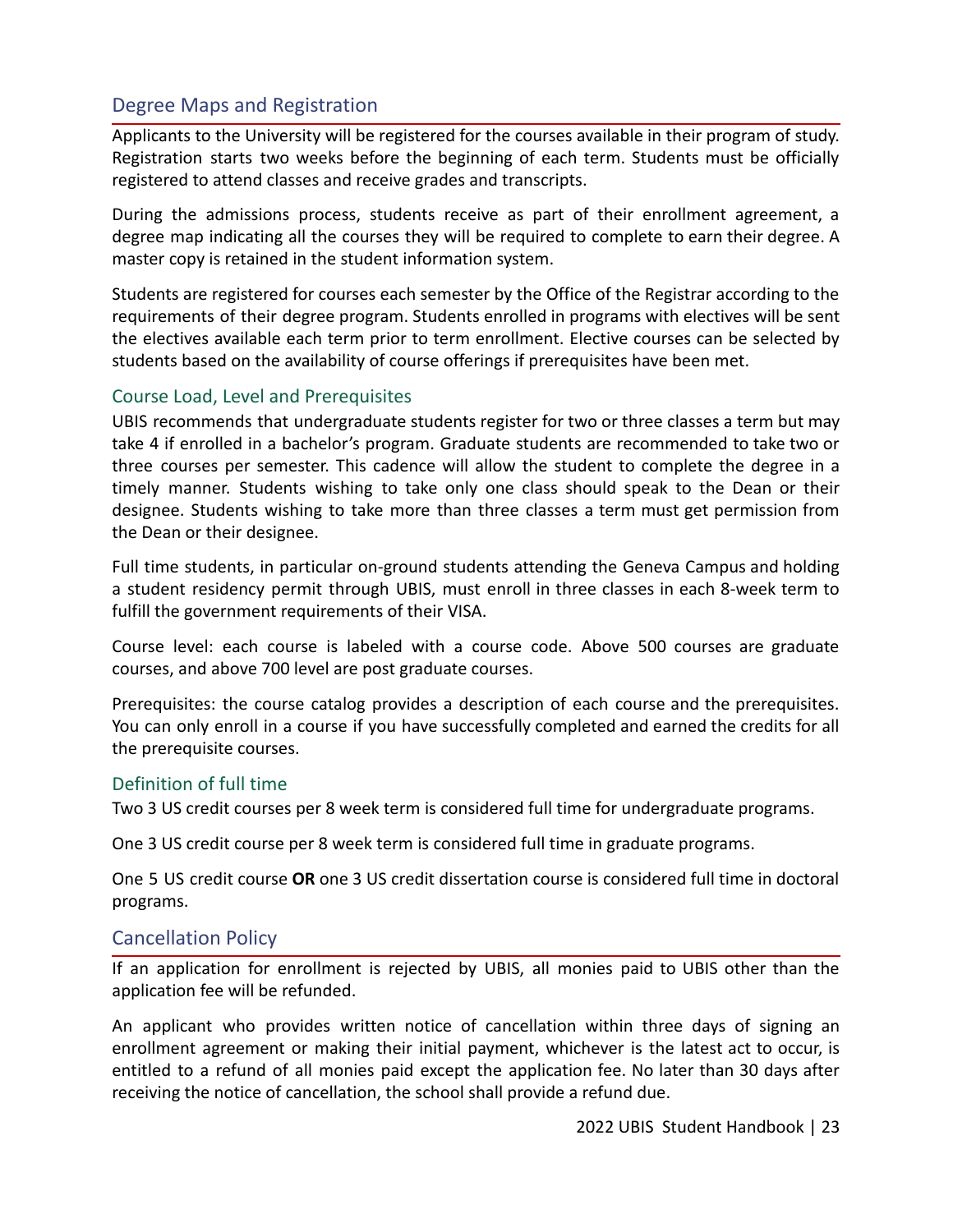## Degree Maps and Registration

Applicants to the University will be registered for the courses available in their program of study. Registration starts two weeks before the beginning of each term. Students must be officially registered to attend classes and receive grades and transcripts.

During the admissions process, students receive as part of their enrollment agreement, a degree map indicating all the courses they will be required to complete to earn their degree. A master copy is retained in the student information system.

Students are registered for courses each semester by the Office of the Registrar according to the requirements of their degree program. Students enrolled in programs with electives will be sent the electives available each term prior to term enrollment. Elective courses can be selected by students based on the availability of course offerings if prerequisites have been met.

### Course Load, Level and Prerequisites

UBIS recommends that undergraduate students register for two or three classes a term but may take 4 if enrolled in a bachelor's program. Graduate students are recommended to take two or three courses per semester. This cadence will allow the student to complete the degree in a timely manner. Students wishing to take only one class should speak to the Dean or their designee. Students wishing to take more than three classes a term must get permission from the Dean or their designee.

Full time students, in particular on-ground students attending the Geneva Campus and holding a student residency permit through UBIS, must enroll in three classes in each 8-week term to fulfill the government requirements of their VISA.

Course level: each course is labeled with a course code. Above 500 courses are graduate courses, and above 700 level are post graduate courses.

Prerequisites: the course catalog provides a description of each course and the prerequisites. You can only enroll in a course if you have successfully completed and earned the credits for all the prerequisite courses.

### Definition of full time

Two 3 US credit courses per 8 week term is considered full time for undergraduate programs.

One 3 US credit course per 8 week term is considered full time in graduate programs.

One 5 US credit course **OR** one 3 US credit dissertation course is considered full time in doctoral programs.

## Cancellation Policy

If an application for enrollment is rejected by UBIS, all monies paid to UBIS other than the application fee will be refunded.

An applicant who provides written notice of cancellation within three days of signing an enrollment agreement or making their initial payment, whichever is the latest act to occur, is entitled to a refund of all monies paid except the application fee. No later than 30 days after receiving the notice of cancellation, the school shall provide a refund due.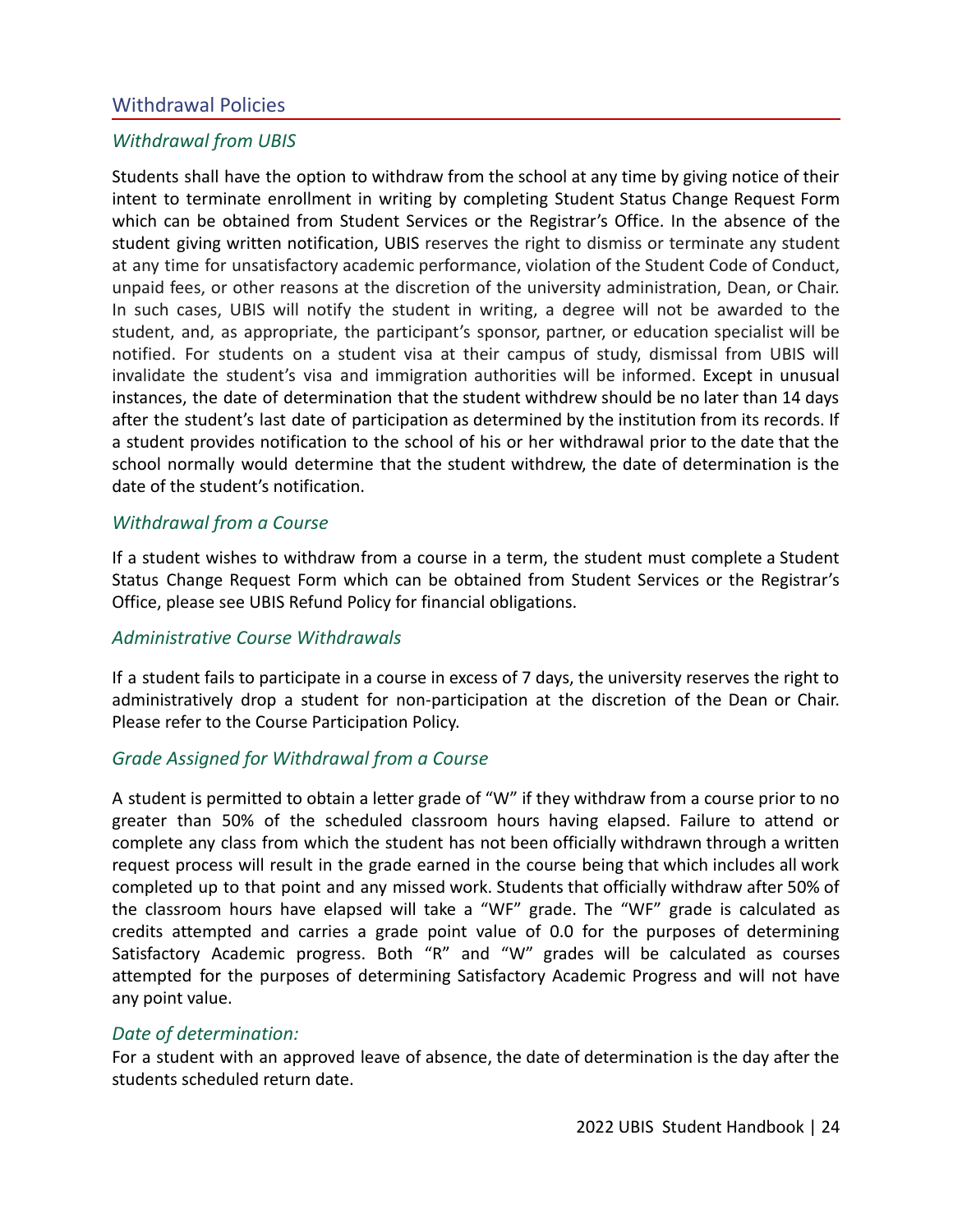## Withdrawal Policies

### *Withdrawal from UBIS*

Students shall have the option to withdraw from the school at any time by giving notice of their intent to terminate enrollment in writing by completing Student Status Change Request Form which can be obtained from Student Services or the Registrar's Office. In the absence of the student giving written notification, UBIS reserves the right to dismiss or terminate any student at any time for unsatisfactory academic performance, violation of the Student Code of Conduct, unpaid fees, or other reasons at the discretion of the university administration, Dean, or Chair. In such cases, UBIS will notify the student in writing, a degree will not be awarded to the student, and, as appropriate, the participant's sponsor, partner, or education specialist will be notified. For students on a student visa at their campus of study, dismissal from UBIS will invalidate the student's visa and immigration authorities will be informed. Except in unusual instances, the date of determination that the student withdrew should be no later than 14 days after the student's last date of participation as determined by the institution from its records. If a student provides notification to the school of his or her withdrawal prior to the date that the school normally would determine that the student withdrew, the date of determination is the date of the student's notification.

### *Withdrawal from a Course*

If a student wishes to withdraw from a course in a term, the student must complete a Student Status Change Request Form which can be obtained from Student Services or the Registrar's Office, please see UBIS Refund Policy for financial obligations.

### *Administrative Course Withdrawals*

If a student fails to participate in a course in excess of 7 days, the university reserves the right to administratively drop a student for non-participation at the discretion of the Dean or Chair. Please refer to the Course Participation Policy.

### *Grade Assigned for Withdrawal from a Course*

A student is permitted to obtain a letter grade of "W" if they withdraw from a course prior to no greater than 50% of the scheduled classroom hours having elapsed. Failure to attend or complete any class from which the student has not been officially withdrawn through a written request process will result in the grade earned in the course being that which includes all work completed up to that point and any missed work. Students that officially withdraw after 50% of the classroom hours have elapsed will take a "WF" grade. The "WF" grade is calculated as credits attempted and carries a grade point value of 0.0 for the purposes of determining Satisfactory Academic progress. Both "R" and "W" grades will be calculated as courses attempted for the purposes of determining Satisfactory Academic Progress and will not have any point value.

### *Date of determination:*

For a student with an approved leave of absence, the date of determination is the day after the students scheduled return date.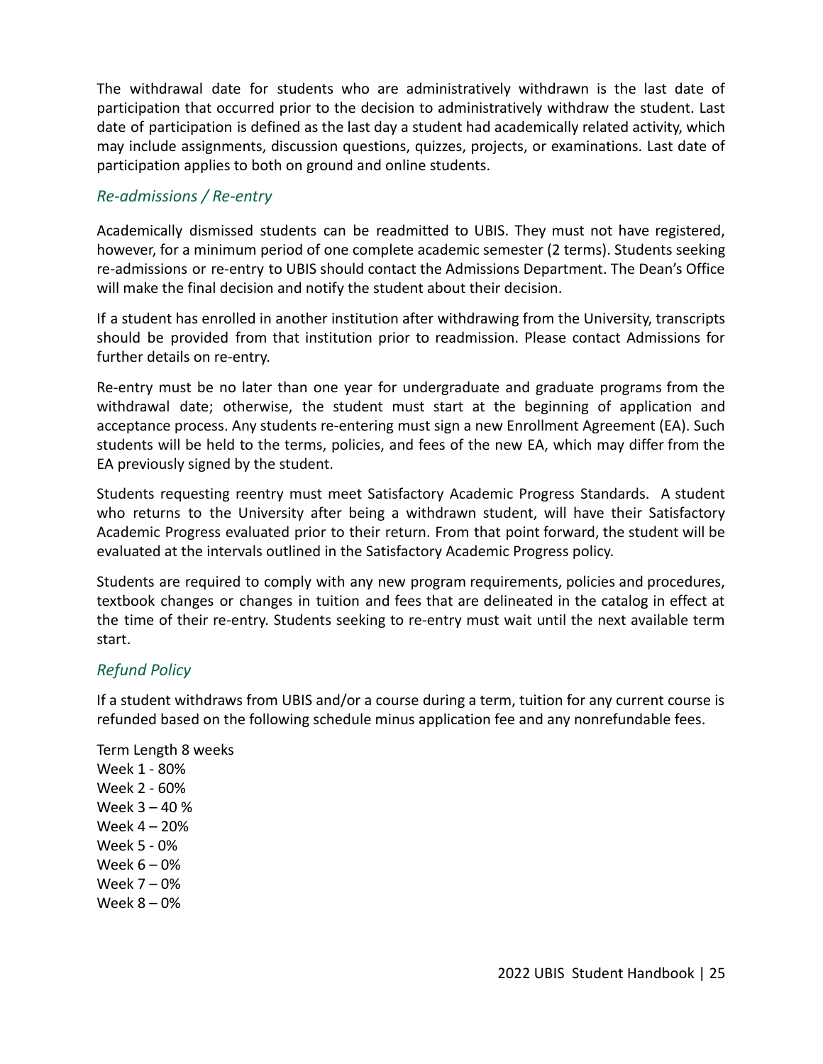The withdrawal date for students who are administratively withdrawn is the last date of participation that occurred prior to the decision to administratively withdraw the student. Last date of participation is defined as the last day a student had academically related activity, which may include assignments, discussion questions, quizzes, projects, or examinations. Last date of participation applies to both on ground and online students.

### *Re-admissions / Re-entry*

Academically dismissed students can be readmitted to UBIS. They must not have registered, however, for a minimum period of one complete academic semester (2 terms). Students seeking re-admissions or re-entry to UBIS should contact the Admissions Department. The Dean's Office will make the final decision and notify the student about their decision.

If a student has enrolled in another institution after withdrawing from the University, transcripts should be provided from that institution prior to readmission. Please contact Admissions for further details on re-entry.

Re-entry must be no later than one year for undergraduate and graduate programs from the withdrawal date; otherwise, the student must start at the beginning of application and acceptance process. Any students re-entering must sign a new Enrollment Agreement (EA). Such students will be held to the terms, policies, and fees of the new EA, which may differ from the EA previously signed by the student.

Students requesting reentry must meet Satisfactory Academic Progress Standards. A student who returns to the University after being a withdrawn student, will have their Satisfactory Academic Progress evaluated prior to their return. From that point forward, the student will be evaluated at the intervals outlined in the Satisfactory Academic Progress policy.

Students are required to comply with any new program requirements, policies and procedures, textbook changes or changes in tuition and fees that are delineated in the catalog in effect at the time of their re-entry. Students seeking to re-entry must wait until the next available term start.

### *Refund Policy*

If a student withdraws from UBIS and/or a course during a term, tuition for any current course is refunded based on the following schedule minus application fee and any nonrefundable fees.

Term Length 8 weeks  
Week 1 - 80%  
Week 2 - 60%  
Week 3 – 40 %  
Week 4 – 20%  
Week 5 - 0%  
Week 6 – 0%  
Week 7 – 0%  
Week 8 – 0%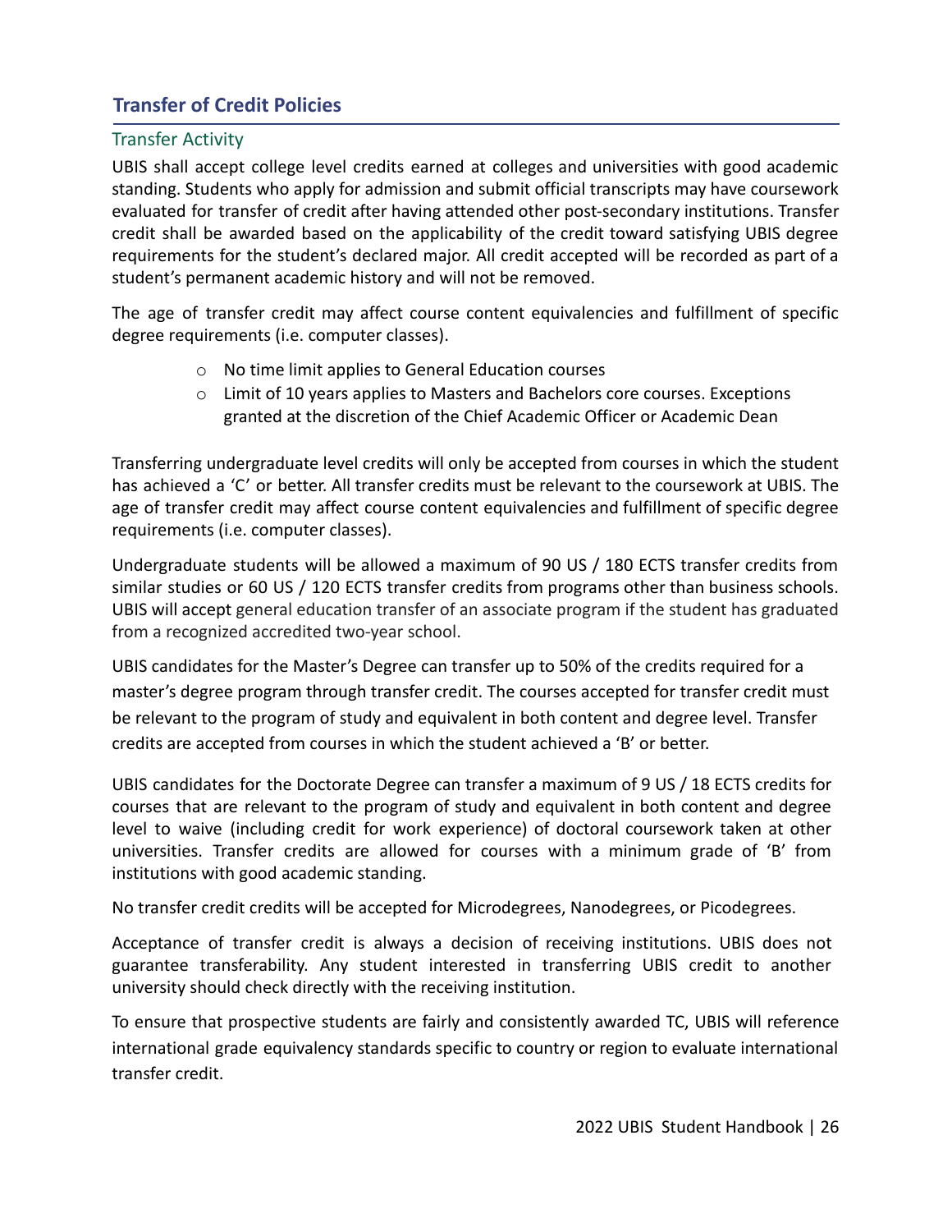## Transfer of Credit Policies

### Transfer Activity

UBIS shall accept college level credits earned at colleges and universities with good academic standing. Students who apply for admission and submit official transcripts may have coursework evaluated for transfer of credit after having attended other post-secondary institutions. Transfer credit shall be awarded based on the applicability of the credit toward satisfying UBIS degree requirements for the student's declared major. All credit accepted will be recorded as part of a student's permanent academic history and will not be removed.

The age of transfer credit may affect course content equivalencies and fulfillment of specific degree requirements (i.e. computer classes).

- No time limit applies to General Education courses
- Limit of 10 years applies to Masters and Bachelors core courses. Exceptions granted at the discretion of the Chief Academic Officer or Academic Dean

Transferring undergraduate level credits will only be accepted from courses in which the student has achieved a 'C' or better. All transfer credits must be relevant to the coursework at UBIS. The age of transfer credit may affect course content equivalencies and fulfillment of specific degree requirements (i.e. computer classes).

Undergraduate students will be allowed a maximum of 90 US / 180 ECTS transfer credits from similar studies or 60 US / 120 ECTS transfer credits from programs other than business schools. UBIS will accept general education transfer of an associate program if the student has graduated from a recognized accredited two-year school.

UBIS candidates for the Master's Degree can transfer up to 50% of the credits required for a master's degree program through transfer credit. The courses accepted for transfer credit must be relevant to the program of study and equivalent in both content and degree level. Transfer credits are accepted from courses in which the student achieved a 'B' or better.

UBIS candidates for the Doctorate Degree can transfer a maximum of 9 US / 18 ECTS credits for courses that are relevant to the program of study and equivalent in both content and degree level to waive (including credit for work experience) of doctoral coursework taken at other universities. Transfer credits are allowed for courses with a minimum grade of 'B' from institutions with good academic standing.

No transfer credit credits will be accepted for Microdegrees, Nanodegrees, or Picodegrees.

Acceptance of transfer credit is always a decision of receiving institutions. UBIS does not guarantee transferability. Any student interested in transferring UBIS credit to another university should check directly with the receiving institution.

To ensure that prospective students are fairly and consistently awarded TC, UBIS will reference international grade equivalency standards specific to country or region to evaluate international transfer credit.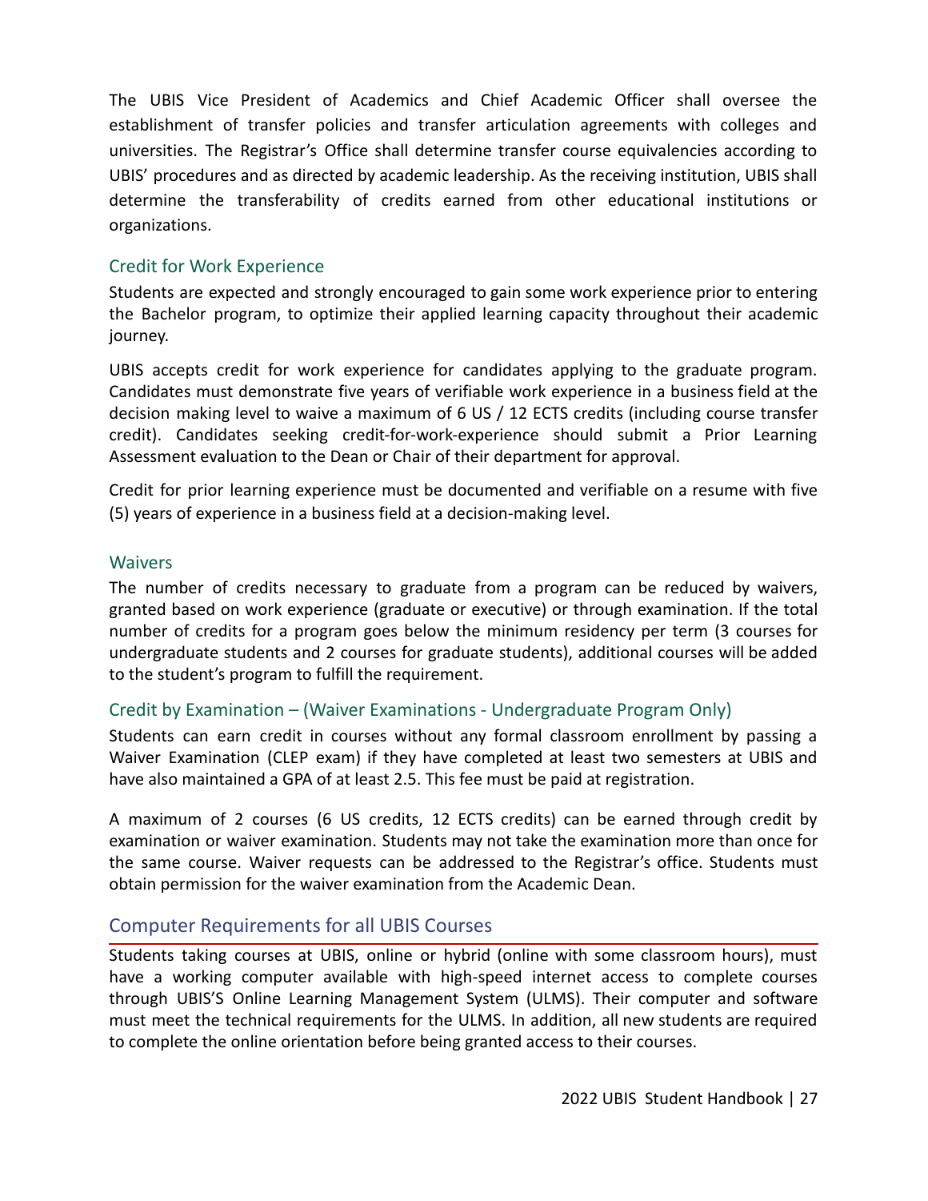The UBIS Vice President of Academics and Chief Academic Officer shall oversee the establishment of transfer policies and transfer articulation agreements with colleges and universities. The Registrar's Office shall determine transfer course equivalencies according to UBIS' procedures and as directed by academic leadership. As the receiving institution, UBIS shall determine the transferability of credits earned from other educational institutions or organizations.

### Credit for Work Experience

Students are expected and strongly encouraged to gain some work experience prior to entering the Bachelor program, to optimize their applied learning capacity throughout their academic journey.

UBIS accepts credit for work experience for candidates applying to the graduate program. Candidates must demonstrate five years of verifiable work experience in a business field at the decision making level to waive a maximum of 6 US / 12 ECTS credits (including course transfer credit). Candidates seeking credit-for-work-experience should submit a Prior Learning Assessment evaluation to the Dean or Chair of their department for approval.

Credit for prior learning experience must be documented and verifiable on a resume with five (5) years of experience in a business field at a decision-making level.

### Waivers

The number of credits necessary to graduate from a program can be reduced by waivers, granted based on work experience (graduate or executive) or through examination. If the total number of credits for a program goes below the minimum residency per term (3 courses for undergraduate students and 2 courses for graduate students), additional courses will be added to the student's program to fulfill the requirement.

### Credit by Examination – (Waiver Examinations - Undergraduate Program Only)

Students can earn credit in courses without any formal classroom enrollment by passing a Waiver Examination (CLEP exam) if they have completed at least two semesters at UBIS and have also maintained a GPA of at least 2.5. This fee must be paid at registration.

A maximum of 2 courses (6 US credits, 12 ECTS credits) can be earned through credit by examination or waiver examination. Students may not take the examination more than once for the same course. Waiver requests can be addressed to the Registrar's office. Students must obtain permission for the waiver examination from the Academic Dean.

## Computer Requirements for all UBIS Courses

Students taking courses at UBIS, online or hybrid (online with some classroom hours), must have a working computer available with high-speed internet access to complete courses through UBIS'S Online Learning Management System (ULMS). Their computer and software must meet the technical requirements for the ULMS. In addition, all new students are required to complete the online orientation before being granted access to their courses.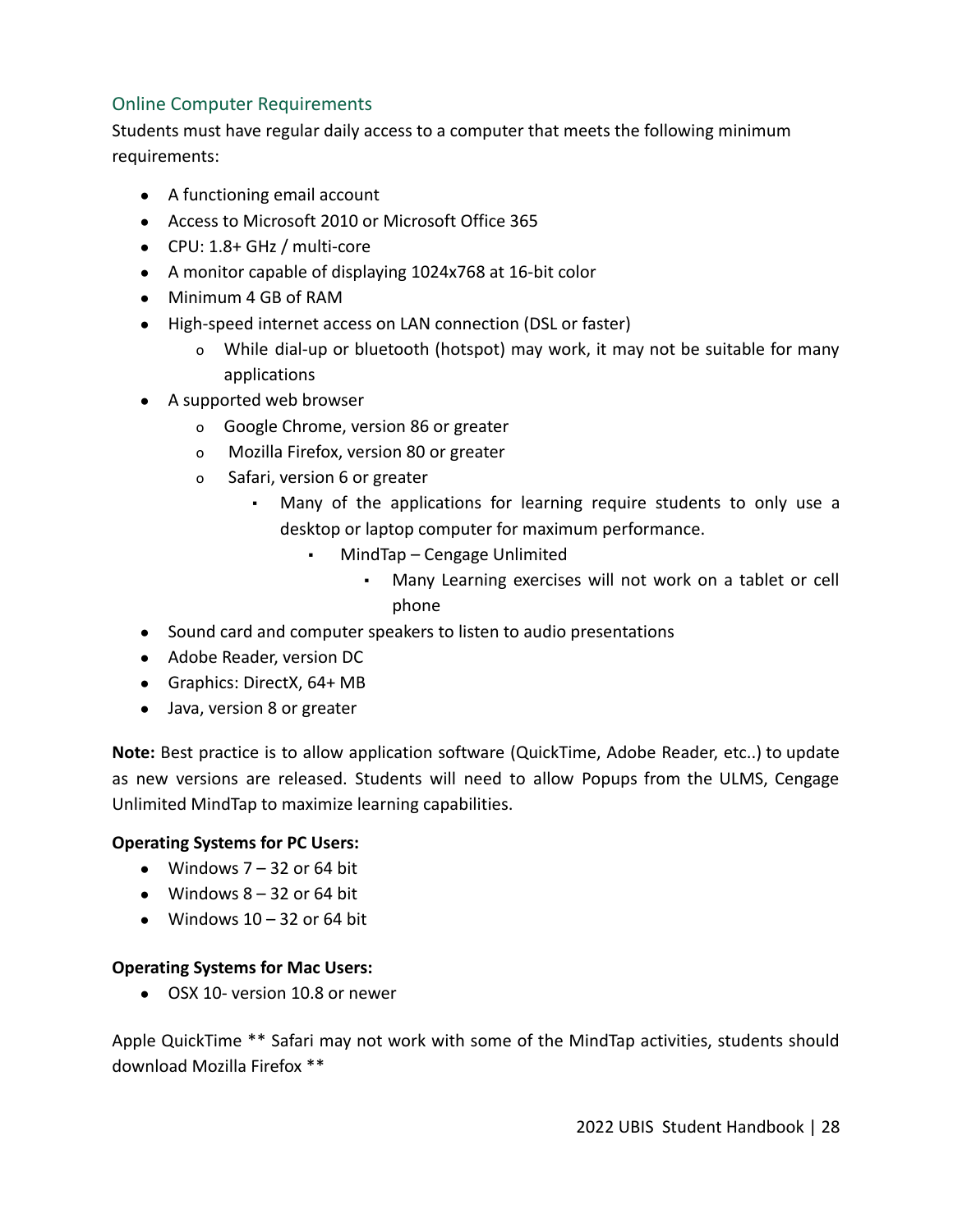## Online Computer Requirements

Students must have regular daily access to a computer that meets the following minimum requirements:

- A functioning email account
- Access to Microsoft 2010 or Microsoft Office 365
- CPU: 1.8+ GHz / multi-core
- A monitor capable of displaying 1024x768 at 16-bit color
- Minimum 4 GB of RAM
- High-speed internet access on LAN connection (DSL or faster)
    - While dial-up or bluetooth (hotspot) may work, it may not be suitable for many applications
- A supported web browser
    - Google Chrome, version 86 or greater
    - Mozilla Firefox, version 80 or greater
    - Safari, version 6 or greater
        - Many of the applications for learning require students to only use a desktop or laptop computer for maximum performance.
            - MindTap – Cengage Unlimited
                - Many Learning exercises will not work on a tablet or cell phone
- Sound card and computer speakers to listen to audio presentations
- Adobe Reader, version DC
- Graphics: DirectX, 64+ MB
- Java, version 8 or greater

**Note:** Best practice is to allow application software (QuickTime, Adobe Reader, etc..) to update as new versions are released. Students will need to allow Popups from the ULMS, Cengage Unlimited MindTap to maximize learning capabilities.

**Operating Systems for PC Users:**

- Windows 7 – 32 or 64 bit
- Windows 8 – 32 or 64 bit
- Windows 10 – 32 or 64 bit

**Operating Systems for Mac Users:**

- OSX 10- version 10.8 or newer

Apple QuickTime ** Safari may not work with some of the MindTap activities, students should download Mozilla Firefox **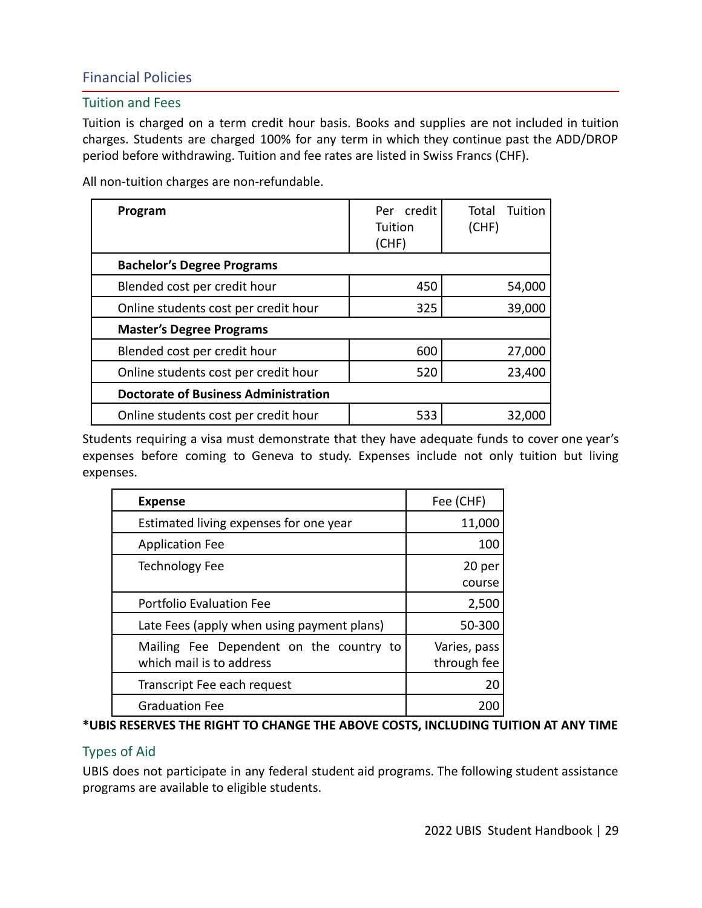## Financial Policies

### Tuition and Fees

Tuition is charged on a term credit hour basis. Books and supplies are not included in tuition charges. Students are charged 100% for any term in which they continue past the ADD/DROP period before withdrawing. Tuition and fee rates are listed in Swiss Francs (CHF).

All non-tuition charges are non-refundable.

| Program | Per credit Tuition (CHF) | Total Tuition (CHF) |
|---|---|---|
| **Bachelor's Degree Programs** | | |
| Blended cost per credit hour | 450 | 54,000 |
| Online students cost per credit hour | 325 | 39,000 |
| **Master's Degree Programs** | | |
| Blended cost per credit hour | 600 | 27,000 |
| Online students cost per credit hour | 520 | 23,400 |
| **Doctorate of Business Administration** | | |
| Online students cost per credit hour | 533 | 32,000 |

Students requiring a visa must demonstrate that they have adequate funds to cover one year's expenses before coming to Geneva to study. Expenses include not only tuition but living expenses.

| Expense | Fee (CHF) |
|---|---|
| Estimated living expenses for one year | 11,000 |
| Application Fee | 100 |
| Technology Fee | 20 per course |
| Portfolio Evaluation Fee | 2,500 |
| Late Fees (apply when using payment plans) | 50-300 |
| Mailing Fee Dependent on the country to which mail is to address | Varies, pass through fee |
| Transcript Fee each request | 20 |
| Graduation Fee | 200 |

**\*UBIS RESERVES THE RIGHT TO CHANGE THE ABOVE COSTS, INCLUDING TUITION AT ANY TIME**

### Types of Aid

UBIS does not participate in any federal student aid programs. The following student assistance programs are available to eligible students.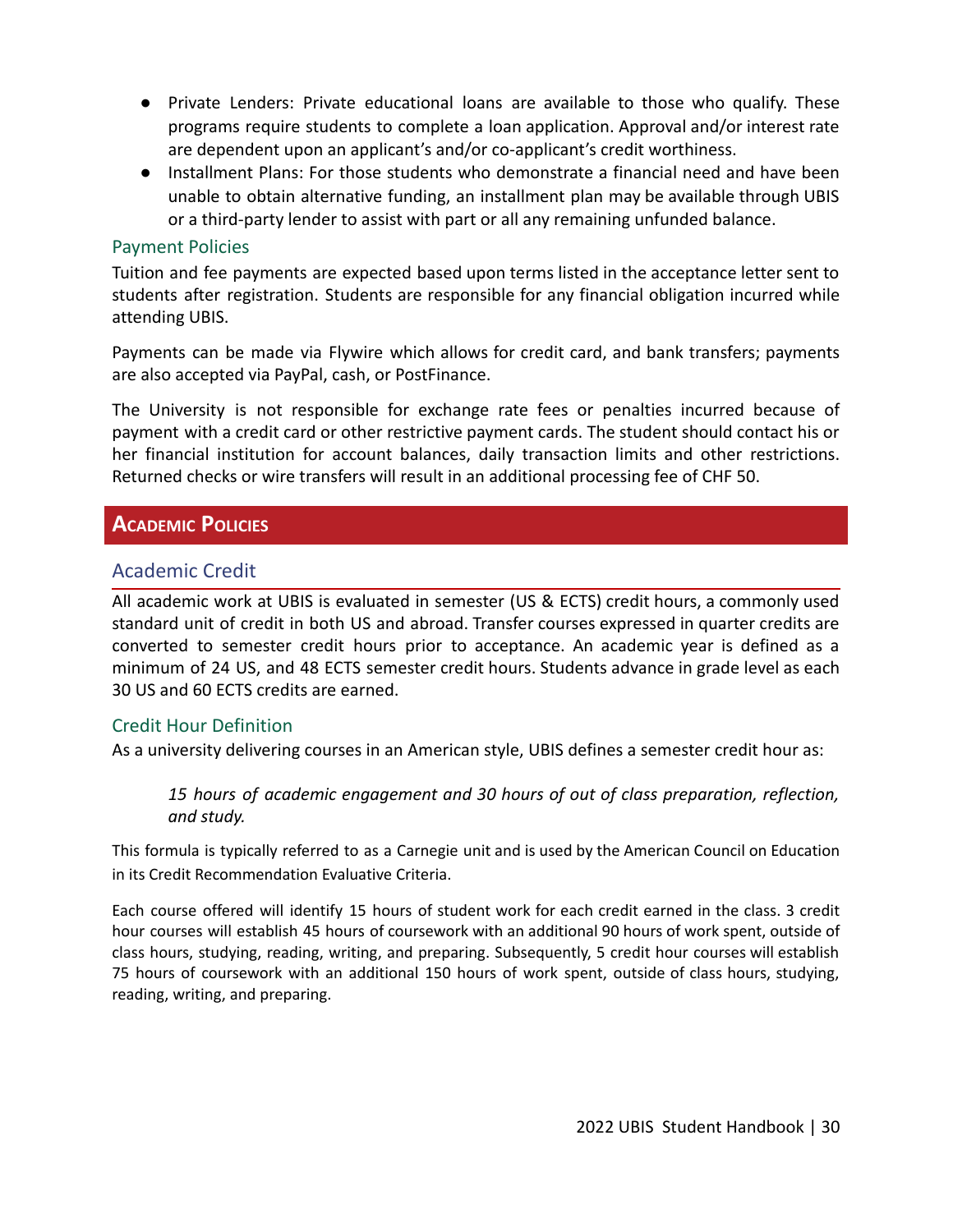- Private Lenders: Private educational loans are available to those who qualify. These programs require students to complete a loan application. Approval and/or interest rate are dependent upon an applicant's and/or co-applicant's credit worthiness.
- Installment Plans: For those students who demonstrate a financial need and have been unable to obtain alternative funding, an installment plan may be available through UBIS or a third-party lender to assist with part or all any remaining unfunded balance.

### Payment Policies

Tuition and fee payments are expected based upon terms listed in the acceptance letter sent to students after registration. Students are responsible for any financial obligation incurred while attending UBIS.

Payments can be made via Flywire which allows for credit card, and bank transfers; payments are also accepted via PayPal, cash, or PostFinance.

The University is not responsible for exchange rate fees or penalties incurred because of payment with a credit card or other restrictive payment cards. The student should contact his or her financial institution for account balances, daily transaction limits and other restrictions. Returned checks or wire transfers will result in an additional processing fee of CHF 50.

# Academic Policies

## Academic Credit

All academic work at UBIS is evaluated in semester (US & ECTS) credit hours, a commonly used standard unit of credit in both US and abroad. Transfer courses expressed in quarter credits are converted to semester credit hours prior to acceptance. An academic year is defined as a minimum of 24 US, and 48 ECTS semester credit hours. Students advance in grade level as each 30 US and 60 ECTS credits are earned.

### Credit Hour Definition

As a university delivering courses in an American style, UBIS defines a semester credit hour as:

> *15 hours of academic engagement and 30 hours of out of class preparation, reflection, and study.*

This formula is typically referred to as a Carnegie unit and is used by the American Council on Education in its Credit Recommendation Evaluative Criteria.

Each course offered will identify 15 hours of student work for each credit earned in the class. 3 credit hour courses will establish 45 hours of coursework with an additional 90 hours of work spent, outside of class hours, studying, reading, writing, and preparing. Subsequently, 5 credit hour courses will establish 75 hours of coursework with an additional 150 hours of work spent, outside of class hours, studying, reading, writing, and preparing.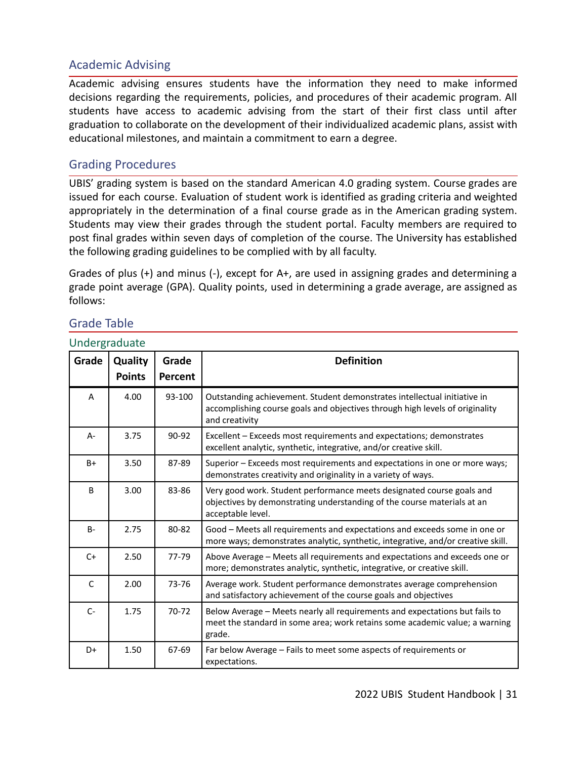## Academic Advising

Academic advising ensures students have the information they need to make informed decisions regarding the requirements, policies, and procedures of their academic program. All students have access to academic advising from the start of their first class until after graduation to collaborate on the development of their individualized academic plans, assist with educational milestones, and maintain a commitment to earn a degree.

## Grading Procedures

UBIS' grading system is based on the standard American 4.0 grading system. Course grades are issued for each course. Evaluation of student work is identified as grading criteria and weighted appropriately in the determination of a final course grade as in the American grading system. Students may view their grades through the student portal. Faculty members are required to post final grades within seven days of completion of the course. The University has established the following grading guidelines to be complied with by all faculty.

Grades of plus (+) and minus (-), except for A+, are used in assigning grades and determining a grade point average (GPA). Quality points, used in determining a grade average, are assigned as follows:

## Grade Table

### Undergraduate

| Grade | Quality Points | Grade Percent | Definition |
|---|---|---|---|
| A | 4.00 | 93-100 | Outstanding achievement. Student demonstrates intellectual initiative in accomplishing course goals and objectives through high levels of originality and creativity |
| A- | 3.75 | 90-92 | Excellent – Exceeds most requirements and expectations; demonstrates excellent analytic, synthetic, integrative, and/or creative skill. |
| B+ | 3.50 | 87-89 | Superior – Exceeds most requirements and expectations in one or more ways; demonstrates creativity and originality in a variety of ways. |
| B | 3.00 | 83-86 | Very good work. Student performance meets designated course goals and objectives by demonstrating understanding of the course materials at an acceptable level. |
| B- | 2.75 | 80-82 | Good – Meets all requirements and expectations and exceeds some in one or more ways; demonstrates analytic, synthetic, integrative, and/or creative skill. |
| C+ | 2.50 | 77-79 | Above Average – Meets all requirements and expectations and exceeds one or more; demonstrates analytic, synthetic, integrative, or creative skill. |
| C | 2.00 | 73-76 | Average work. Student performance demonstrates average comprehension and satisfactory achievement of the course goals and objectives |
| C- | 1.75 | 70-72 | Below Average – Meets nearly all requirements and expectations but fails to meet the standard in some area; work retains some academic value; a warning grade. |
| D+ | 1.50 | 67-69 | Far below Average – Fails to meet some aspects of requirements or expectations. |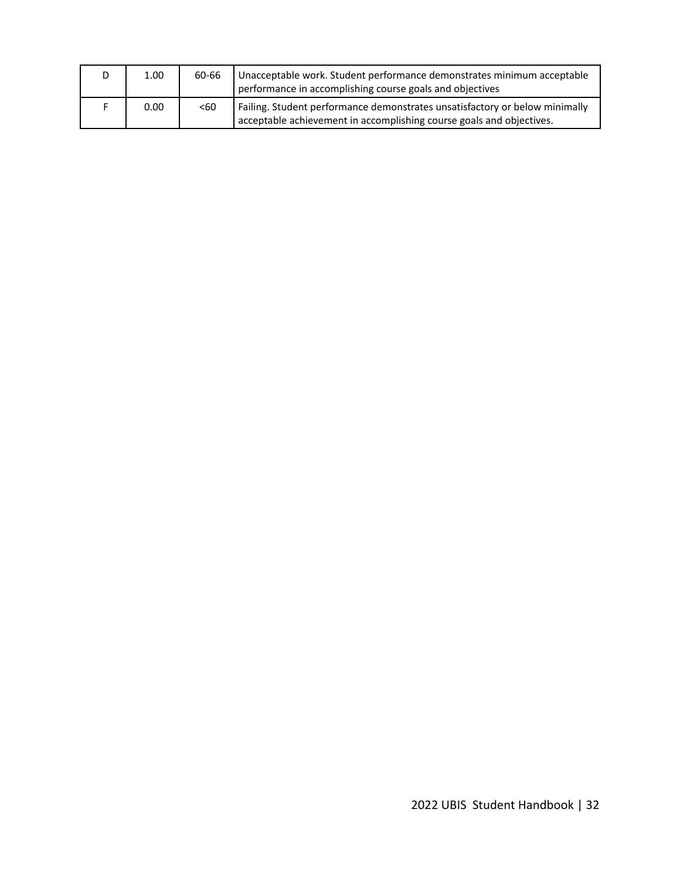| D | 1.00 | 60-66 | Unacceptable work. Student performance demonstrates minimum acceptable performance in accomplishing course goals and objectives |
|---|---|---|---|
| F | 0.00 | <60 | Failing. Student performance demonstrates unsatisfactory or below minimally acceptable achievement in accomplishing course goals and objectives. |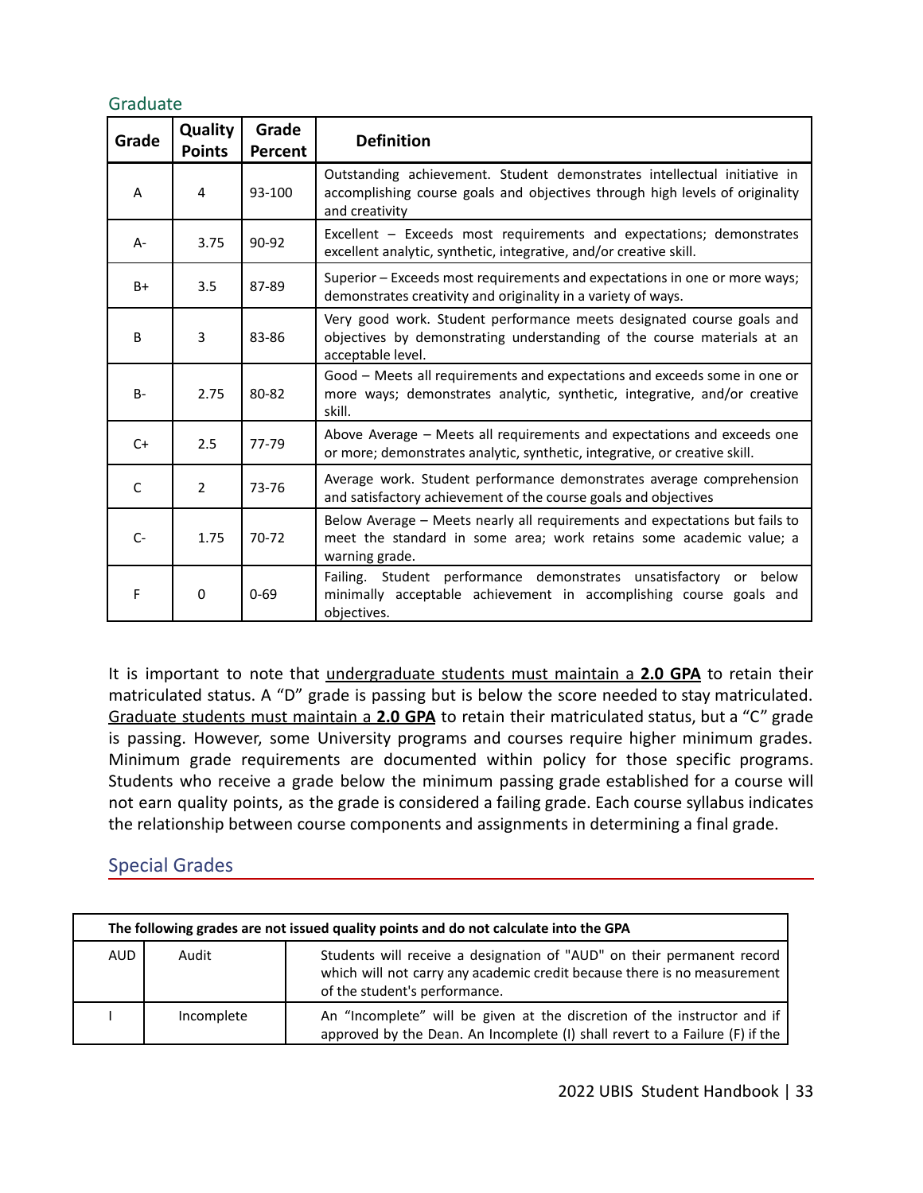### Graduate

| Grade | Quality Points | Grade Percent | Definition |
|---|---|---|---|
| A | 4 | 93-100 | Outstanding achievement. Student demonstrates intellectual initiative in accomplishing course goals and objectives through high levels of originality and creativity |
| A- | 3.75 | 90-92 | Excellent – Exceeds most requirements and expectations; demonstrates excellent analytic, synthetic, integrative, and/or creative skill. |
| B+ | 3.5 | 87-89 | Superior – Exceeds most requirements and expectations in one or more ways; demonstrates creativity and originality in a variety of ways. |
| B | 3 | 83-86 | Very good work. Student performance meets designated course goals and objectives by demonstrating understanding of the course materials at an acceptable level. |
| B- | 2.75 | 80-82 | Good – Meets all requirements and expectations and exceeds some in one or more ways; demonstrates analytic, synthetic, integrative, and/or creative skill. |
| C+ | 2.5 | 77-79 | Above Average – Meets all requirements and expectations and exceeds one or more; demonstrates analytic, synthetic, integrative, or creative skill. |
| C | 2 | 73-76 | Average work. Student performance demonstrates average comprehension and satisfactory achievement of the course goals and objectives |
| C- | 1.75 | 70-72 | Below Average – Meets nearly all requirements and expectations but fails to meet the standard in some area; work retains some academic value; a warning grade. |
| F | 0 | 0-69 | Failing. Student performance demonstrates unsatisfactory or below minimally acceptable achievement in accomplishing course goals and objectives. |

It is important to note that undergraduate students must maintain a **2.0 GPA** to retain their matriculated status. A "D" grade is passing but is below the score needed to stay matriculated. Graduate students must maintain a **2.0 GPA** to retain their matriculated status, but a "C" grade is passing. However, some University programs and courses require higher minimum grades. Minimum grade requirements are documented within policy for those specific programs. Students who receive a grade below the minimum passing grade established for a course will not earn quality points, as the grade is considered a failing grade. Each course syllabus indicates the relationship between course components and assignments in determining a final grade.

## Special Grades

| **The following grades are not issued quality points and do not calculate into the GPA** | | |
|---|---|---|
| AUD | Audit | Students will receive a designation of "AUD" on their permanent record which will not carry any academic credit because there is no measurement of the student's performance. |
| I | Incomplete | An "Incomplete" will be given at the discretion of the instructor and if approved by the Dean. An Incomplete (I) shall revert to a Failure (F) if the |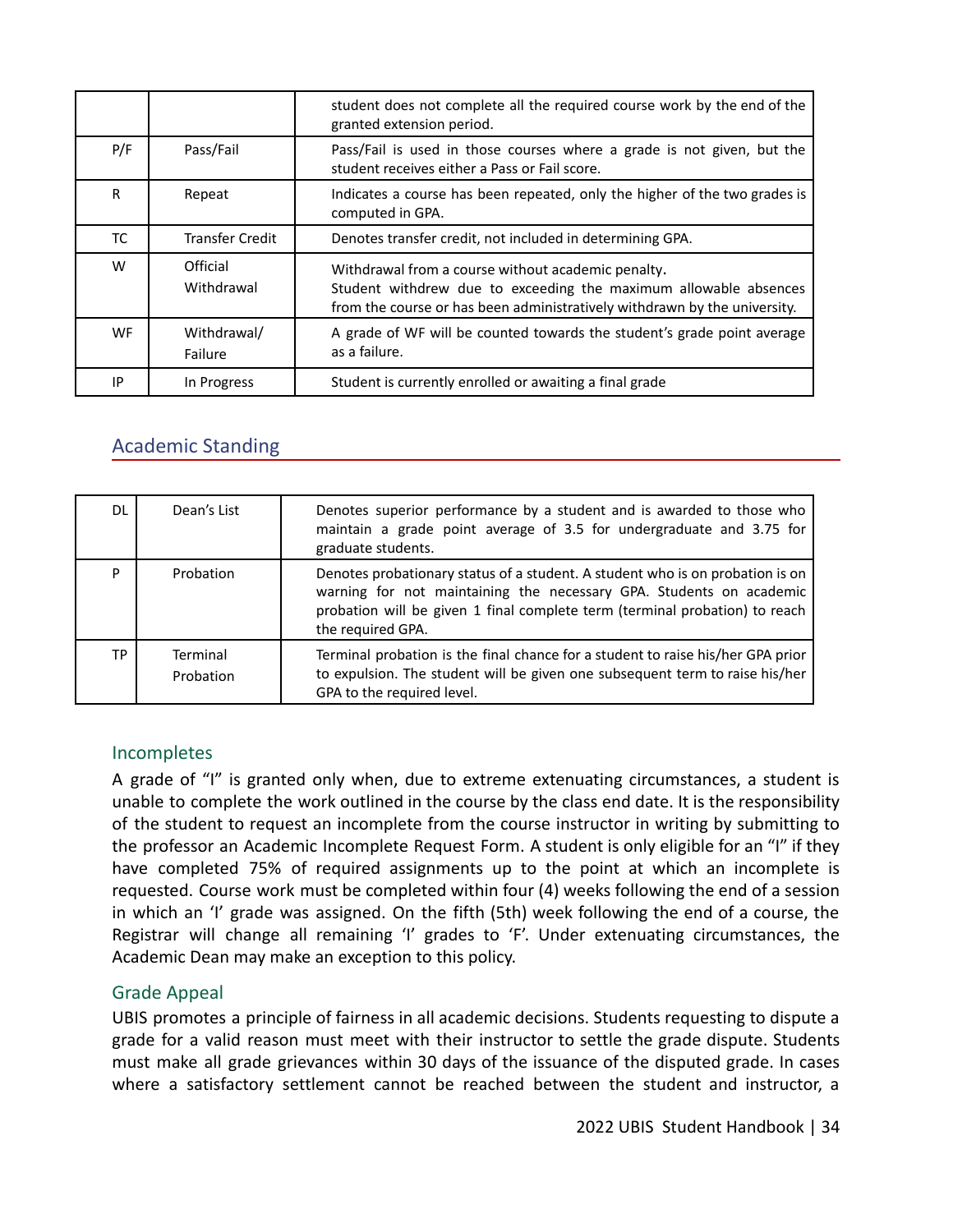|  |  |  |
| --- | --- | --- |
|  |  | student does not complete all the required course work by the end of the granted extension period. |
| P/F | Pass/Fail | Pass/Fail is used in those courses where a grade is not given, but the student receives either a Pass or Fail score. |
| R | Repeat | Indicates a course has been repeated, only the higher of the two grades is computed in GPA. |
| TC | Transfer Credit | Denotes transfer credit, not included in determining GPA. |
| W | Official Withdrawal | Withdrawal from a course without academic penalty. Student withdrew due to exceeding the maximum allowable absences from the course or has been administratively withdrawn by the university. |
| WF | Withdrawal/ Failure | A grade of WF will be counted towards the student's grade point average as a failure. |
| IP | In Progress | Student is currently enrolled or awaiting a final grade |

## Academic Standing

|  |  |  |
| --- | --- | --- |
| DL | Dean's List | Denotes superior performance by a student and is awarded to those who maintain a grade point average of 3.5 for undergraduate and 3.75 for graduate students. |
| P | Probation | Denotes probationary status of a student. A student who is on probation is on warning for not maintaining the necessary GPA. Students on academic probation will be given 1 final complete term (terminal probation) to reach the required GPA. |
| TP | Terminal Probation | Terminal probation is the final chance for a student to raise his/her GPA prior to expulsion. The student will be given one subsequent term to raise his/her GPA to the required level. |

### Incompletes

A grade of "I" is granted only when, due to extreme extenuating circumstances, a student is unable to complete the work outlined in the course by the class end date. It is the responsibility of the student to request an incomplete from the course instructor in writing by submitting to the professor an Academic Incomplete Request Form. A student is only eligible for an "I" if they have completed 75% of required assignments up to the point at which an incomplete is requested. Course work must be completed within four (4) weeks following the end of a session in which an 'I' grade was assigned. On the fifth (5th) week following the end of a course, the Registrar will change all remaining 'I' grades to 'F'. Under extenuating circumstances, the Academic Dean may make an exception to this policy.

### Grade Appeal

UBIS promotes a principle of fairness in all academic decisions. Students requesting to dispute a grade for a valid reason must meet with their instructor to settle the grade dispute. Students must make all grade grievances within 30 days of the issuance of the disputed grade. In cases where a satisfactory settlement cannot be reached between the student and instructor, a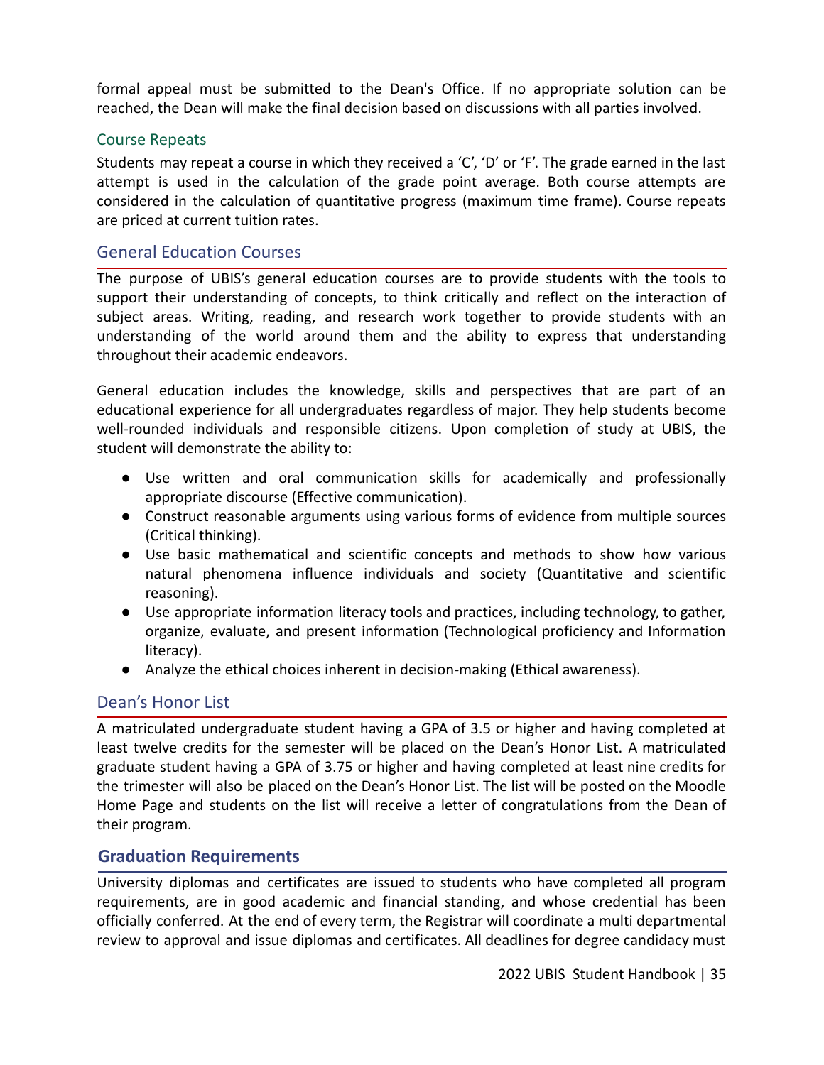formal appeal must be submitted to the Dean's Office. If no appropriate solution can be reached, the Dean will make the final decision based on discussions with all parties involved.

### Course Repeats

Students may repeat a course in which they received a 'C', 'D' or 'F'. The grade earned in the last attempt is used in the calculation of the grade point average. Both course attempts are considered in the calculation of quantitative progress (maximum time frame). Course repeats are priced at current tuition rates.

## General Education Courses

The purpose of UBIS's general education courses are to provide students with the tools to support their understanding of concepts, to think critically and reflect on the interaction of subject areas. Writing, reading, and research work together to provide students with an understanding of the world around them and the ability to express that understanding throughout their academic endeavors.

General education includes the knowledge, skills and perspectives that are part of an educational experience for all undergraduates regardless of major. They help students become well-rounded individuals and responsible citizens. Upon completion of study at UBIS, the student will demonstrate the ability to:

- Use written and oral communication skills for academically and professionally appropriate discourse (Effective communication).
- Construct reasonable arguments using various forms of evidence from multiple sources (Critical thinking).
- Use basic mathematical and scientific concepts and methods to show how various natural phenomena influence individuals and society (Quantitative and scientific reasoning).
- Use appropriate information literacy tools and practices, including technology, to gather, organize, evaluate, and present information (Technological proficiency and Information literacy).
- Analyze the ethical choices inherent in decision-making (Ethical awareness).

## Dean's Honor List

A matriculated undergraduate student having a GPA of 3.5 or higher and having completed at least twelve credits for the semester will be placed on the Dean's Honor List. A matriculated graduate student having a GPA of 3.75 or higher and having completed at least nine credits for the trimester will also be placed on the Dean's Honor List. The list will be posted on the Moodle Home Page and students on the list will receive a letter of congratulations from the Dean of their program.

## **Graduation Requirements**

University diplomas and certificates are issued to students who have completed all program requirements, are in good academic and financial standing, and whose credential has been officially conferred. At the end of every term, the Registrar will coordinate a multi departmental review to approval and issue diplomas and certificates. All deadlines for degree candidacy must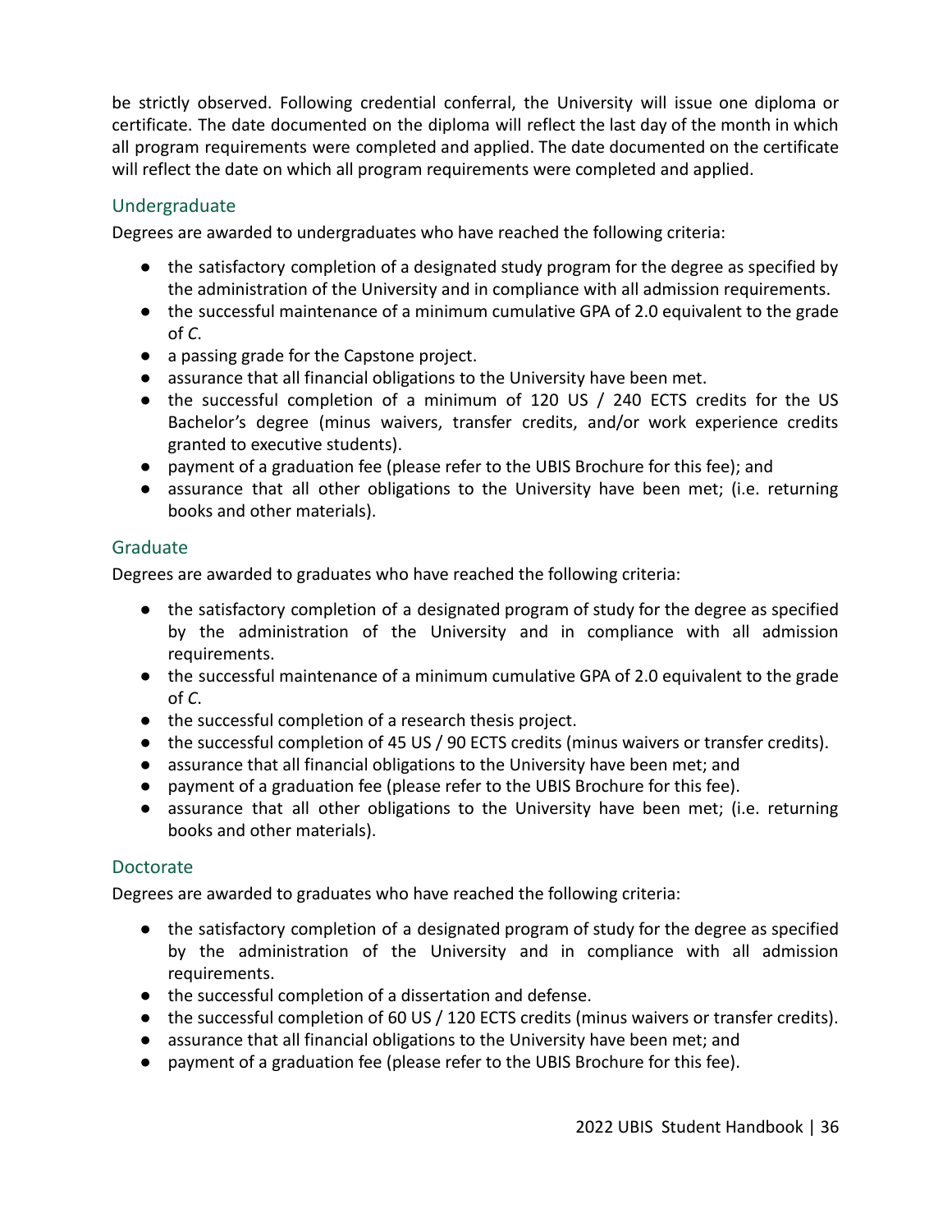be strictly observed. Following credential conferral, the University will issue one diploma or certificate. The date documented on the diploma will reflect the last day of the month in which all program requirements were completed and applied. The date documented on the certificate will reflect the date on which all program requirements were completed and applied.

### Undergraduate

Degrees are awarded to undergraduates who have reached the following criteria:

- the satisfactory completion of a designated study program for the degree as specified by the administration of the University and in compliance with all admission requirements.
- the successful maintenance of a minimum cumulative GPA of 2.0 equivalent to the grade of *C*.
- a passing grade for the Capstone project.
- assurance that all financial obligations to the University have been met.
- the successful completion of a minimum of 120 US / 240 ECTS credits for the US Bachelor's degree (minus waivers, transfer credits, and/or work experience credits granted to executive students).
- payment of a graduation fee (please refer to the UBIS Brochure for this fee); and
- assurance that all other obligations to the University have been met; (i.e. returning books and other materials).

### Graduate

Degrees are awarded to graduates who have reached the following criteria:

- the satisfactory completion of a designated program of study for the degree as specified by the administration of the University and in compliance with all admission requirements.
- the successful maintenance of a minimum cumulative GPA of 2.0 equivalent to the grade of *C*.
- the successful completion of a research thesis project.
- the successful completion of 45 US / 90 ECTS credits (minus waivers or transfer credits).
- assurance that all financial obligations to the University have been met; and
- payment of a graduation fee (please refer to the UBIS Brochure for this fee).
- assurance that all other obligations to the University have been met; (i.e. returning books and other materials).

### Doctorate

Degrees are awarded to graduates who have reached the following criteria:

- the satisfactory completion of a designated program of study for the degree as specified by the administration of the University and in compliance with all admission requirements.
- the successful completion of a dissertation and defense.
- the successful completion of 60 US / 120 ECTS credits (minus waivers or transfer credits).
- assurance that all financial obligations to the University have been met; and
- payment of a graduation fee (please refer to the UBIS Brochure for this fee).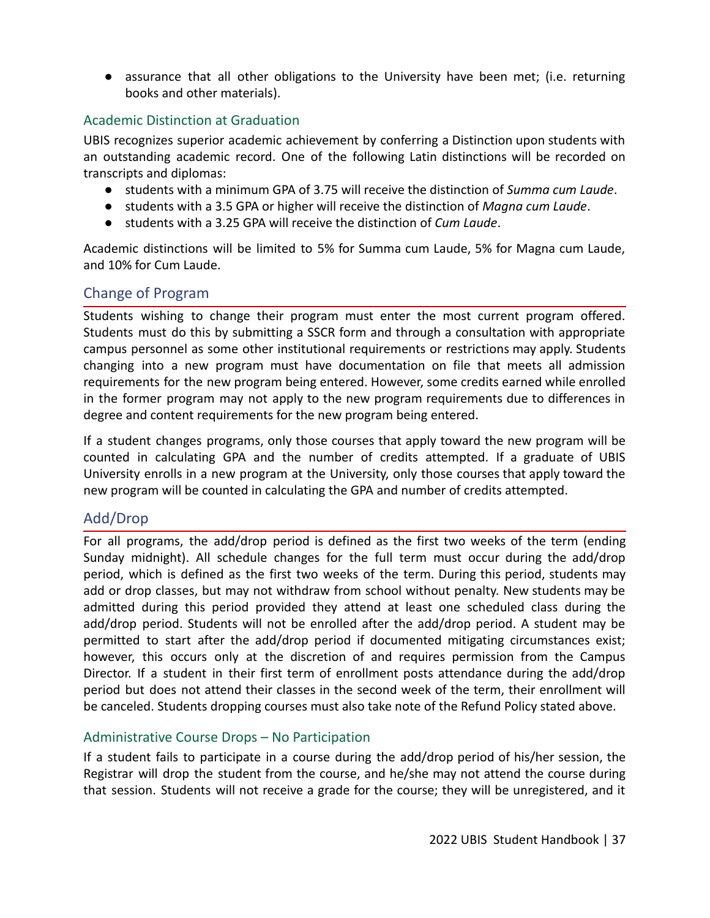- assurance that all other obligations to the University have been met; (i.e. returning books and other materials).

### Academic Distinction at Graduation

UBIS recognizes superior academic achievement by conferring a Distinction upon students with an outstanding academic record. One of the following Latin distinctions will be recorded on transcripts and diplomas:

- students with a minimum GPA of 3.75 will receive the distinction of *Summa cum Laude*.
- students with a 3.5 GPA or higher will receive the distinction of *Magna cum Laude*.
- students with a 3.25 GPA will receive the distinction of *Cum Laude*.

Academic distinctions will be limited to 5% for Summa cum Laude, 5% for Magna cum Laude, and 10% for Cum Laude.

## Change of Program

Students wishing to change their program must enter the most current program offered. Students must do this by submitting a SSCR form and through a consultation with appropriate campus personnel as some other institutional requirements or restrictions may apply. Students changing into a new program must have documentation on file that meets all admission requirements for the new program being entered. However, some credits earned while enrolled in the former program may not apply to the new program requirements due to differences in degree and content requirements for the new program being entered.

If a student changes programs, only those courses that apply toward the new program will be counted in calculating GPA and the number of credits attempted. If a graduate of UBIS University enrolls in a new program at the University, only those courses that apply toward the new program will be counted in calculating the GPA and number of credits attempted.

## Add/Drop

For all programs, the add/drop period is defined as the first two weeks of the term (ending Sunday midnight). All schedule changes for the full term must occur during the add/drop period, which is defined as the first two weeks of the term. During this period, students may add or drop classes, but may not withdraw from school without penalty. New students may be admitted during this period provided they attend at least one scheduled class during the add/drop period. Students will not be enrolled after the add/drop period. A student may be permitted to start after the add/drop period if documented mitigating circumstances exist; however, this occurs only at the discretion of and requires permission from the Campus Director. If a student in their first term of enrollment posts attendance during the add/drop period but does not attend their classes in the second week of the term, their enrollment will be canceled. Students dropping courses must also take note of the Refund Policy stated above.

### Administrative Course Drops – No Participation

If a student fails to participate in a course during the add/drop period of his/her session, the Registrar will drop the student from the course, and he/she may not attend the course during that session. Students will not receive a grade for the course; they will be unregistered, and it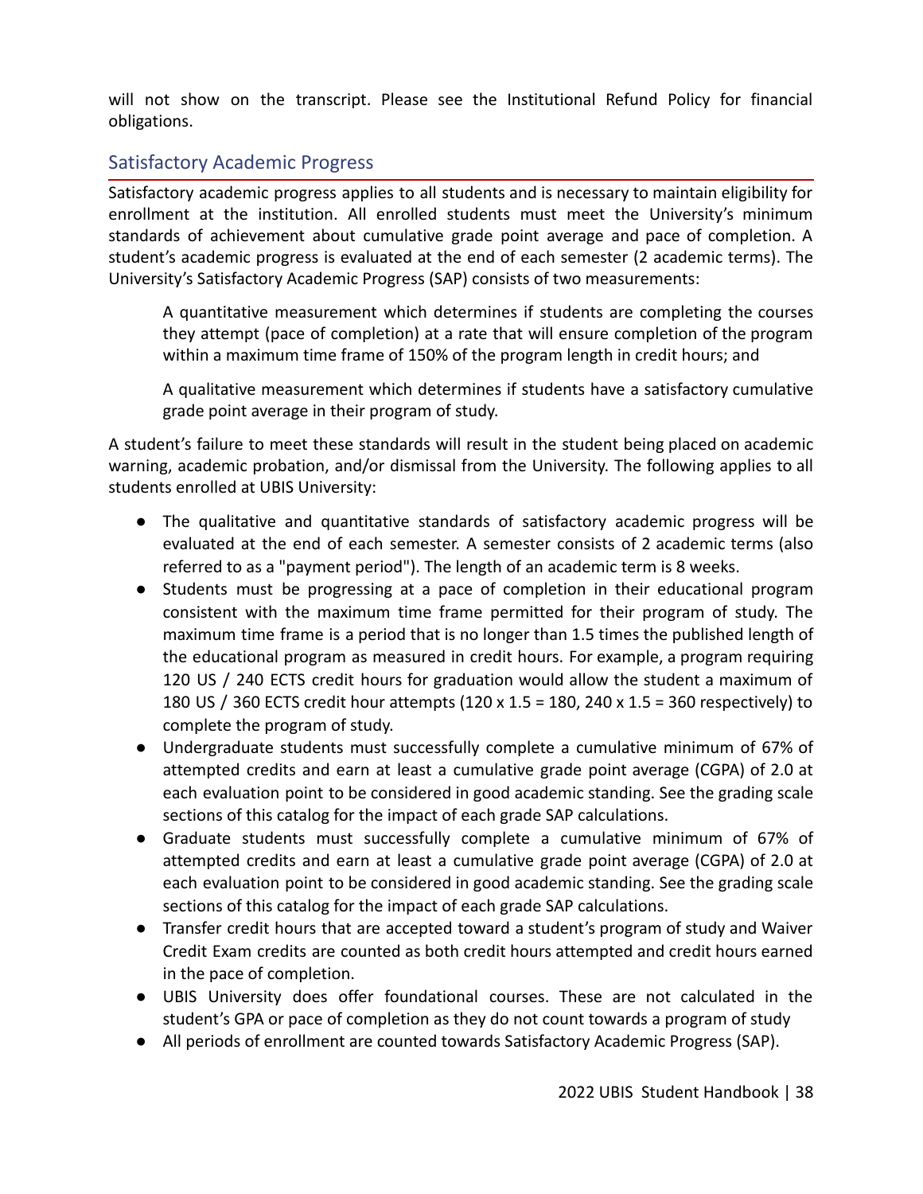will not show on the transcript. Please see the Institutional Refund Policy for financial obligations.

## Satisfactory Academic Progress

Satisfactory academic progress applies to all students and is necessary to maintain eligibility for enrollment at the institution. All enrolled students must meet the University's minimum standards of achievement about cumulative grade point average and pace of completion. A student's academic progress is evaluated at the end of each semester (2 academic terms). The University's Satisfactory Academic Progress (SAP) consists of two measurements:

> A quantitative measurement which determines if students are completing the courses they attempt (pace of completion) at a rate that will ensure completion of the program within a maximum time frame of 150% of the program length in credit hours; and
>
> A qualitative measurement which determines if students have a satisfactory cumulative grade point average in their program of study.

A student's failure to meet these standards will result in the student being placed on academic warning, academic probation, and/or dismissal from the University. The following applies to all students enrolled at UBIS University:

- The qualitative and quantitative standards of satisfactory academic progress will be evaluated at the end of each semester. A semester consists of 2 academic terms (also referred to as a "payment period"). The length of an academic term is 8 weeks.
- Students must be progressing at a pace of completion in their educational program consistent with the maximum time frame permitted for their program of study. The maximum time frame is a period that is no longer than 1.5 times the published length of the educational program as measured in credit hours. For example, a program requiring 120 US / 240 ECTS credit hours for graduation would allow the student a maximum of 180 US / 360 ECTS credit hour attempts (120 x 1.5 = 180, 240 x 1.5 = 360 respectively) to complete the program of study.
- Undergraduate students must successfully complete a cumulative minimum of 67% of attempted credits and earn at least a cumulative grade point average (CGPA) of 2.0 at each evaluation point to be considered in good academic standing. See the grading scale sections of this catalog for the impact of each grade SAP calculations.
- Graduate students must successfully complete a cumulative minimum of 67% of attempted credits and earn at least a cumulative grade point average (CGPA) of 2.0 at each evaluation point to be considered in good academic standing. See the grading scale sections of this catalog for the impact of each grade SAP calculations.
- Transfer credit hours that are accepted toward a student's program of study and Waiver Credit Exam credits are counted as both credit hours attempted and credit hours earned in the pace of completion.
- UBIS University does offer foundational courses. These are not calculated in the student's GPA or pace of completion as they do not count towards a program of study
- All periods of enrollment are counted towards Satisfactory Academic Progress (SAP).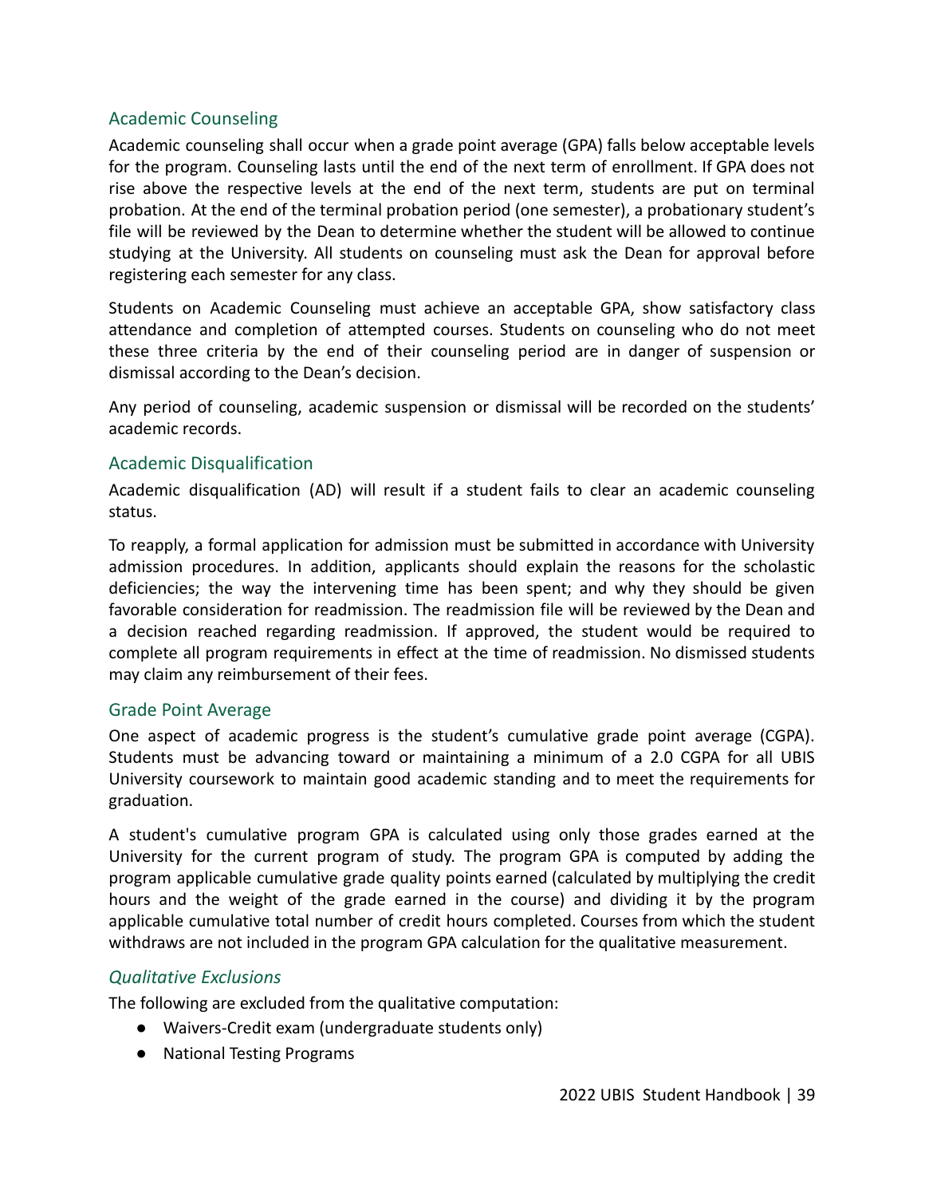## Academic Counseling

Academic counseling shall occur when a grade point average (GPA) falls below acceptable levels for the program. Counseling lasts until the end of the next term of enrollment. If GPA does not rise above the respective levels at the end of the next term, students are put on terminal probation. At the end of the terminal probation period (one semester), a probationary student's file will be reviewed by the Dean to determine whether the student will be allowed to continue studying at the University. All students on counseling must ask the Dean for approval before registering each semester for any class.

Students on Academic Counseling must achieve an acceptable GPA, show satisfactory class attendance and completion of attempted courses. Students on counseling who do not meet these three criteria by the end of their counseling period are in danger of suspension or dismissal according to the Dean's decision.

Any period of counseling, academic suspension or dismissal will be recorded on the students' academic records.

## Academic Disqualification

Academic disqualification (AD) will result if a student fails to clear an academic counseling status.

To reapply, a formal application for admission must be submitted in accordance with University admission procedures. In addition, applicants should explain the reasons for the scholastic deficiencies; the way the intervening time has been spent; and why they should be given favorable consideration for readmission. The readmission file will be reviewed by the Dean and a decision reached regarding readmission. If approved, the student would be required to complete all program requirements in effect at the time of readmission. No dismissed students may claim any reimbursement of their fees.

## Grade Point Average

One aspect of academic progress is the student's cumulative grade point average (CGPA). Students must be advancing toward or maintaining a minimum of a 2.0 CGPA for all UBIS University coursework to maintain good academic standing and to meet the requirements for graduation.

A student's cumulative program GPA is calculated using only those grades earned at the University for the current program of study. The program GPA is computed by adding the program applicable cumulative grade quality points earned (calculated by multiplying the credit hours and the weight of the grade earned in the course) and dividing it by the program applicable cumulative total number of credit hours completed. Courses from which the student withdraws are not included in the program GPA calculation for the qualitative measurement.

### *Qualitative Exclusions*

The following are excluded from the qualitative computation:

- Waivers-Credit exam (undergraduate students only)
- National Testing Programs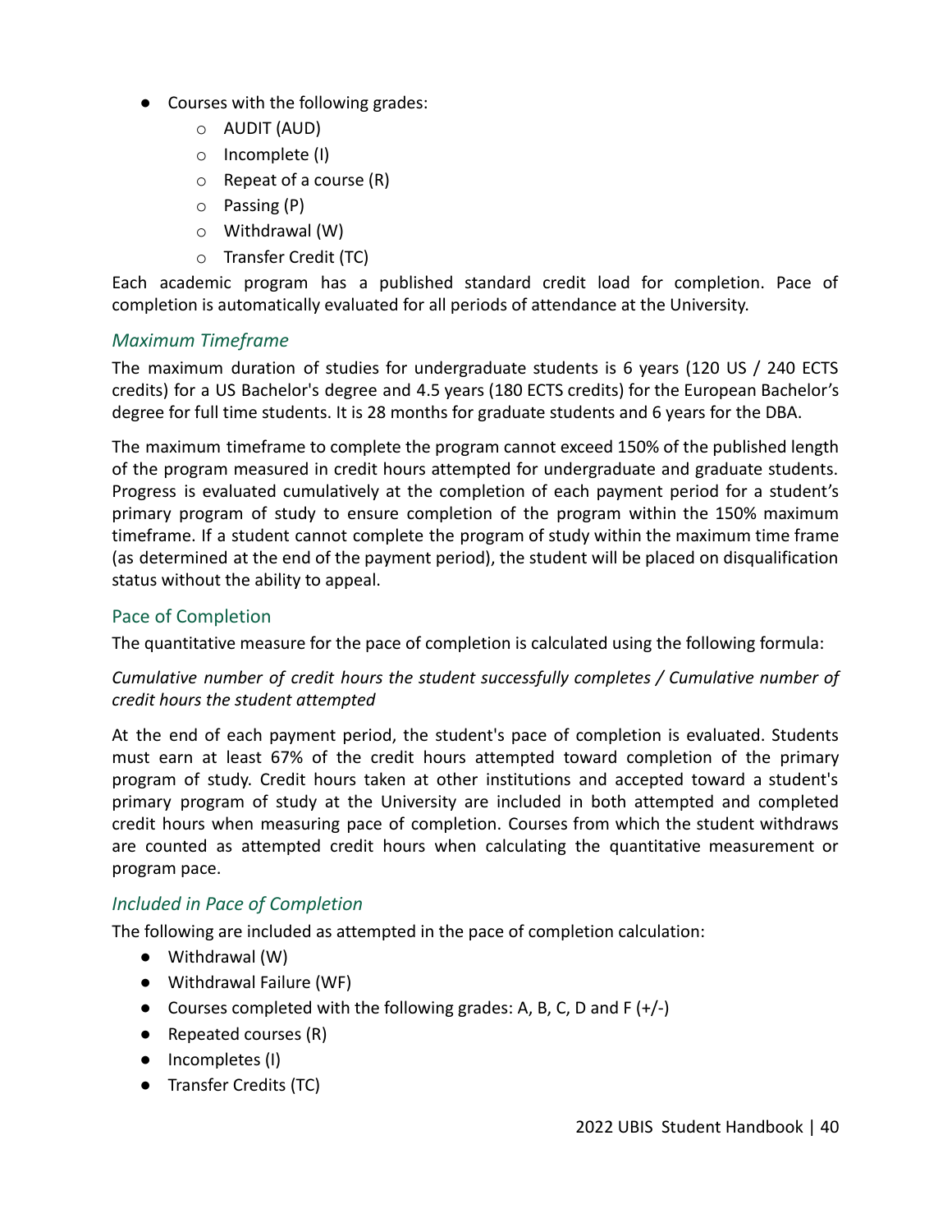- Courses with the following grades:
    - AUDIT (AUD)
    - Incomplete (I)
    - Repeat of a course (R)
    - Passing (P)
    - Withdrawal (W)
    - Transfer Credit (TC)

Each academic program has a published standard credit load for completion. Pace of completion is automatically evaluated for all periods of attendance at the University.

### *Maximum Timeframe*

The maximum duration of studies for undergraduate students is 6 years (120 US / 240 ECTS credits) for a US Bachelor's degree and 4.5 years (180 ECTS credits) for the European Bachelor's degree for full time students. It is 28 months for graduate students and 6 years for the DBA.

The maximum timeframe to complete the program cannot exceed 150% of the published length of the program measured in credit hours attempted for undergraduate and graduate students. Progress is evaluated cumulatively at the completion of each payment period for a student's primary program of study to ensure completion of the program within the 150% maximum timeframe. If a student cannot complete the program of study within the maximum time frame (as determined at the end of the payment period), the student will be placed on disqualification status without the ability to appeal.

## Pace of Completion

The quantitative measure for the pace of completion is calculated using the following formula:

*Cumulative number of credit hours the student successfully completes / Cumulative number of credit hours the student attempted*

At the end of each payment period, the student's pace of completion is evaluated. Students must earn at least 67% of the credit hours attempted toward completion of the primary program of study. Credit hours taken at other institutions and accepted toward a student's primary program of study at the University are included in both attempted and completed credit hours when measuring pace of completion. Courses from which the student withdraws are counted as attempted credit hours when calculating the quantitative measurement or program pace.

### *Included in Pace of Completion*

The following are included as attempted in the pace of completion calculation:

- Withdrawal (W)
- Withdrawal Failure (WF)
- Courses completed with the following grades: A, B, C, D and F (+/-)
- Repeated courses (R)
- Incompletes (I)
- Transfer Credits (TC)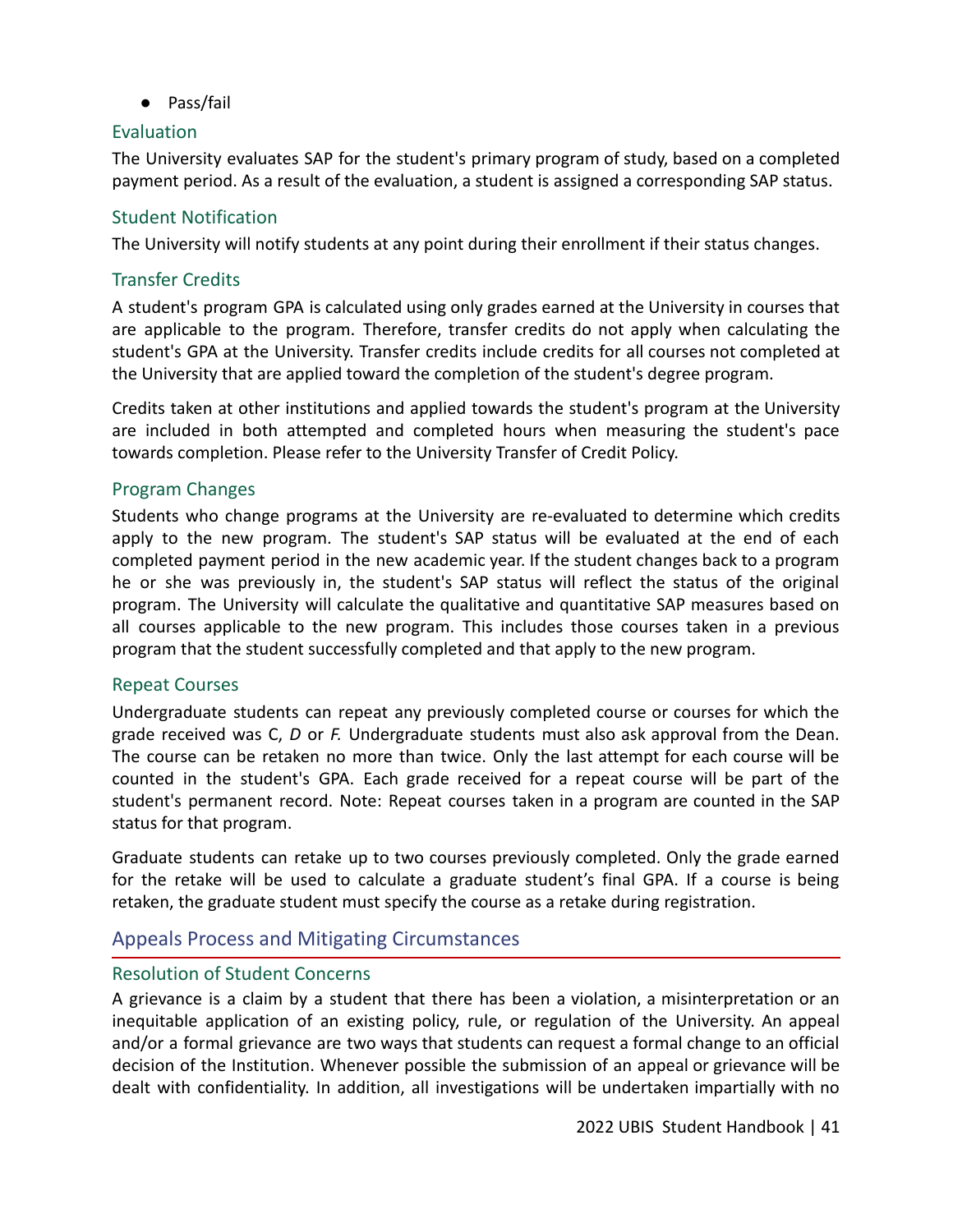- Pass/fail

### Evaluation

The University evaluates SAP for the student's primary program of study, based on a completed payment period. As a result of the evaluation, a student is assigned a corresponding SAP status.

### Student Notification

The University will notify students at any point during their enrollment if their status changes.

### Transfer Credits

A student's program GPA is calculated using only grades earned at the University in courses that are applicable to the program. Therefore, transfer credits do not apply when calculating the student's GPA at the University. Transfer credits include credits for all courses not completed at the University that are applied toward the completion of the student's degree program.

Credits taken at other institutions and applied towards the student's program at the University are included in both attempted and completed hours when measuring the student's pace towards completion. Please refer to the University Transfer of Credit Policy.

### Program Changes

Students who change programs at the University are re-evaluated to determine which credits apply to the new program. The student's SAP status will be evaluated at the end of each completed payment period in the new academic year. If the student changes back to a program he or she was previously in, the student's SAP status will reflect the status of the original program. The University will calculate the qualitative and quantitative SAP measures based on all courses applicable to the new program. This includes those courses taken in a previous program that the student successfully completed and that apply to the new program.

### Repeat Courses

Undergraduate students can repeat any previously completed course or courses for which the grade received was C, *D* or *F.* Undergraduate students must also ask approval from the Dean. The course can be retaken no more than twice. Only the last attempt for each course will be counted in the student's GPA. Each grade received for a repeat course will be part of the student's permanent record. Note: Repeat courses taken in a program are counted in the SAP status for that program.

Graduate students can retake up to two courses previously completed. Only the grade earned for the retake will be used to calculate a graduate student's final GPA. If a course is being retaken, the graduate student must specify the course as a retake during registration.

## Appeals Process and Mitigating Circumstances

### Resolution of Student Concerns

A grievance is a claim by a student that there has been a violation, a misinterpretation or an inequitable application of an existing policy, rule, or regulation of the University. An appeal and/or a formal grievance are two ways that students can request a formal change to an official decision of the Institution. Whenever possible the submission of an appeal or grievance will be dealt with confidentiality. In addition, all investigations will be undertaken impartially with no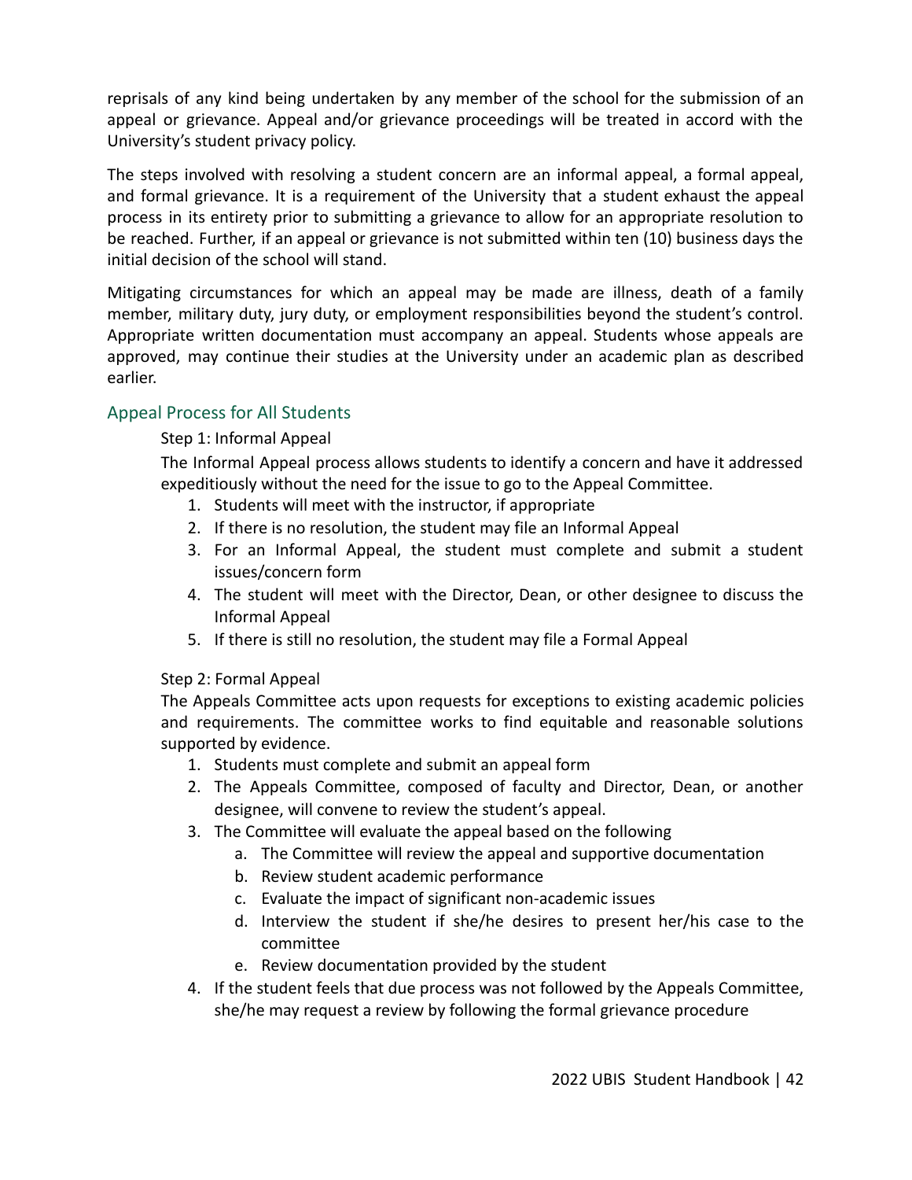reprisals of any kind being undertaken by any member of the school for the submission of an appeal or grievance. Appeal and/or grievance proceedings will be treated in accord with the University's student privacy policy.

The steps involved with resolving a student concern are an informal appeal, a formal appeal, and formal grievance. It is a requirement of the University that a student exhaust the appeal process in its entirety prior to submitting a grievance to allow for an appropriate resolution to be reached. Further, if an appeal or grievance is not submitted within ten (10) business days the initial decision of the school will stand.

Mitigating circumstances for which an appeal may be made are illness, death of a family member, military duty, jury duty, or employment responsibilities beyond the student's control. Appropriate written documentation must accompany an appeal. Students whose appeals are approved, may continue their studies at the University under an academic plan as described earlier.

## Appeal Process for All Students

Step 1: Informal Appeal

The Informal Appeal process allows students to identify a concern and have it addressed expeditiously without the need for the issue to go to the Appeal Committee.

1. Students will meet with the instructor, if appropriate
2. If there is no resolution, the student may file an Informal Appeal
3. For an Informal Appeal, the student must complete and submit a student issues/concern form
4. The student will meet with the Director, Dean, or other designee to discuss the Informal Appeal
5. If there is still no resolution, the student may file a Formal Appeal

Step 2: Formal Appeal

The Appeals Committee acts upon requests for exceptions to existing academic policies and requirements. The committee works to find equitable and reasonable solutions supported by evidence.

1. Students must complete and submit an appeal form
2. The Appeals Committee, composed of faculty and Director, Dean, or another designee, will convene to review the student's appeal.
3. The Committee will evaluate the appeal based on the following
    a. The Committee will review the appeal and supportive documentation
    b. Review student academic performance
    c. Evaluate the impact of significant non-academic issues
    d. Interview the student if she/he desires to present her/his case to the committee
    e. Review documentation provided by the student
4. If the student feels that due process was not followed by the Appeals Committee, she/he may request a review by following the formal grievance procedure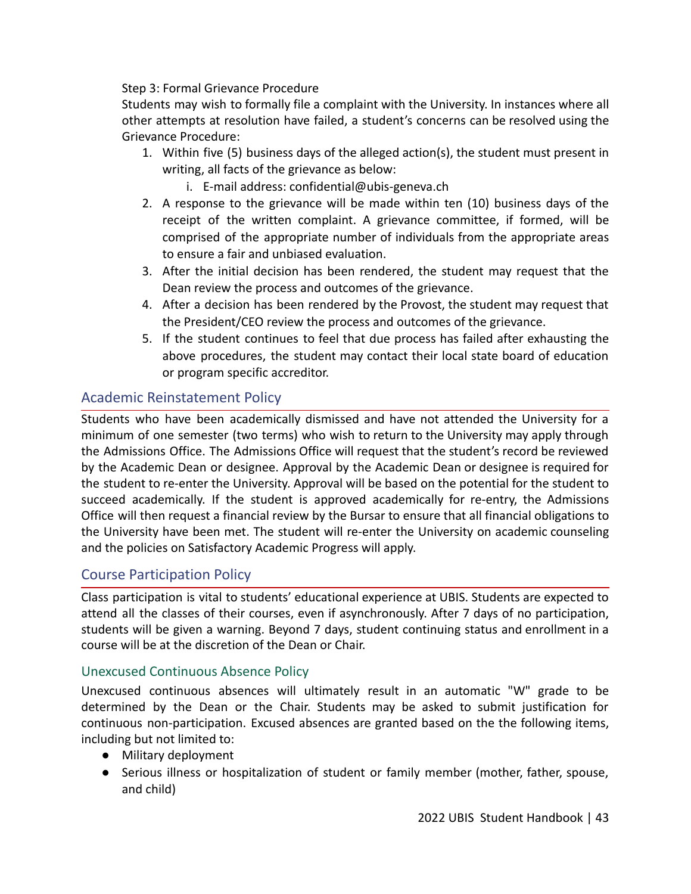Step 3: Formal Grievance Procedure

Students may wish to formally file a complaint with the University. In instances where all other attempts at resolution have failed, a student's concerns can be resolved using the Grievance Procedure:

1. Within five (5) business days of the alleged action(s), the student must present in writing, all facts of the grievance as below:
   i. E-mail address: confidential@ubis-geneva.ch
2. A response to the grievance will be made within ten (10) business days of the receipt of the written complaint. A grievance committee, if formed, will be comprised of the appropriate number of individuals from the appropriate areas to ensure a fair and unbiased evaluation.
3. After the initial decision has been rendered, the student may request that the Dean review the process and outcomes of the grievance.
4. After a decision has been rendered by the Provost, the student may request that the President/CEO review the process and outcomes of the grievance.
5. If the student continues to feel that due process has failed after exhausting the above procedures, the student may contact their local state board of education or program specific accreditor.

## Academic Reinstatement Policy

Students who have been academically dismissed and have not attended the University for a minimum of one semester (two terms) who wish to return to the University may apply through the Admissions Office. The Admissions Office will request that the student's record be reviewed by the Academic Dean or designee. Approval by the Academic Dean or designee is required for the student to re-enter the University. Approval will be based on the potential for the student to succeed academically. If the student is approved academically for re-entry, the Admissions Office will then request a financial review by the Bursar to ensure that all financial obligations to the University have been met. The student will re-enter the University on academic counseling and the policies on Satisfactory Academic Progress will apply.

## Course Participation Policy

Class participation is vital to students' educational experience at UBIS. Students are expected to attend all the classes of their courses, even if asynchronously. After 7 days of no participation, students will be given a warning. Beyond 7 days, student continuing status and enrollment in a course will be at the discretion of the Dean or Chair.

### Unexcused Continuous Absence Policy

Unexcused continuous absences will ultimately result in an automatic "W" grade to be determined by the Dean or the Chair. Students may be asked to submit justification for continuous non-participation. Excused absences are granted based on the the following items, including but not limited to:

- Military deployment
- Serious illness or hospitalization of student or family member (mother, father, spouse, and child)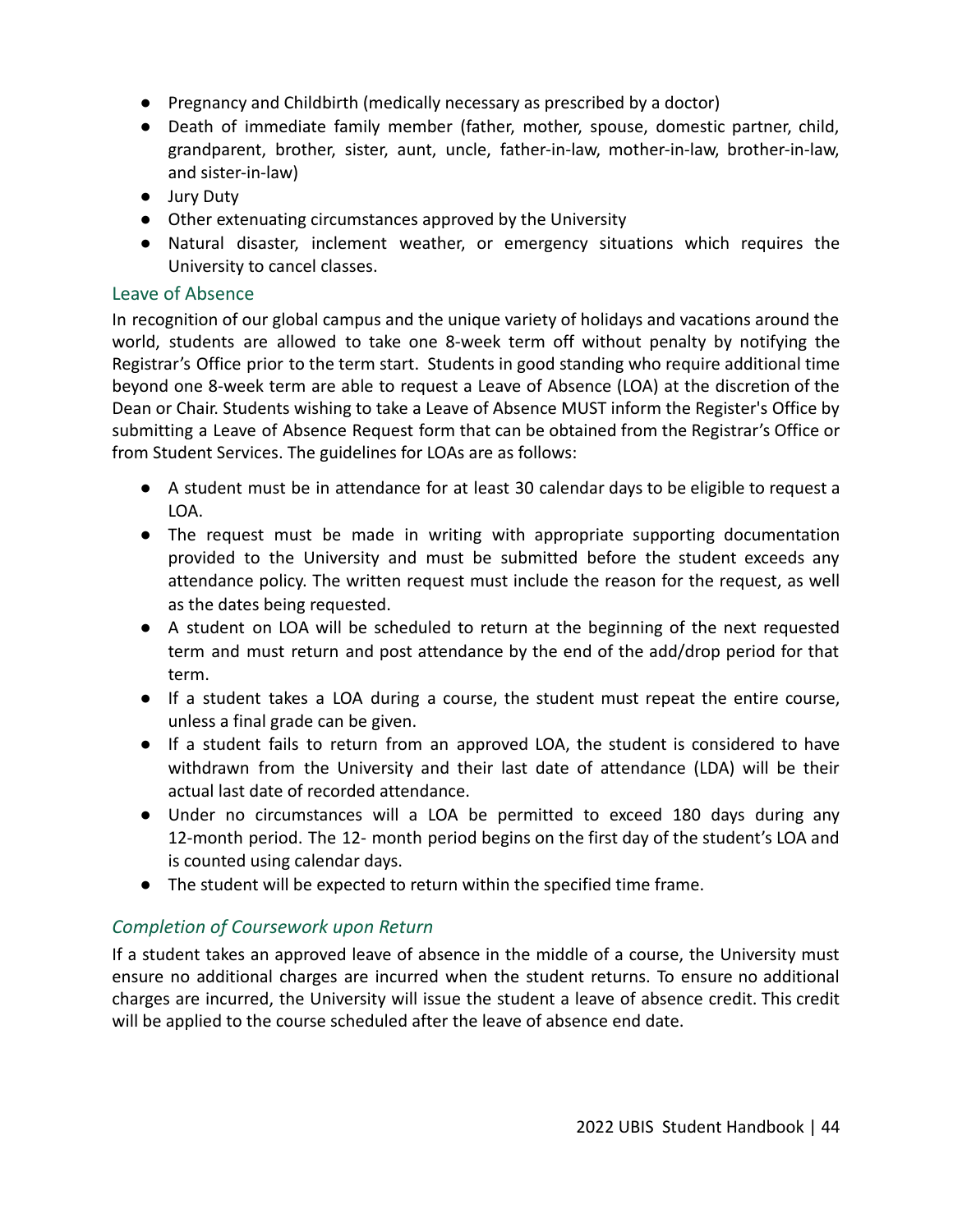- Pregnancy and Childbirth (medically necessary as prescribed by a doctor)
- Death of immediate family member (father, mother, spouse, domestic partner, child, grandparent, brother, sister, aunt, uncle, father-in-law, mother-in-law, brother-in-law, and sister-in-law)
- Jury Duty
- Other extenuating circumstances approved by the University
- Natural disaster, inclement weather, or emergency situations which requires the University to cancel classes.

### Leave of Absence

In recognition of our global campus and the unique variety of holidays and vacations around the world, students are allowed to take one 8-week term off without penalty by notifying the Registrar's Office prior to the term start. Students in good standing who require additional time beyond one 8-week term are able to request a Leave of Absence (LOA) at the discretion of the Dean or Chair. Students wishing to take a Leave of Absence MUST inform the Register's Office by submitting a Leave of Absence Request form that can be obtained from the Registrar's Office or from Student Services. The guidelines for LOAs are as follows:

- A student must be in attendance for at least 30 calendar days to be eligible to request a LOA.
- The request must be made in writing with appropriate supporting documentation provided to the University and must be submitted before the student exceeds any attendance policy. The written request must include the reason for the request, as well as the dates being requested.
- A student on LOA will be scheduled to return at the beginning of the next requested term and must return and post attendance by the end of the add/drop period for that term.
- If a student takes a LOA during a course, the student must repeat the entire course, unless a final grade can be given.
- If a student fails to return from an approved LOA, the student is considered to have withdrawn from the University and their last date of attendance (LDA) will be their actual last date of recorded attendance.
- Under no circumstances will a LOA be permitted to exceed 180 days during any 12-month period. The 12- month period begins on the first day of the student's LOA and is counted using calendar days.
- The student will be expected to return within the specified time frame.

#### *Completion of Coursework upon Return*

If a student takes an approved leave of absence in the middle of a course, the University must ensure no additional charges are incurred when the student returns. To ensure no additional charges are incurred, the University will issue the student a leave of absence credit. This credit will be applied to the course scheduled after the leave of absence end date.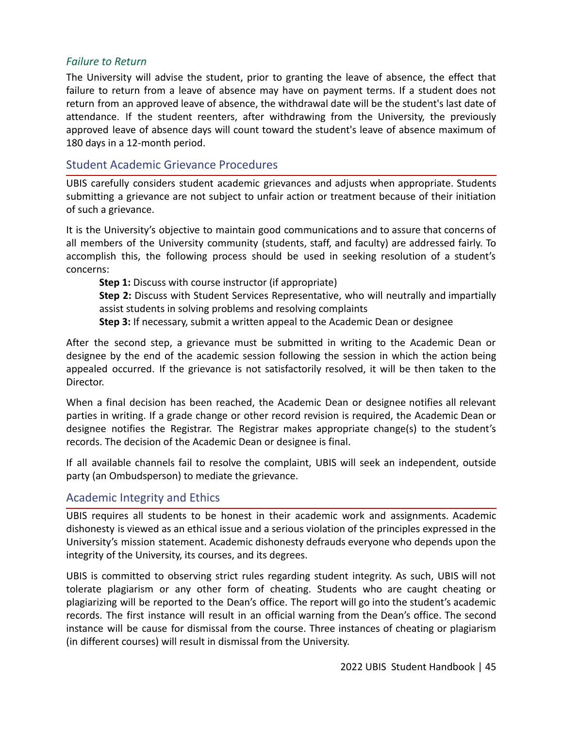### *Failure to Return*

The University will advise the student, prior to granting the leave of absence, the effect that failure to return from a leave of absence may have on payment terms. If a student does not return from an approved leave of absence, the withdrawal date will be the student's last date of attendance. If the student reenters, after withdrawing from the University, the previously approved leave of absence days will count toward the student's leave of absence maximum of 180 days in a 12-month period.

## Student Academic Grievance Procedures

UBIS carefully considers student academic grievances and adjusts when appropriate. Students submitting a grievance are not subject to unfair action or treatment because of their initiation of such a grievance.

It is the University's objective to maintain good communications and to assure that concerns of all members of the University community (students, staff, and faculty) are addressed fairly. To accomplish this, the following process should be used in seeking resolution of a student's concerns:

**Step 1:** Discuss with course instructor (if appropriate)

**Step 2:** Discuss with Student Services Representative, who will neutrally and impartially assist students in solving problems and resolving complaints

**Step 3:** If necessary, submit a written appeal to the Academic Dean or designee

After the second step, a grievance must be submitted in writing to the Academic Dean or designee by the end of the academic session following the session in which the action being appealed occurred. If the grievance is not satisfactorily resolved, it will be then taken to the Director.

When a final decision has been reached, the Academic Dean or designee notifies all relevant parties in writing. If a grade change or other record revision is required, the Academic Dean or designee notifies the Registrar. The Registrar makes appropriate change(s) to the student's records. The decision of the Academic Dean or designee is final.

If all available channels fail to resolve the complaint, UBIS will seek an independent, outside party (an Ombudsperson) to mediate the grievance.

## Academic Integrity and Ethics

UBIS requires all students to be honest in their academic work and assignments. Academic dishonesty is viewed as an ethical issue and a serious violation of the principles expressed in the University's mission statement. Academic dishonesty defrauds everyone who depends upon the integrity of the University, its courses, and its degrees.

UBIS is committed to observing strict rules regarding student integrity. As such, UBIS will not tolerate plagiarism or any other form of cheating. Students who are caught cheating or plagiarizing will be reported to the Dean's office. The report will go into the student's academic records. The first instance will result in an official warning from the Dean's office. The second instance will be cause for dismissal from the course. Three instances of cheating or plagiarism (in different courses) will result in dismissal from the University.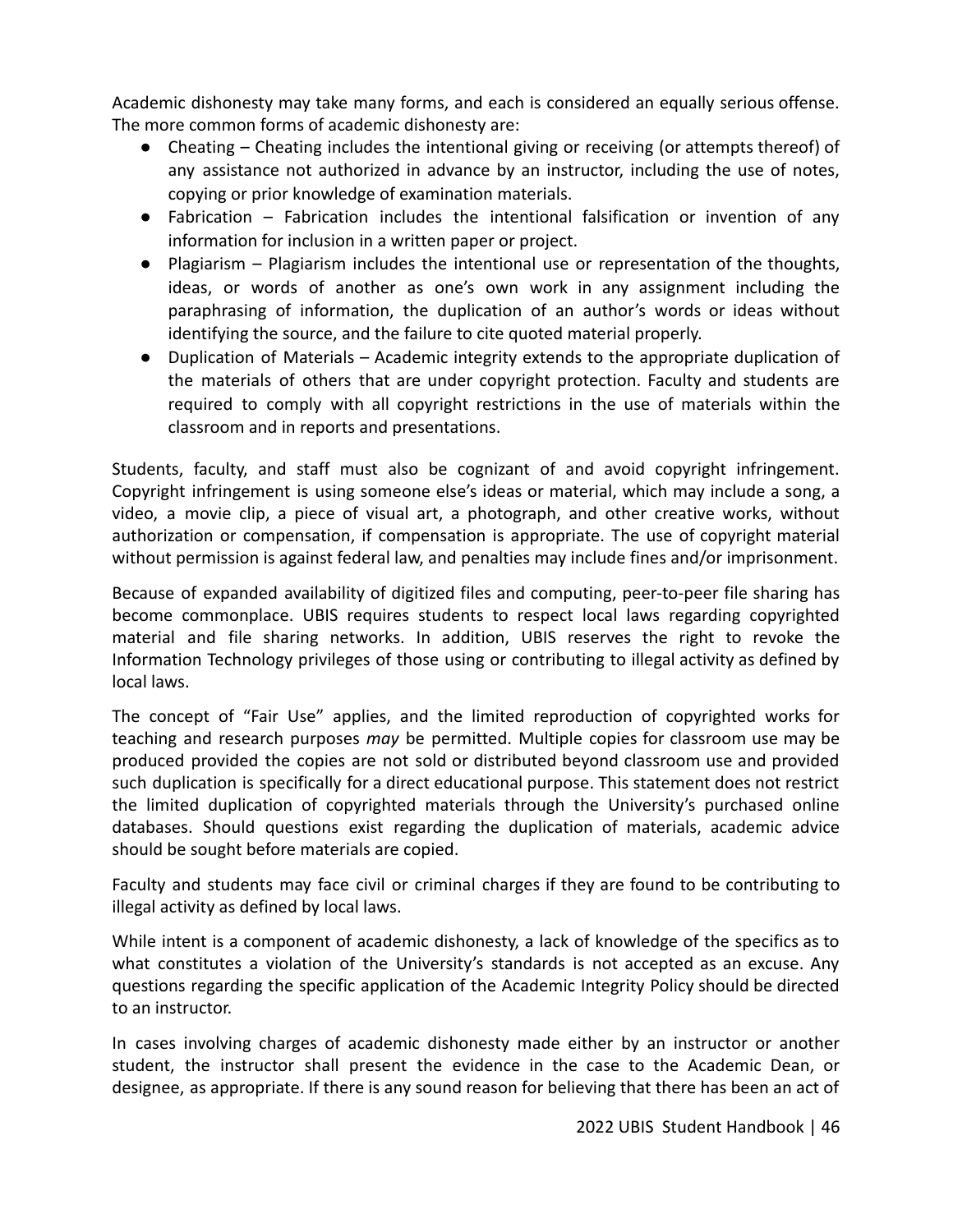Academic dishonesty may take many forms, and each is considered an equally serious offense. The more common forms of academic dishonesty are:

- Cheating – Cheating includes the intentional giving or receiving (or attempts thereof) of any assistance not authorized in advance by an instructor, including the use of notes, copying or prior knowledge of examination materials.
- Fabrication – Fabrication includes the intentional falsification or invention of any information for inclusion in a written paper or project.
- Plagiarism – Plagiarism includes the intentional use or representation of the thoughts, ideas, or words of another as one's own work in any assignment including the paraphrasing of information, the duplication of an author's words or ideas without identifying the source, and the failure to cite quoted material properly.
- Duplication of Materials – Academic integrity extends to the appropriate duplication of the materials of others that are under copyright protection. Faculty and students are required to comply with all copyright restrictions in the use of materials within the classroom and in reports and presentations.

Students, faculty, and staff must also be cognizant of and avoid copyright infringement. Copyright infringement is using someone else's ideas or material, which may include a song, a video, a movie clip, a piece of visual art, a photograph, and other creative works, without authorization or compensation, if compensation is appropriate. The use of copyright material without permission is against federal law, and penalties may include fines and/or imprisonment.

Because of expanded availability of digitized files and computing, peer-to-peer file sharing has become commonplace. UBIS requires students to respect local laws regarding copyrighted material and file sharing networks. In addition, UBIS reserves the right to revoke the Information Technology privileges of those using or contributing to illegal activity as defined by local laws.

The concept of "Fair Use" applies, and the limited reproduction of copyrighted works for teaching and research purposes *may* be permitted. Multiple copies for classroom use may be produced provided the copies are not sold or distributed beyond classroom use and provided such duplication is specifically for a direct educational purpose. This statement does not restrict the limited duplication of copyrighted materials through the University's purchased online databases. Should questions exist regarding the duplication of materials, academic advice should be sought before materials are copied.

Faculty and students may face civil or criminal charges if they are found to be contributing to illegal activity as defined by local laws.

While intent is a component of academic dishonesty, a lack of knowledge of the specifics as to what constitutes a violation of the University's standards is not accepted as an excuse. Any questions regarding the specific application of the Academic Integrity Policy should be directed to an instructor.

In cases involving charges of academic dishonesty made either by an instructor or another student, the instructor shall present the evidence in the case to the Academic Dean, or designee, as appropriate. If there is any sound reason for believing that there has been an act of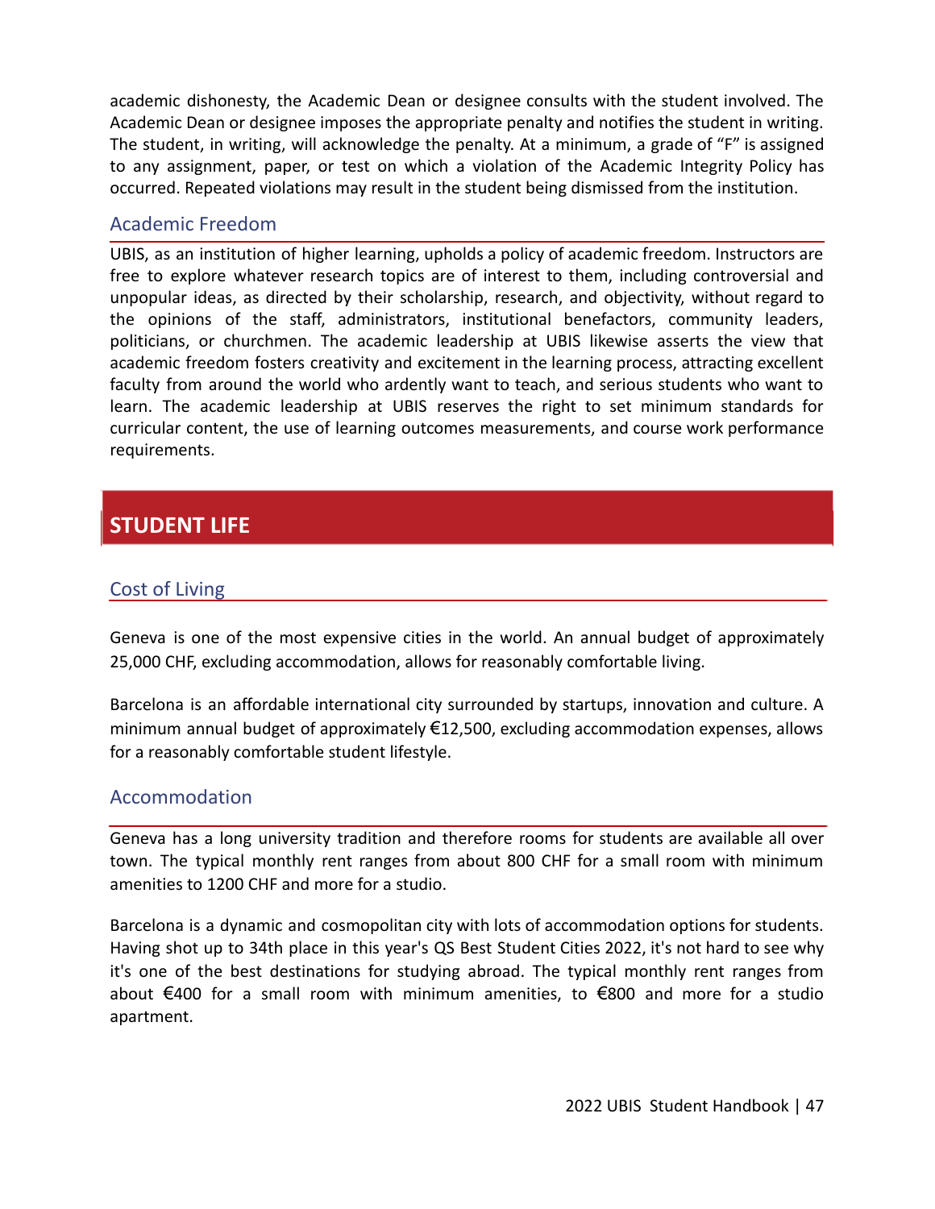academic dishonesty, the Academic Dean or designee consults with the student involved. The Academic Dean or designee imposes the appropriate penalty and notifies the student in writing. The student, in writing, will acknowledge the penalty. At a minimum, a grade of "F" is assigned to any assignment, paper, or test on which a violation of the Academic Integrity Policy has occurred. Repeated violations may result in the student being dismissed from the institution.

## Academic Freedom

UBIS, as an institution of higher learning, upholds a policy of academic freedom. Instructors are free to explore whatever research topics are of interest to them, including controversial and unpopular ideas, as directed by their scholarship, research, and objectivity, without regard to the opinions of the staff, administrators, institutional benefactors, community leaders, politicians, or churchmen. The academic leadership at UBIS likewise asserts the view that academic freedom fosters creativity and excitement in the learning process, attracting excellent faculty from around the world who ardently want to teach, and serious students who want to learn. The academic leadership at UBIS reserves the right to set minimum standards for curricular content, the use of learning outcomes measurements, and course work performance requirements.

# STUDENT LIFE

## Cost of Living

Geneva is one of the most expensive cities in the world. An annual budget of approximately 25,000 CHF, excluding accommodation, allows for reasonably comfortable living.

Barcelona is an affordable international city surrounded by startups, innovation and culture. A minimum annual budget of approximately €12,500, excluding accommodation expenses, allows for a reasonably comfortable student lifestyle.

## Accommodation

Geneva has a long university tradition and therefore rooms for students are available all over town. The typical monthly rent ranges from about 800 CHF for a small room with minimum amenities to 1200 CHF and more for a studio.

Barcelona is a dynamic and cosmopolitan city with lots of accommodation options for students. Having shot up to 34th place in this year's QS Best Student Cities 2022, it's not hard to see why it's one of the best destinations for studying abroad. The typical monthly rent ranges from about €400 for a small room with minimum amenities, to €800 and more for a studio apartment.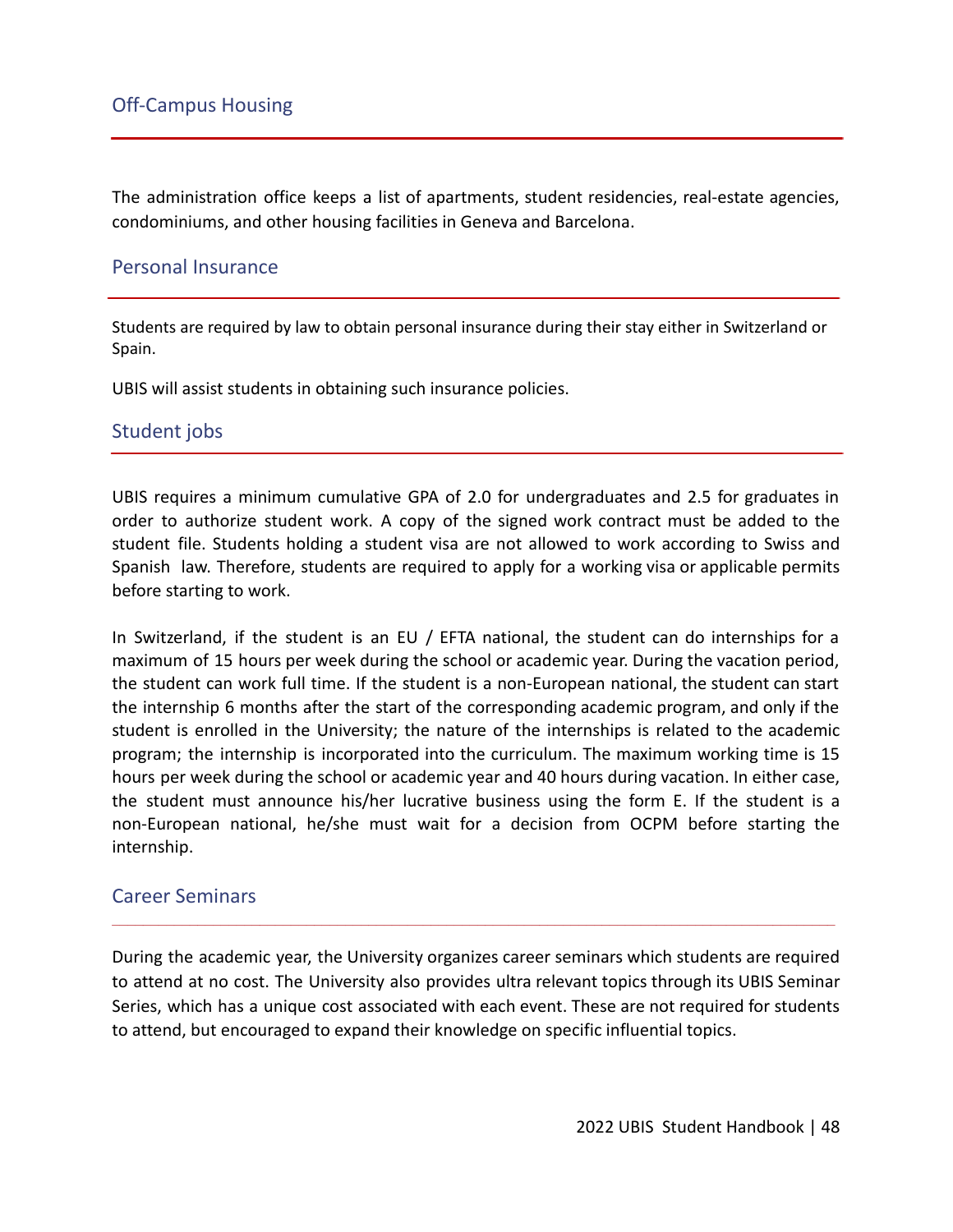## Off-Campus Housing

The administration office keeps a list of apartments, student residencies, real-estate agencies, condominiums, and other housing facilities in Geneva and Barcelona.

## Personal Insurance

Students are required by law to obtain personal insurance during their stay either in Switzerland or Spain.

UBIS will assist students in obtaining such insurance policies.

## Student jobs

UBIS requires a minimum cumulative GPA of 2.0 for undergraduates and 2.5 for graduates in order to authorize student work. A copy of the signed work contract must be added to the student file. Students holding a student visa are not allowed to work according to Swiss and Spanish law. Therefore, students are required to apply for a working visa or applicable permits before starting to work.

In Switzerland, if the student is an EU / EFTA national, the student can do internships for a maximum of 15 hours per week during the school or academic year. During the vacation period, the student can work full time. If the student is a non-European national, the student can start the internship 6 months after the start of the corresponding academic program, and only if the student is enrolled in the University; the nature of the internships is related to the academic program; the internship is incorporated into the curriculum. The maximum working time is 15 hours per week during the school or academic year and 40 hours during vacation. In either case, the student must announce his/her lucrative business using the form E. If the student is a non-European national, he/she must wait for a decision from OCPM before starting the internship.

## Career Seminars

During the academic year, the University organizes career seminars which students are required to attend at no cost. The University also provides ultra relevant topics through its UBIS Seminar Series, which has a unique cost associated with each event. These are not required for students to attend, but encouraged to expand their knowledge on specific influential topics.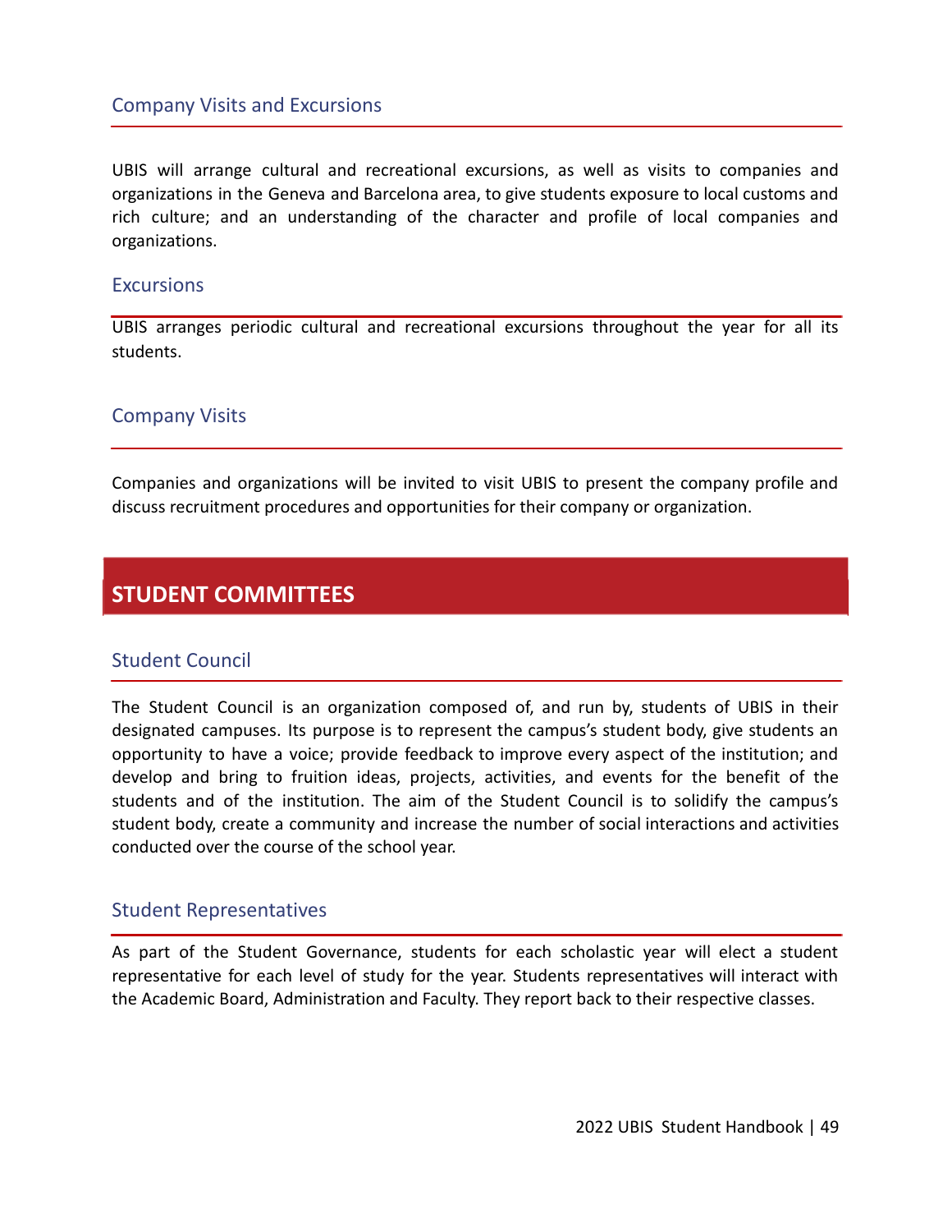## Company Visits and Excursions

UBIS will arrange cultural and recreational excursions, as well as visits to companies and organizations in the Geneva and Barcelona area, to give students exposure to local customs and rich culture; and an understanding of the character and profile of local companies and organizations.

### Excursions

UBIS arranges periodic cultural and recreational excursions throughout the year for all its students.

### Company Visits

Companies and organizations will be invited to visit UBIS to present the company profile and discuss recruitment procedures and opportunities for their company or organization.

# STUDENT COMMITTEES

## Student Council

The Student Council is an organization composed of, and run by, students of UBIS in their designated campuses. Its purpose is to represent the campus's student body, give students an opportunity to have a voice; provide feedback to improve every aspect of the institution; and develop and bring to fruition ideas, projects, activities, and events for the benefit of the students and of the institution. The aim of the Student Council is to solidify the campus's student body, create a community and increase the number of social interactions and activities conducted over the course of the school year.

## Student Representatives

As part of the Student Governance, students for each scholastic year will elect a student representative for each level of study for the year. Students representatives will interact with the Academic Board, Administration and Faculty. They report back to their respective classes.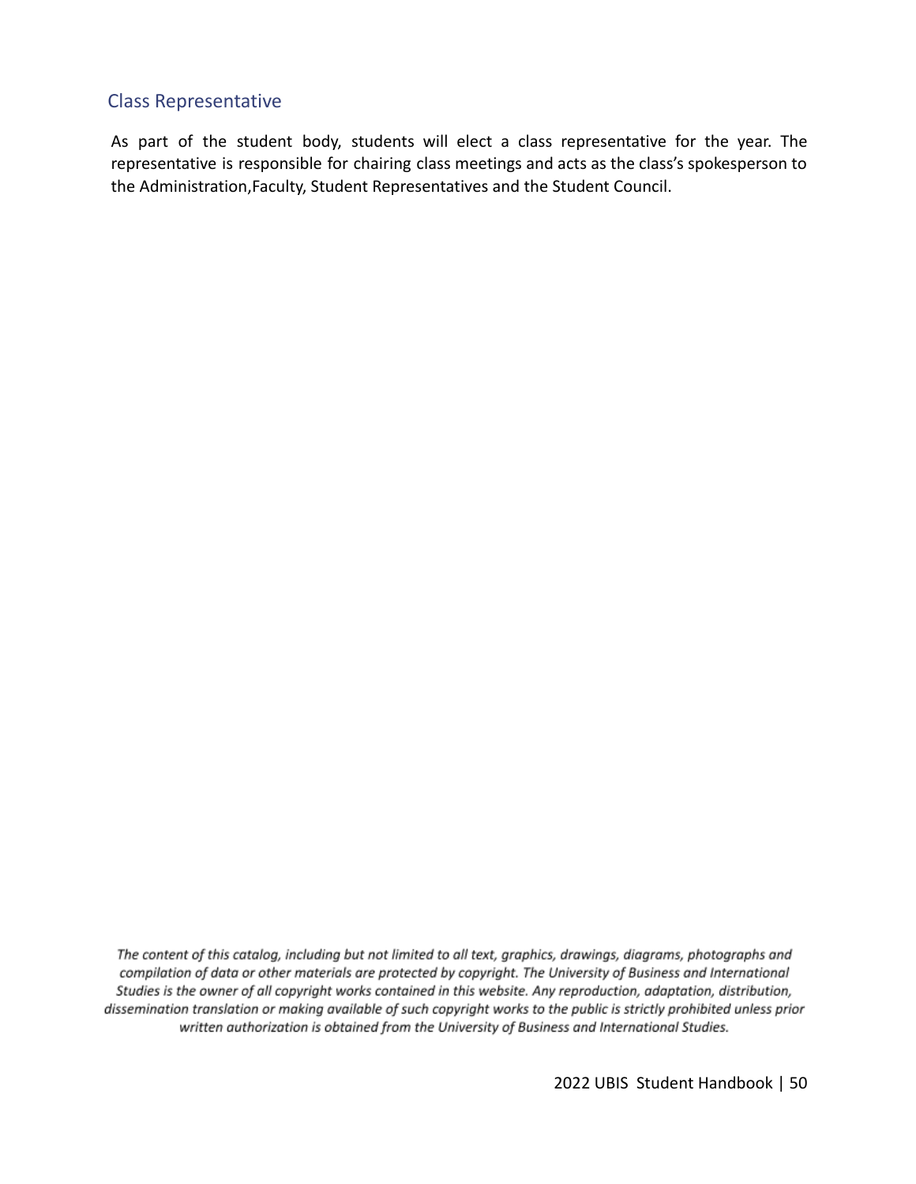## Class Representative

As part of the student body, students will elect a class representative for the year. The representative is responsible for chairing class meetings and acts as the class's spokesperson to the Administration,Faculty, Student Representatives and the Student Council.

*The content of this catalog, including but not limited to all text, graphics, drawings, diagrams, photographs and compilation of data or other materials are protected by copyright. The University of Business and International Studies is the owner of all copyright works contained in this website. Any reproduction, adaptation, distribution, dissemination translation or making available of such copyright works to the public is strictly prohibited unless prior written authorization is obtained from the University of Business and International Studies.*